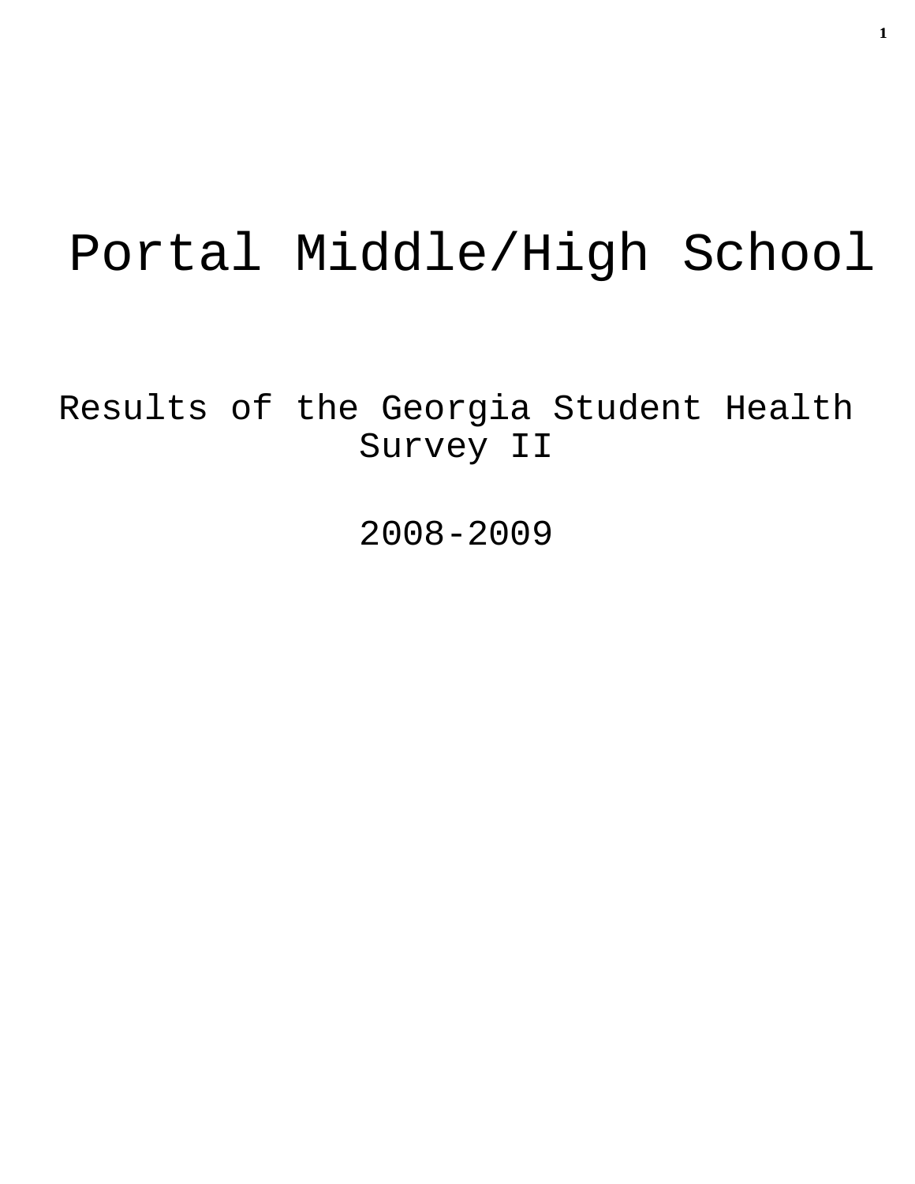# Portal Middle/High School

## Results of the Georgia Student Health Survey II

## 2008-2009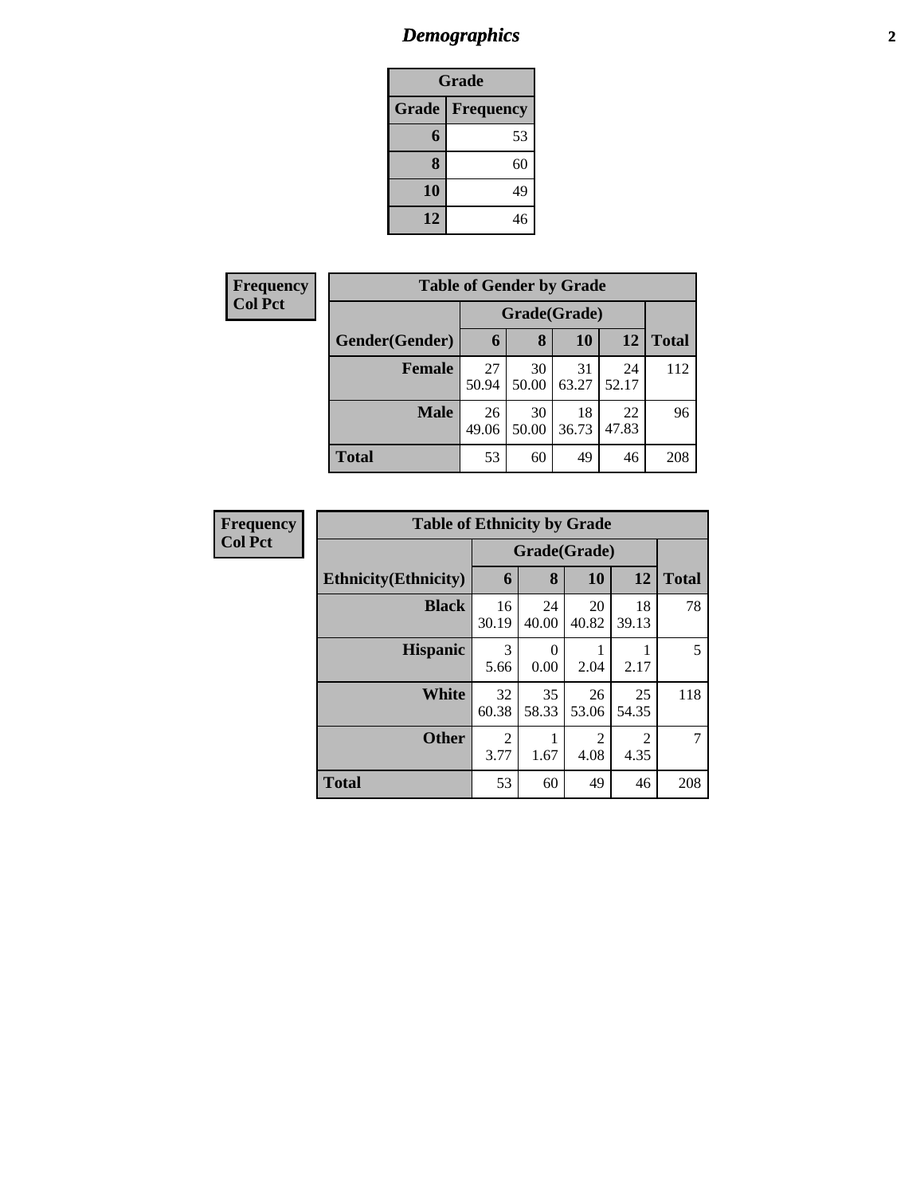# Demographics

| Grade | |
|---|---|
| **Grade** | **Frequency** |
| **6** | 53 |
| **8** | 60 |
| **10** | 49 |
| **12** | 46 |

**Frequency**
**Col Pct**

| Table of Gender by Grade | | | | | |
|---|---|---|---|---|---|
| | Grade(Grade) | | | | |
| **Gender(Gender)** | **6** | **8** | **10** | **12** | **Total** |
| **Female** | 27<br>50.94 | 30<br>50.00 | 31<br>63.27 | 24<br>52.17 | 112 |
| **Male** | 26<br>49.06 | 30<br>50.00 | 18<br>36.73 | 22<br>47.83 | 96 |
| **Total** | 53 | 60 | 49 | 46 | 208 |

**Frequency**
**Col Pct**

| Table of Ethnicity by Grade | | | | | |
|---|---|---|---|---|---|
| | Grade(Grade) | | | | |
| **Ethnicity(Ethnicity)** | **6** | **8** | **10** | **12** | **Total** |
| **Black** | 16<br>30.19 | 24<br>40.00 | 20<br>40.82 | 18<br>39.13 | 78 |
| **Hispanic** | 3<br>5.66 | 0<br>0.00 | 1<br>2.04 | 1<br>2.17 | 5 |
| **White** | 32<br>60.38 | 35<br>58.33 | 26<br>53.06 | 25<br>54.35 | 118 |
| **Other** | 2<br>3.77 | 1<br>1.67 | 2<br>4.08 | 2<br>4.35 | 7 |
| **Total** | 53 | 60 | 49 | 46 | 208 |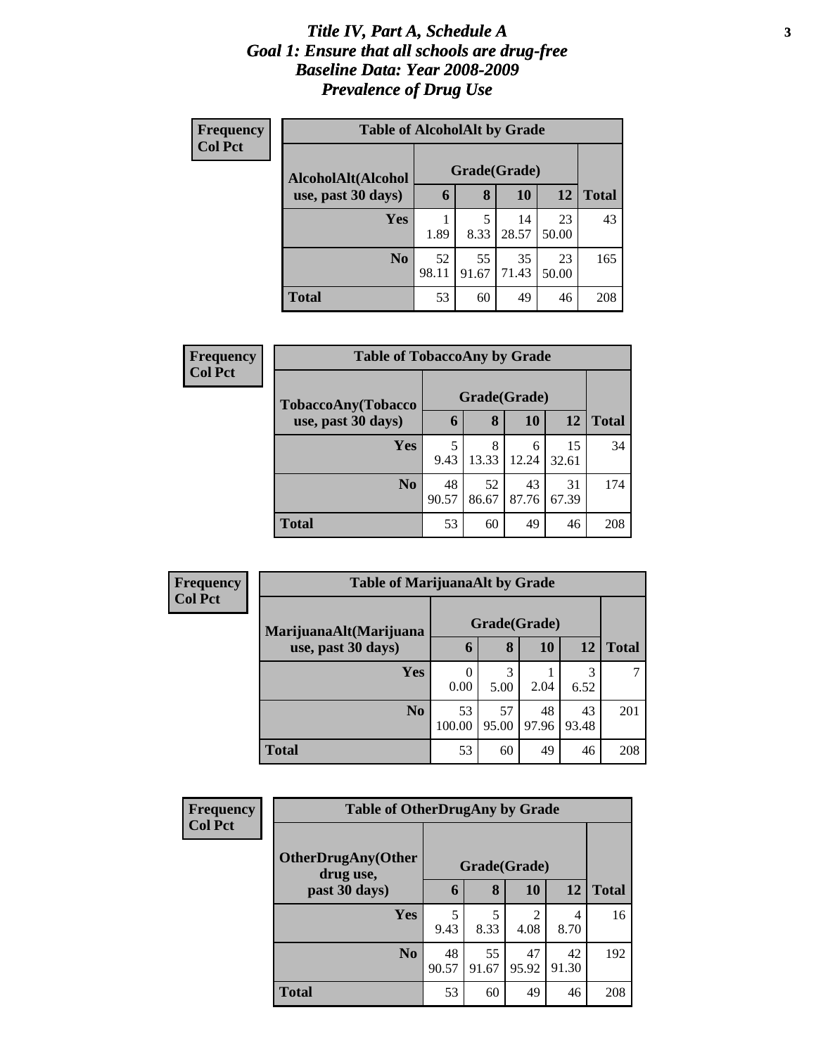# *Title IV, Part A, Schedule A*
# *Goal 1: Ensure that all schools are drug-free*
# *Baseline Data: Year 2008-2009*
# *Prevalence of Drug Use*

**Frequency**
**Col Pct**

**Table of AlcoholAlt by Grade**

| AlcoholAlt(Alcohol use, past 30 days) | Grade(Grade) | | | | Total |
|---|---|---|---|---|---|
| | 6 | 8 | 10 | 12 | |
| **Yes** | 1<br>1.89 | 5<br>8.33 | 14<br>28.57 | 23<br>50.00 | 43 |
| **No** | 52<br>98.11 | 55<br>91.67 | 35<br>71.43 | 23<br>50.00 | 165 |
| **Total** | 53 | 60 | 49 | 46 | 208 |

**Frequency**
**Col Pct**

**Table of TobaccoAny by Grade**

| TobaccoAny(Tobacco use, past 30 days) | Grade(Grade) | | | | Total |
|---|---|---|---|---|---|
| | 6 | 8 | 10 | 12 | |
| **Yes** | 5<br>9.43 | 8<br>13.33 | 6<br>12.24 | 15<br>32.61 | 34 |
| **No** | 48<br>90.57 | 52<br>86.67 | 43<br>87.76 | 31<br>67.39 | 174 |
| **Total** | 53 | 60 | 49 | 46 | 208 |

**Frequency**
**Col Pct**

**Table of MarijuanaAlt by Grade**

| MarijuanaAlt(Marijuana use, past 30 days) | Grade(Grade) | | | | Total |
|---|---|---|---|---|---|
| | 6 | 8 | 10 | 12 | |
| **Yes** | 0<br>0.00 | 3<br>5.00 | 1<br>2.04 | 3<br>6.52 | 7 |
| **No** | 53<br>100.00 | 57<br>95.00 | 48<br>97.96 | 43<br>93.48 | 201 |
| **Total** | 53 | 60 | 49 | 46 | 208 |

**Frequency**
**Col Pct**

**Table of OtherDrugAny by Grade**

| OtherDrugAny(Other drug use, past 30 days) | Grade(Grade) | | | | Total |
|---|---|---|---|---|---|
| | 6 | 8 | 10 | 12 | |
| **Yes** | 5<br>9.43 | 5<br>8.33 | 2<br>4.08 | 4<br>8.70 | 16 |
| **No** | 48<br>90.57 | 55<br>91.67 | 47<br>95.92 | 42<br>91.30 | 192 |
| **Total** | 53 | 60 | 49 | 46 | 208 |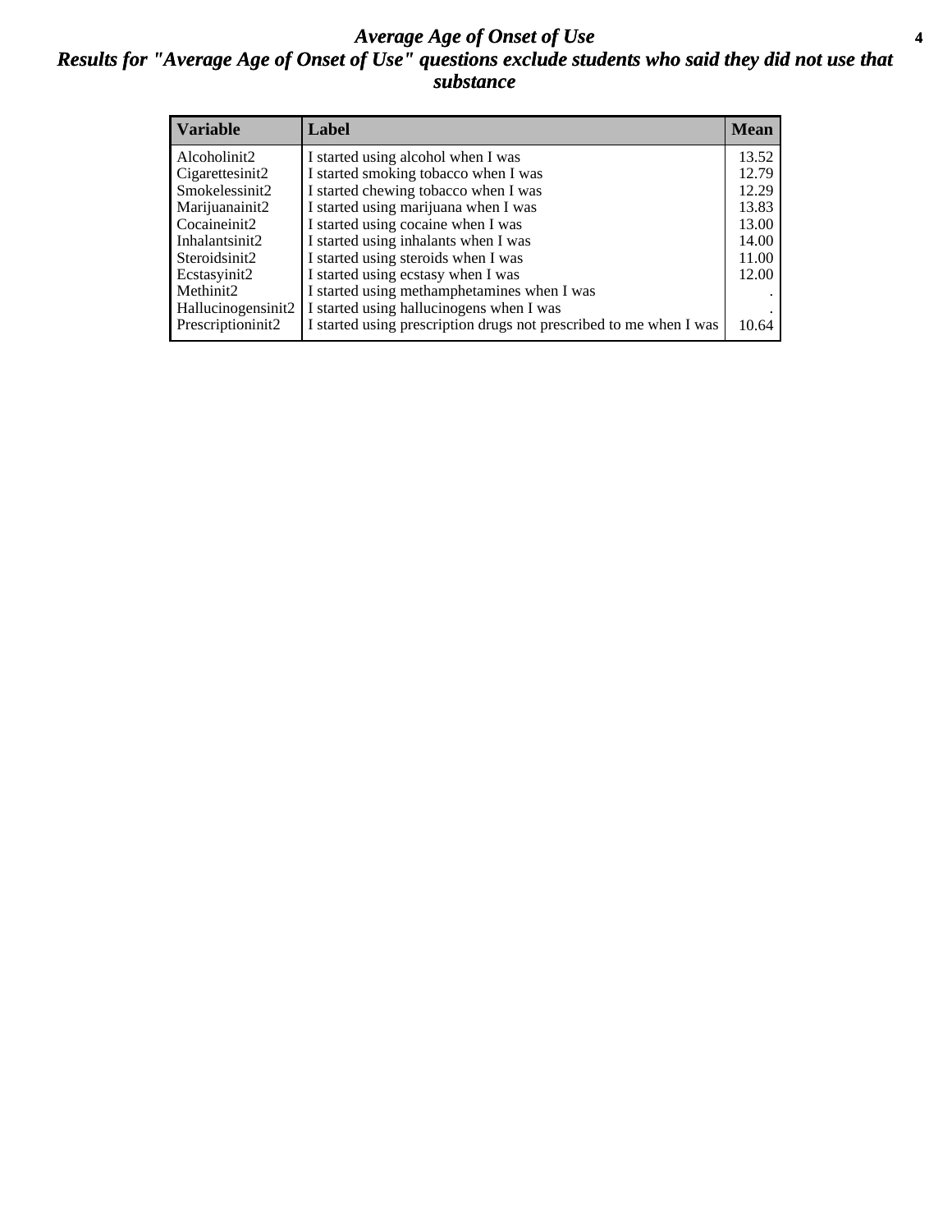# *Average Age of Onset of Use*

## *Results for "Average Age of Onset of Use" questions exclude students who said they did not use that substance*

| Variable | Label | Mean |
|---|---|---|
| Alcoholinit2 | I started using alcohol when I was | 13.52 |
| Cigarettesinit2 | I started smoking tobacco when I was | 12.79 |
| Smokelessinit2 | I started chewing tobacco when I was | 12.29 |
| Marijuanainit2 | I started using marijuana when I was | 13.83 |
| Cocaineinit2 | I started using cocaine when I was | 13.00 |
| Inhalantsinit2 | I started using inhalants when I was | 14.00 |
| Steroidsinit2 | I started using steroids when I was | 11.00 |
| Ecstasyinit2 | I started using ecstasy when I was | 12.00 |
| Methinit2 | I started using methamphetamines when I was | . |
| Hallucinogensinit2 | I started using hallucinogens when I was | . |
| Prescriptioninit2 | I started using prescription drugs not prescribed to me when I was | 10.64 |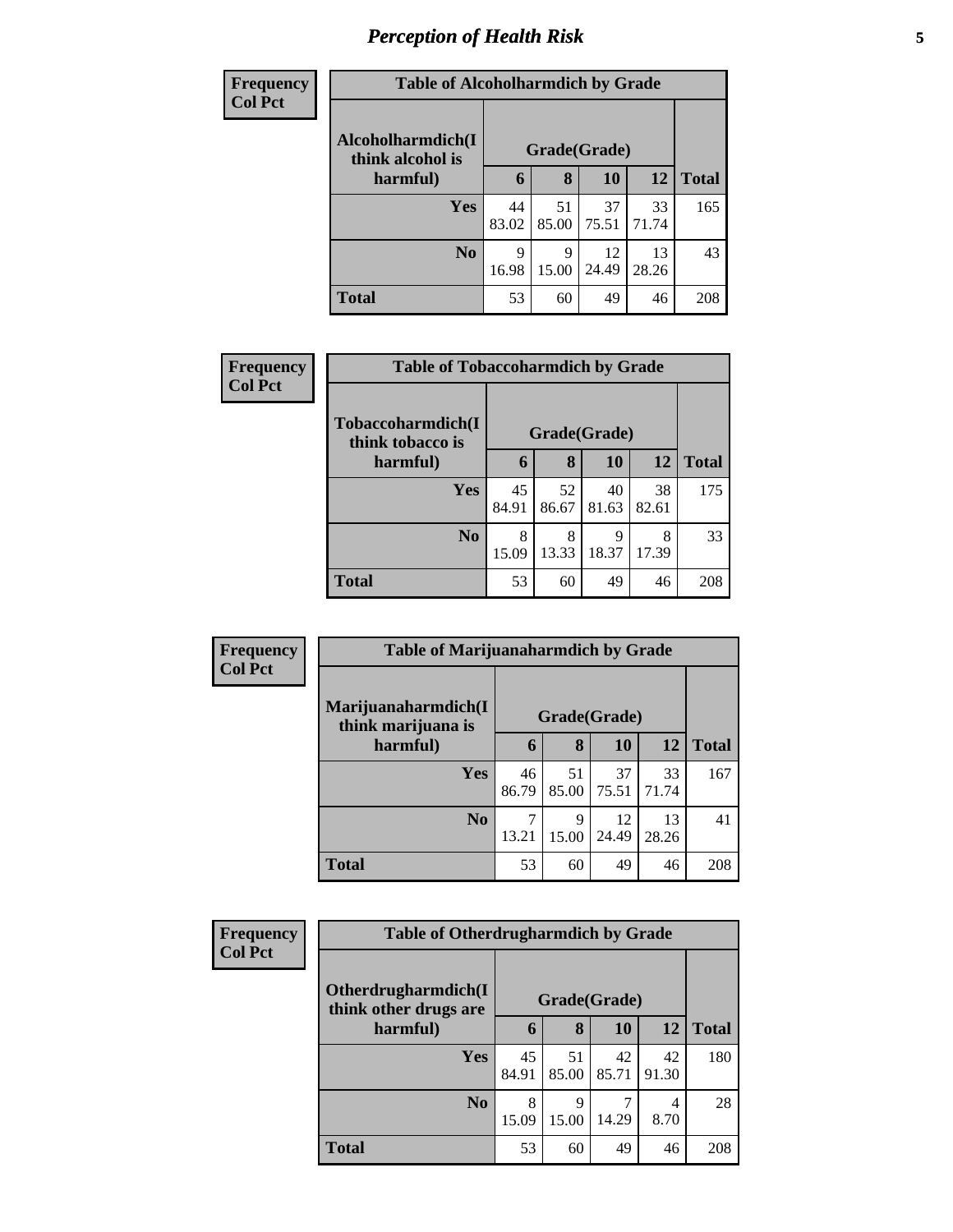## *Perception of Health Risk*

| Frequency<br>Col Pct | Table of Alcoholharmdich by Grade | | | | |
|---|---|---|---|---|---|
| Alcoholharmdich(I think alcohol is harmful) | Grade(Grade) | | | | |
| | 6 | 8 | 10 | 12 | Total |
| Yes | 44<br>83.02 | 51<br>85.00 | 37<br>75.51 | 33<br>71.74 | 165 |
| No | 9<br>16.98 | 9<br>15.00 | 12<br>24.49 | 13<br>28.26 | 43 |
| Total | 53 | 60 | 49 | 46 | 208 |

| Frequency<br>Col Pct | Table of Tobaccoharmdich by Grade | | | | |
|---|---|---|---|---|---|
| Tobaccoharmdich(I think tobacco is harmful) | Grade(Grade) | | | | |
| | 6 | 8 | 10 | 12 | Total |
| Yes | 45<br>84.91 | 52<br>86.67 | 40<br>81.63 | 38<br>82.61 | 175 |
| No | 8<br>15.09 | 8<br>13.33 | 9<br>18.37 | 8<br>17.39 | 33 |
| Total | 53 | 60 | 49 | 46 | 208 |

| Frequency<br>Col Pct | Table of Marijuanaharmdich by Grade | | | | |
|---|---|---|---|---|---|
| Marijuanaharmdich(I think marijuana is harmful) | Grade(Grade) | | | | |
| | 6 | 8 | 10 | 12 | Total |
| Yes | 46<br>86.79 | 51<br>85.00 | 37<br>75.51 | 33<br>71.74 | 167 |
| No | 7<br>13.21 | 9<br>15.00 | 12<br>24.49 | 13<br>28.26 | 41 |
| Total | 53 | 60 | 49 | 46 | 208 |

| Frequency<br>Col Pct | Table of Otherdrugharmdich by Grade | | | | |
|---|---|---|---|---|---|
| Otherdrugharmdich(I think other drugs are harmful) | Grade(Grade) | | | | |
| | 6 | 8 | 10 | 12 | Total |
| Yes | 45<br>84.91 | 51<br>85.00 | 42<br>85.71 | 42<br>91.30 | 180 |
| No | 8<br>15.09 | 9<br>15.00 | 7<br>14.29 | 4<br>8.70 | 28 |
| Total | 53 | 60 | 49 | 46 | 208 |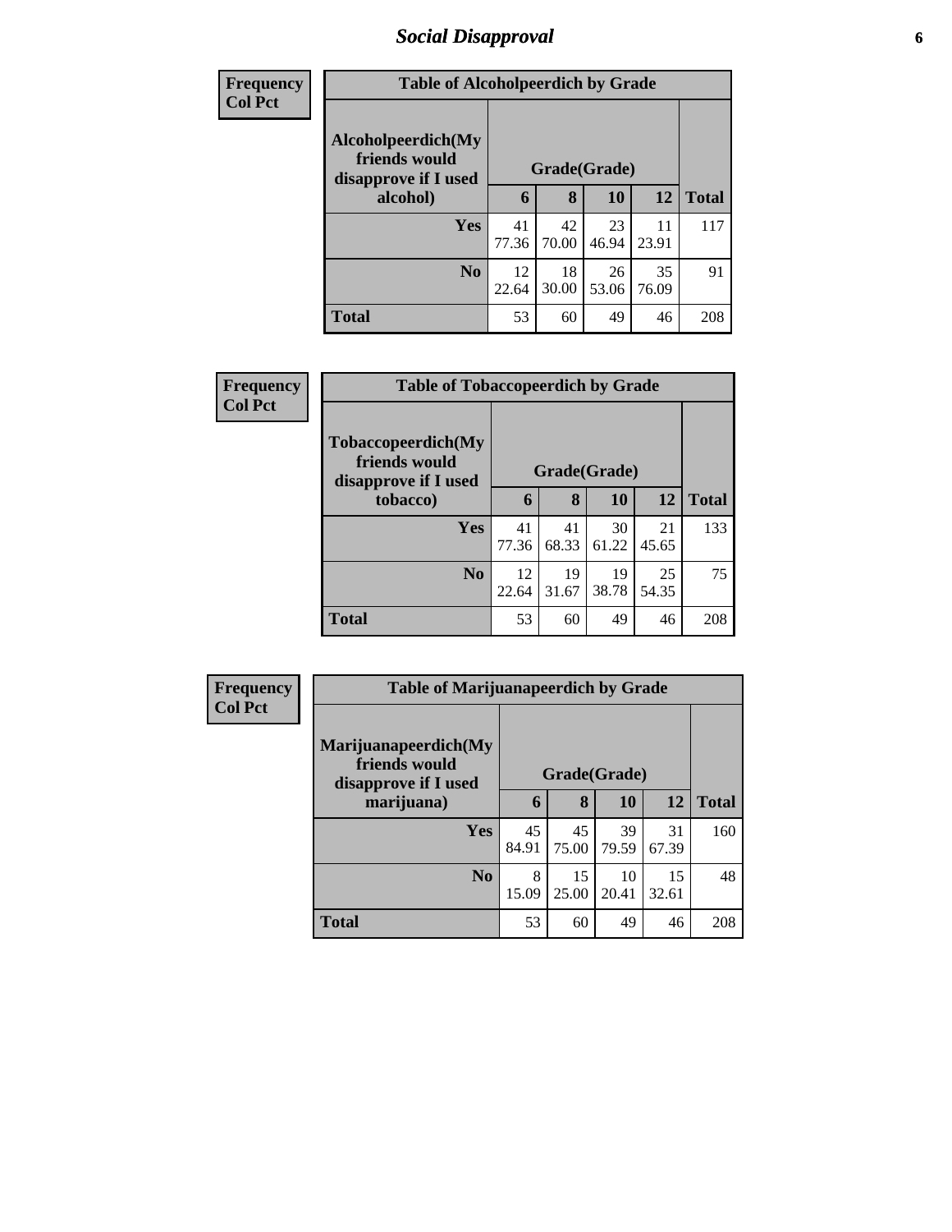## Social Disapproval

| Frequency Col Pct | | | | | |
|---|---|---|---|---|---|

**Table of Alcoholpeerdich by Grade**

| Alcoholpeerdich(My friends would disapprove if I used alcohol) | Grade(Grade) | | | | Total |
|---|---|---|---|---|---|
| | 6 | 8 | 10 | 12 | |
| Yes | 41<br>77.36 | 42<br>70.00 | 23<br>46.94 | 11<br>23.91 | 117 |
| No | 12<br>22.64 | 18<br>30.00 | 26<br>53.06 | 35<br>76.09 | 91 |
| Total | 53 | 60 | 49 | 46 | 208 |

| Frequency Col Pct | | | | | |
|---|---|---|---|---|---|

**Table of Tobaccopeerdich by Grade**

| Tobaccopeerdich(My friends would disapprove if I used tobacco) | Grade(Grade) | | | | Total |
|---|---|---|---|---|---|
| | 6 | 8 | 10 | 12 | |
| Yes | 41<br>77.36 | 41<br>68.33 | 30<br>61.22 | 21<br>45.65 | 133 |
| No | 12<br>22.64 | 19<br>31.67 | 19<br>38.78 | 25<br>54.35 | 75 |
| Total | 53 | 60 | 49 | 46 | 208 |

| Frequency Col Pct | | | | | |
|---|---|---|---|---|---|

**Table of Marijuanapeerdich by Grade**

| Marijuanapeerdich(My friends would disapprove if I used marijuana) | Grade(Grade) | | | | Total |
|---|---|---|---|---|---|
| | 6 | 8 | 10 | 12 | |
| Yes | 45<br>84.91 | 45<br>75.00 | 39<br>79.59 | 31<br>67.39 | 160 |
| No | 8<br>15.09 | 15<br>25.00 | 10<br>20.41 | 15<br>32.61 | 48 |
| Total | 53 | 60 | 49 | 46 | 208 |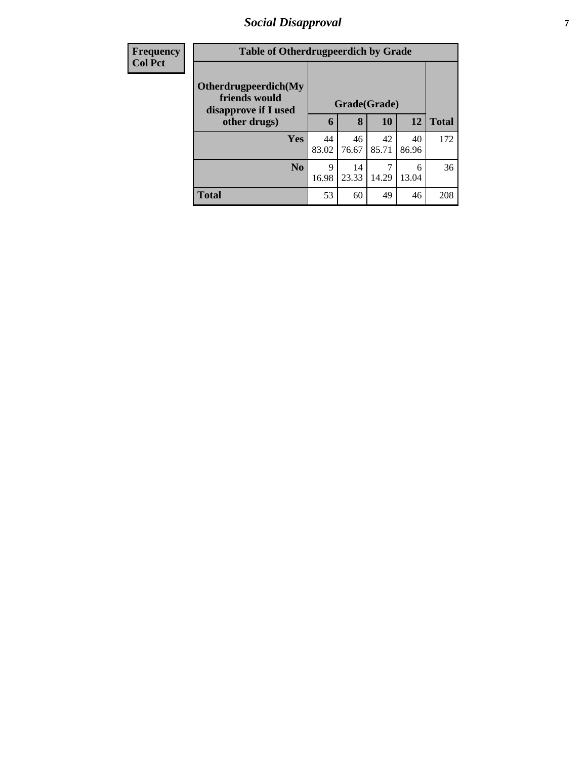| Frequency<br>Col Pct | Table of Otherdrugpeerdich by Grade | | | | |
|---|---|---|---|---|---|
| **Otherdrugpeerdich(My friends would disapprove if I used other drugs)** | **Grade(Grade)** | | | | |
| | **6** | **8** | **10** | **12** | **Total** |
| **Yes** | 44<br>83.02 | 46<br>76.67 | 42<br>85.71 | 40<br>86.96 | 172 |
| **No** | 9<br>16.98 | 14<br>23.33 | 7<br>14.29 | 6<br>13.04 | 36 |
| **Total** | 53 | 60 | 49 | 46 | 208 |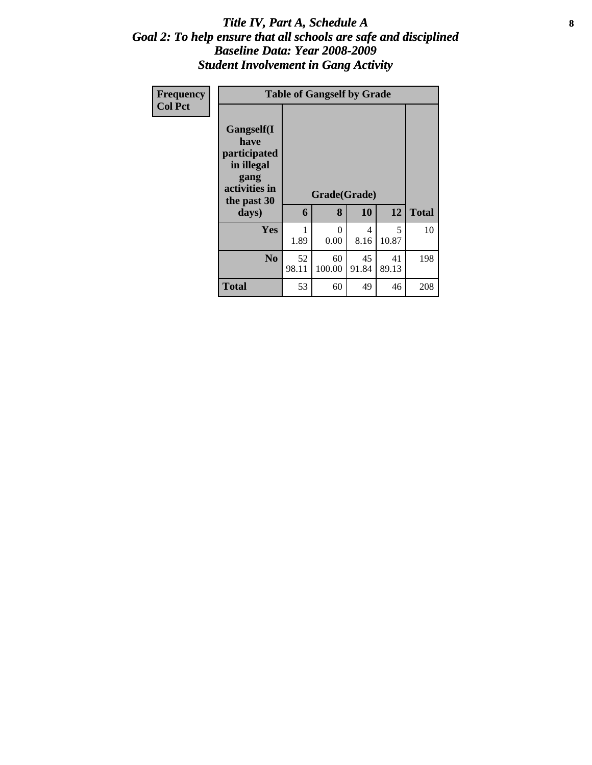# *Title IV, Part A, Schedule A*
## *Goal 2: To help ensure that all schools are safe and disciplined*
## *Baseline Data: Year 2008-2009*
## *Student Involvement in Gang Activity*

**Frequency**
**Col Pct**

**Table of Gangself by Grade**

| Gangself(I have participated in illegal gang activities in the past 30 days) | Grade(Grade) | | | | |
|---|---|---|---|---|---|
| | **6** | **8** | **10** | **12** | **Total** |
| **Yes** | 1<br>1.89 | 0<br>0.00 | 4<br>8.16 | 5<br>10.87 | 10 |
| **No** | 52<br>98.11 | 60<br>100.00 | 45<br>91.84 | 41<br>89.13 | 198 |
| **Total** | 53 | 60 | 49 | 46 | 208 |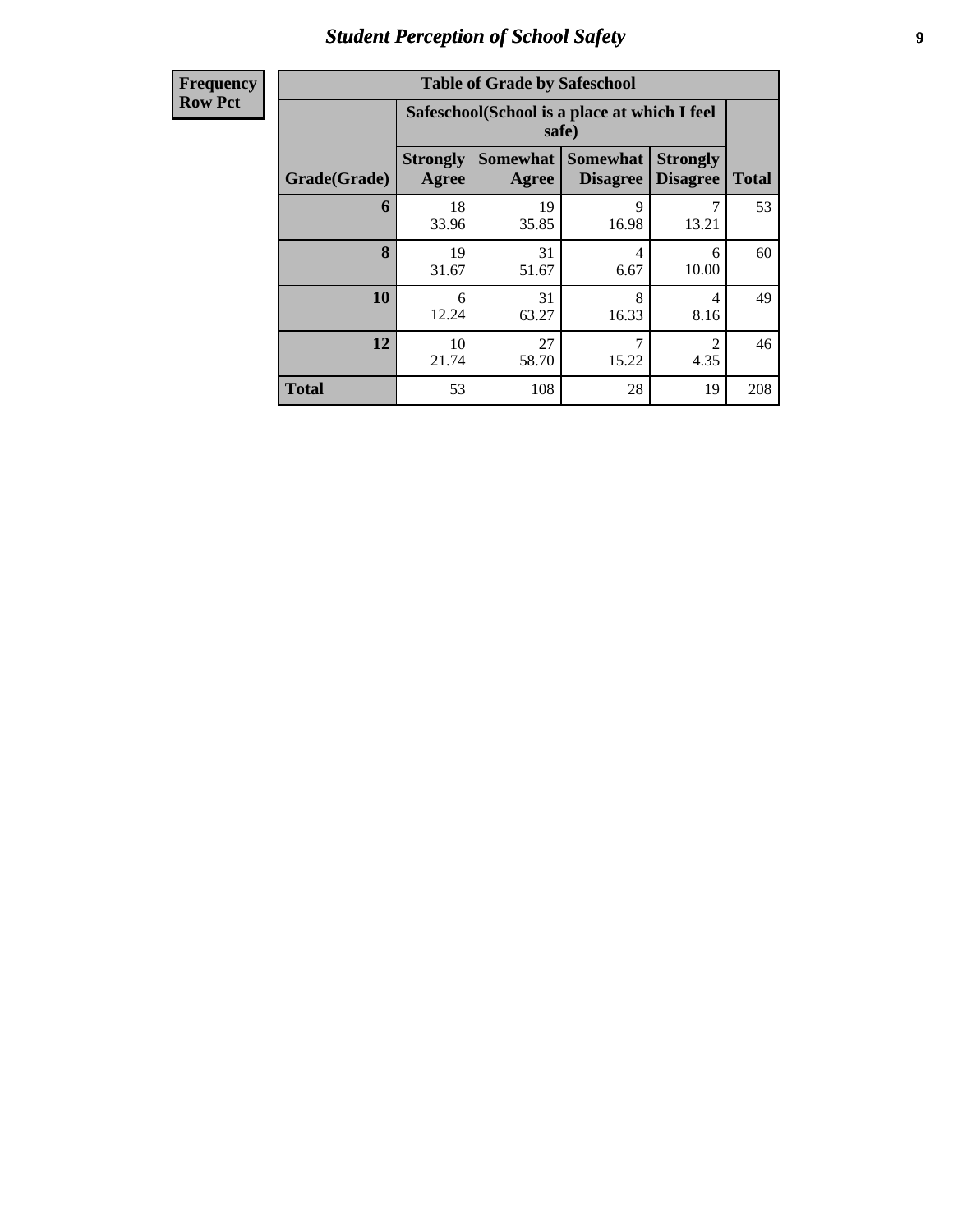## *Student Perception of School Safety*

| **Frequency Row Pct** |
|---|

**Table of Grade by Safeschool**

| Grade(Grade) | Safeschool(School is a place at which I feel safe) | | | | Total |
|---|---|---|---|---|---|
| | Strongly Agree | Somewhat Agree | Somewhat Disagree | Strongly Disagree | |
| **6** | 18<br>33.96 | 19<br>35.85 | 9<br>16.98 | 7<br>13.21 | 53 |
| **8** | 19<br>31.67 | 31<br>51.67 | 4<br>6.67 | 6<br>10.00 | 60 |
| **10** | 6<br>12.24 | 31<br>63.27 | 8<br>16.33 | 4<br>8.16 | 49 |
| **12** | 10<br>21.74 | 27<br>58.70 | 7<br>15.22 | 2<br>4.35 | 46 |
| **Total** | 53 | 108 | 28 | 19 | 208 |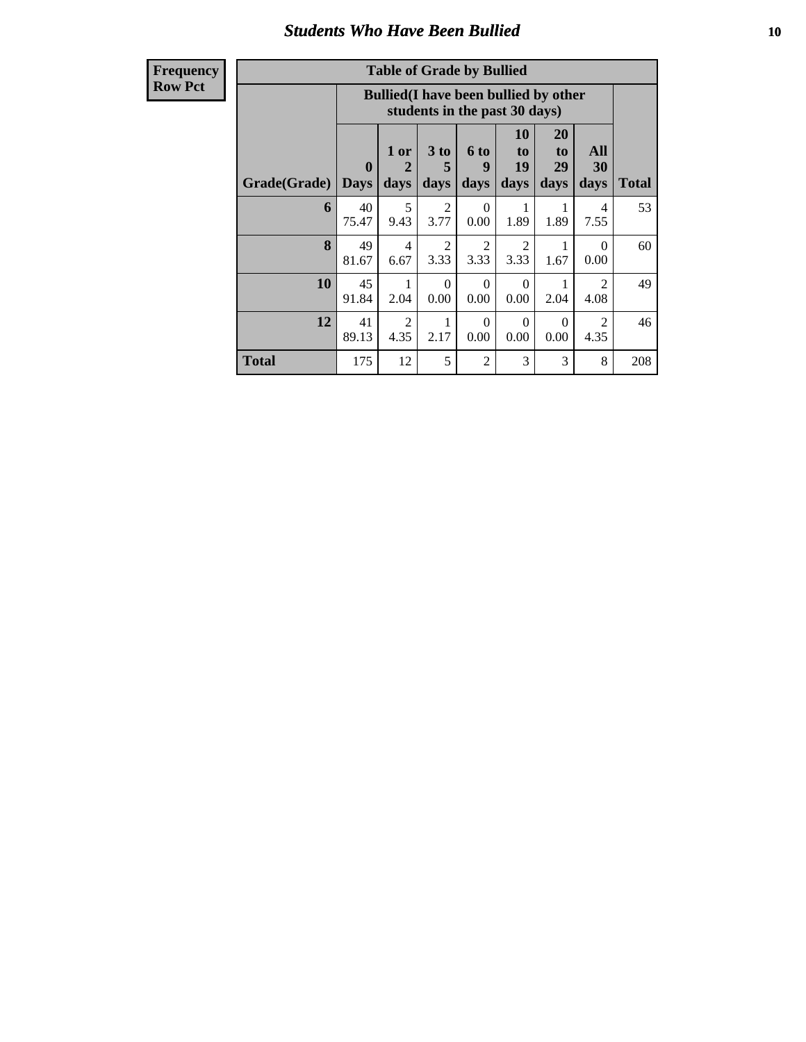# Students Who Have Been Bullied

| Frequency Row Pct |
|---|

**Table of Grade by Bullied**

| | Bullied(I have been bullied by other students in the past 30 days) | | | | | | | |
|---|---|---|---|---|---|---|---|---|
| Grade(Grade) | 0 Days | 1 or 2 days | 3 to 5 days | 6 to 9 days | 10 to 19 days | 20 to 29 days | All 30 days | Total |
| 6 | 40<br>75.47 | 5<br>9.43 | 2<br>3.77 | 0<br>0.00 | 1<br>1.89 | 1<br>1.89 | 4<br>7.55 | 53 |
| 8 | 49<br>81.67 | 4<br>6.67 | 2<br>3.33 | 2<br>3.33 | 2<br>3.33 | 1<br>1.67 | 0<br>0.00 | 60 |
| 10 | 45<br>91.84 | 1<br>2.04 | 0<br>0.00 | 0<br>0.00 | 0<br>0.00 | 1<br>2.04 | 2<br>4.08 | 49 |
| 12 | 41<br>89.13 | 2<br>4.35 | 1<br>2.17 | 0<br>0.00 | 0<br>0.00 | 0<br>0.00 | 2<br>4.35 | 46 |
| Total | 175 | 12 | 5 | 2 | 3 | 3 | 8 | 208 |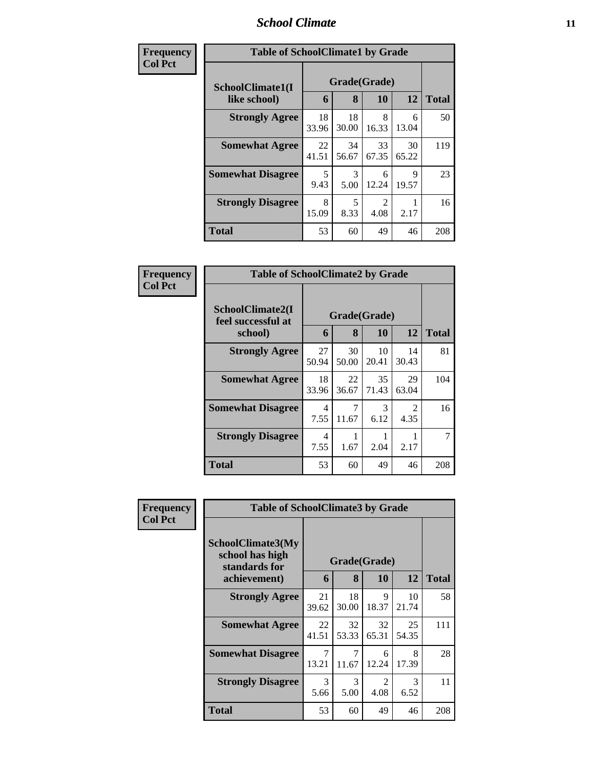# School Climate

**Frequency**
**Col Pct**

| SchoolClimate1(I like school) | Grade(Grade) | | | | Total |
|---|---|---|---|---|---|
| | 6 | 8 | 10 | 12 | |
| **Strongly Agree** | 18<br>33.96 | 18<br>30.00 | 8<br>16.33 | 6<br>13.04 | 50 |
| **Somewhat Agree** | 22<br>41.51 | 34<br>56.67 | 33<br>67.35 | 30<br>65.22 | 119 |
| **Somewhat Disagree** | 5<br>9.43 | 3<br>5.00 | 6<br>12.24 | 9<br>19.57 | 23 |
| **Strongly Disagree** | 8<br>15.09 | 5<br>8.33 | 2<br>4.08 | 1<br>2.17 | 16 |
| **Total** | 53 | 60 | 49 | 46 | 208 |

Table of SchoolClimate1 by Grade

**Frequency**
**Col Pct**

| SchoolClimate2(I feel successful at school) | Grade(Grade) | | | | Total |
|---|---|---|---|---|---|
| | 6 | 8 | 10 | 12 | |
| **Strongly Agree** | 27<br>50.94 | 30<br>50.00 | 10<br>20.41 | 14<br>30.43 | 81 |
| **Somewhat Agree** | 18<br>33.96 | 22<br>36.67 | 35<br>71.43 | 29<br>63.04 | 104 |
| **Somewhat Disagree** | 4<br>7.55 | 7<br>11.67 | 3<br>6.12 | 2<br>4.35 | 16 |
| **Strongly Disagree** | 4<br>7.55 | 1<br>1.67 | 1<br>2.04 | 1<br>2.17 | 7 |
| **Total** | 53 | 60 | 49 | 46 | 208 |

Table of SchoolClimate2 by Grade

**Frequency**
**Col Pct**

| SchoolClimate3(My school has high standards for achievement) | Grade(Grade) | | | | Total |
|---|---|---|---|---|---|
| | 6 | 8 | 10 | 12 | |
| **Strongly Agree** | 21<br>39.62 | 18<br>30.00 | 9<br>18.37 | 10<br>21.74 | 58 |
| **Somewhat Agree** | 22<br>41.51 | 32<br>53.33 | 32<br>65.31 | 25<br>54.35 | 111 |
| **Somewhat Disagree** | 7<br>13.21 | 7<br>11.67 | 6<br>12.24 | 8<br>17.39 | 28 |
| **Strongly Disagree** | 3<br>5.66 | 3<br>5.00 | 2<br>4.08 | 3<br>6.52 | 11 |
| **Total** | 53 | 60 | 49 | 46 | 208 |

Table of SchoolClimate3 by Grade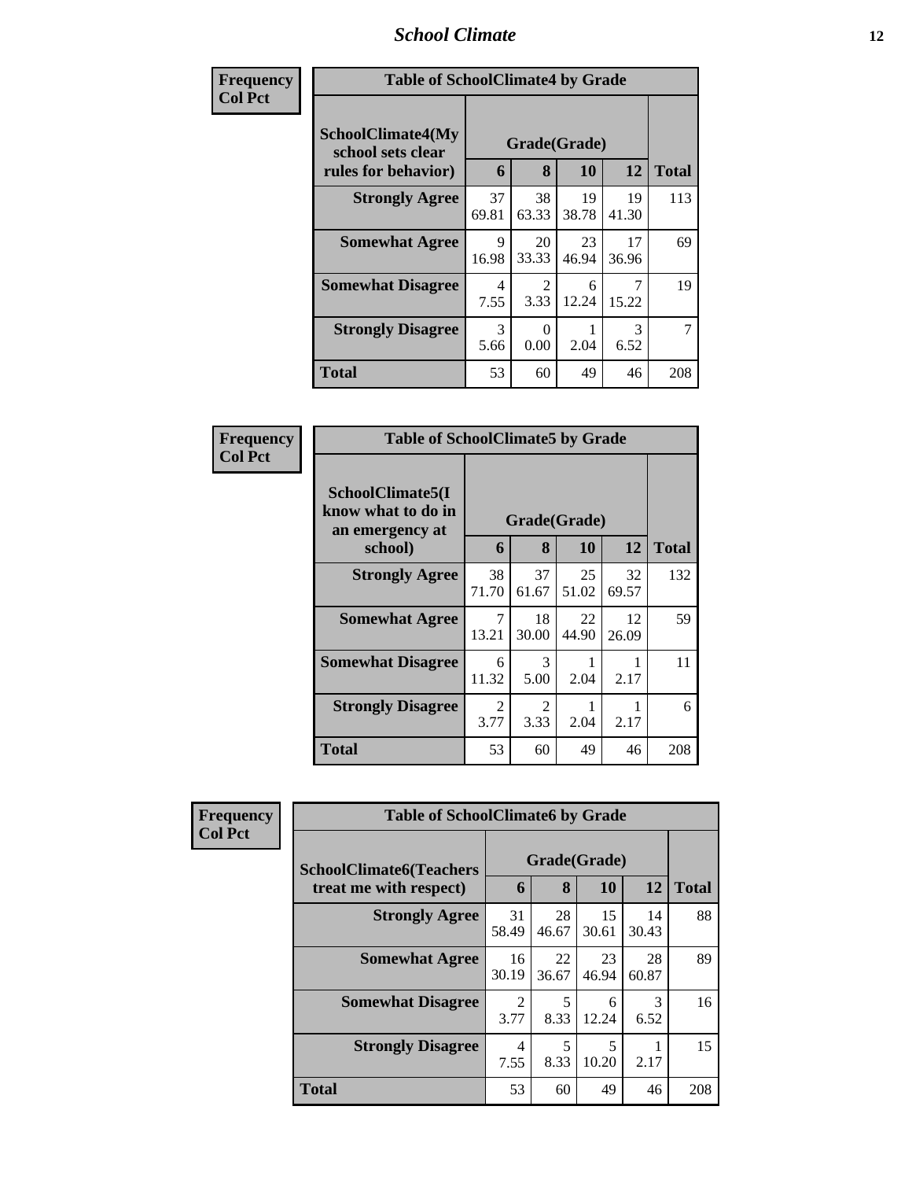## Table of SchoolClimate4 by Grade

Frequency
Col Pct

| SchoolClimate4(My school sets clear rules for behavior) | Grade(Grade) | | | | Total |
|---|---|---|---|---|---|
| | 6 | 8 | 10 | 12 | |
| Strongly Agree | 37<br>69.81 | 38<br>63.33 | 19<br>38.78 | 19<br>41.30 | 113 |
| Somewhat Agree | 9<br>16.98 | 20<br>33.33 | 23<br>46.94 | 17<br>36.96 | 69 |
| Somewhat Disagree | 4<br>7.55 | 2<br>3.33 | 6<br>12.24 | 7<br>15.22 | 19 |
| Strongly Disagree | 3<br>5.66 | 0<br>0.00 | 1<br>2.04 | 3<br>6.52 | 7 |
| Total | 53 | 60 | 49 | 46 | 208 |

## Table of SchoolClimate5 by Grade

Frequency
Col Pct

| SchoolClimate5(I know what to do in an emergency at school) | Grade(Grade) | | | | Total |
|---|---|---|---|---|---|
| | 6 | 8 | 10 | 12 | |
| Strongly Agree | 38<br>71.70 | 37<br>61.67 | 25<br>51.02 | 32<br>69.57 | 132 |
| Somewhat Agree | 7<br>13.21 | 18<br>30.00 | 22<br>44.90 | 12<br>26.09 | 59 |
| Somewhat Disagree | 6<br>11.32 | 3<br>5.00 | 1<br>2.04 | 1<br>2.17 | 11 |
| Strongly Disagree | 2<br>3.77 | 2<br>3.33 | 1<br>2.04 | 1<br>2.17 | 6 |
| Total | 53 | 60 | 49 | 46 | 208 |

## Table of SchoolClimate6 by Grade

Frequency
Col Pct

| SchoolClimate6(Teachers treat me with respect) | Grade(Grade) | | | | Total |
|---|---|---|---|---|---|
| | 6 | 8 | 10 | 12 | |
| Strongly Agree | 31<br>58.49 | 28<br>46.67 | 15<br>30.61 | 14<br>30.43 | 88 |
| Somewhat Agree | 16<br>30.19 | 22<br>36.67 | 23<br>46.94 | 28<br>60.87 | 89 |
| Somewhat Disagree | 2<br>3.77 | 5<br>8.33 | 6<br>12.24 | 3<br>6.52 | 16 |
| Strongly Disagree | 4<br>7.55 | 5<br>8.33 | 5<br>10.20 | 1<br>2.17 | 15 |
| Total | 53 | 60 | 49 | 46 | 208 |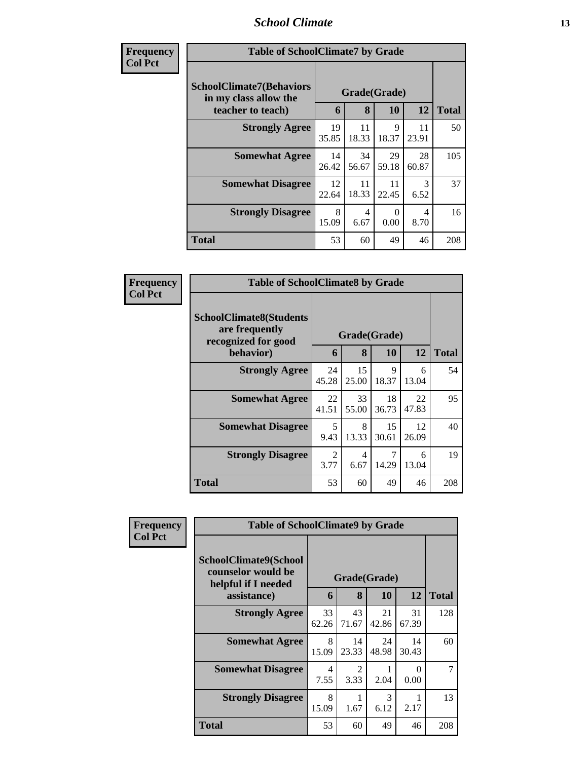| Frequency<br>Col Pct | Table of SchoolClimate7 by Grade | | | | |
|---|---|---|---|---|---|
| SchoolClimate7(Behaviors in my class allow the teacher to teach) | Grade(Grade) | | | | Total |
| | 6 | 8 | 10 | 12 | |
| Strongly Agree | 19<br>35.85 | 11<br>18.33 | 9<br>18.37 | 11<br>23.91 | 50 |
| Somewhat Agree | 14<br>26.42 | 34<br>56.67 | 29<br>59.18 | 28<br>60.87 | 105 |
| Somewhat Disagree | 12<br>22.64 | 11<br>18.33 | 11<br>22.45 | 3<br>6.52 | 37 |
| Strongly Disagree | 8<br>15.09 | 4<br>6.67 | 0<br>0.00 | 4<br>8.70 | 16 |
| Total | 53 | 60 | 49 | 46 | 208 |

| Frequency<br>Col Pct | Table of SchoolClimate8 by Grade | | | | |
|---|---|---|---|---|---|
| SchoolClimate8(Students are frequently recognized for good behavior) | Grade(Grade) | | | | Total |
| | 6 | 8 | 10 | 12 | |
| Strongly Agree | 24<br>45.28 | 15<br>25.00 | 9<br>18.37 | 6<br>13.04 | 54 |
| Somewhat Agree | 22<br>41.51 | 33<br>55.00 | 18<br>36.73 | 22<br>47.83 | 95 |
| Somewhat Disagree | 5<br>9.43 | 8<br>13.33 | 15<br>30.61 | 12<br>26.09 | 40 |
| Strongly Disagree | 2<br>3.77 | 4<br>6.67 | 7<br>14.29 | 6<br>13.04 | 19 |
| Total | 53 | 60 | 49 | 46 | 208 |

| Frequency<br>Col Pct | Table of SchoolClimate9 by Grade | | | | |
|---|---|---|---|---|---|
| SchoolClimate9(School counselor would be helpful if I needed assistance) | Grade(Grade) | | | | Total |
| | 6 | 8 | 10 | 12 | |
| Strongly Agree | 33<br>62.26 | 43<br>71.67 | 21<br>42.86 | 31<br>67.39 | 128 |
| Somewhat Agree | 8<br>15.09 | 14<br>23.33 | 24<br>48.98 | 14<br>30.43 | 60 |
| Somewhat Disagree | 4<br>7.55 | 2<br>3.33 | 1<br>2.04 | 0<br>0.00 | 7 |
| Strongly Disagree | 8<br>15.09 | 1<br>1.67 | 3<br>6.12 | 1<br>2.17 | 13 |
| Total | 53 | 60 | 49 | 46 | 208 |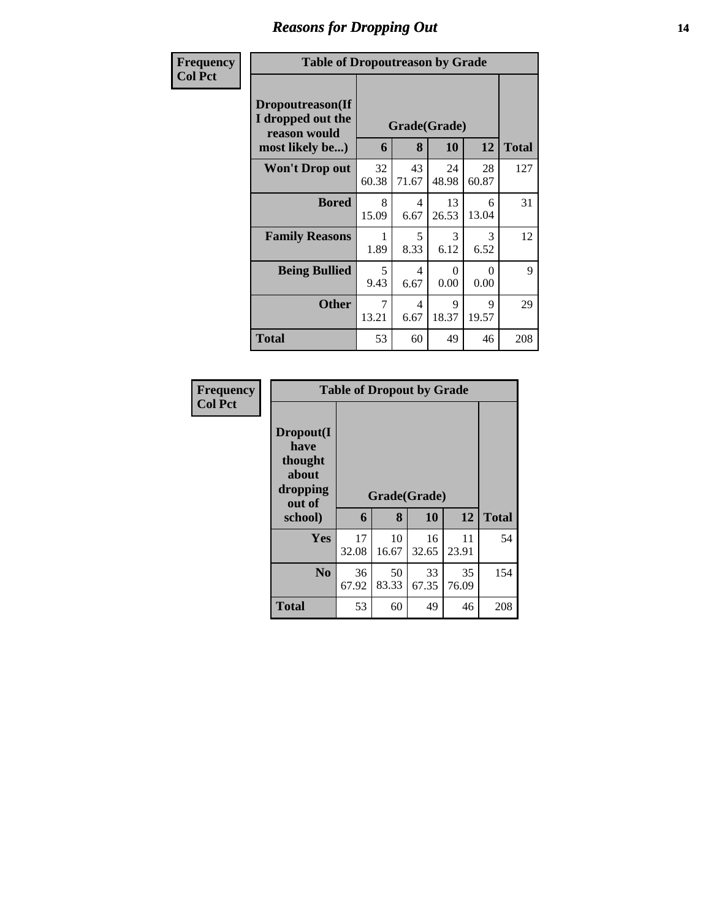## Reasons for Dropping Out

Frequency
Col Pct

**Table of Dropoutreason by Grade**

| Dropoutreason(If I dropped out the reason would most likely be...) | Grade(Grade) | | | | Total |
|---|---|---|---|---|---|
| | 6 | 8 | 10 | 12 | |
| **Won't Drop out** | 32<br>60.38 | 43<br>71.67 | 24<br>48.98 | 28<br>60.87 | 127 |
| **Bored** | 8<br>15.09 | 4<br>6.67 | 13<br>26.53 | 6<br>13.04 | 31 |
| **Family Reasons** | 1<br>1.89 | 5<br>8.33 | 3<br>6.12 | 3<br>6.52 | 12 |
| **Being Bullied** | 5<br>9.43 | 4<br>6.67 | 0<br>0.00 | 0<br>0.00 | 9 |
| **Other** | 7<br>13.21 | 4<br>6.67 | 9<br>18.37 | 9<br>19.57 | 29 |
| **Total** | 53 | 60 | 49 | 46 | 208 |

Frequency
Col Pct

**Table of Dropout by Grade**

| Dropout(I have thought about dropping out of school) | Grade(Grade) | | | | Total |
|---|---|---|---|---|---|
| | 6 | 8 | 10 | 12 | |
| **Yes** | 17<br>32.08 | 10<br>16.67 | 16<br>32.65 | 11<br>23.91 | 54 |
| **No** | 36<br>67.92 | 50<br>83.33 | 33<br>67.35 | 35<br>76.09 | 154 |
| **Total** | 53 | 60 | 49 | 46 | 208 |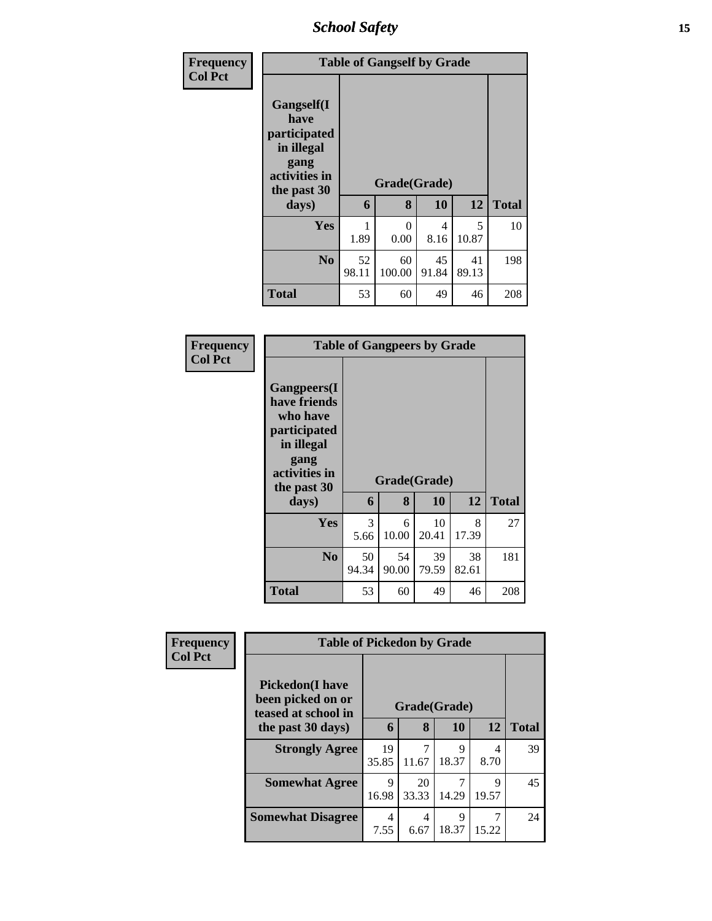| Frequency Col Pct |
|---|

| Table of Gangself by Grade | | | | | |
|---|---|---|---|---|---|
| Gangself(I have participated in illegal gang activities in the past 30 days) | Grade(Grade) | | | | |
| | 6 | 8 | 10 | 12 | Total |
| Yes | 1<br>1.89 | 0<br>0.00 | 4<br>8.16 | 5<br>10.87 | 10 |
| No | 52<br>98.11 | 60<br>100.00 | 45<br>91.84 | 41<br>89.13 | 198 |
| Total | 53 | 60 | 49 | 46 | 208 |

| Frequency Col Pct |
|---|

| Table of Gangpeers by Grade | | | | | |
|---|---|---|---|---|---|
| Gangpeers(I have friends who have participated in illegal gang activities in the past 30 days) | Grade(Grade) | | | | |
| | 6 | 8 | 10 | 12 | Total |
| Yes | 3<br>5.66 | 6<br>10.00 | 10<br>20.41 | 8<br>17.39 | 27 |
| No | 50<br>94.34 | 54<br>90.00 | 39<br>79.59 | 38<br>82.61 | 181 |
| Total | 53 | 60 | 49 | 46 | 208 |

| Frequency Col Pct |
|---|

| Table of Pickedon by Grade | | | | | |
|---|---|---|---|---|---|
| Pickedon(I have been picked on or teased at school in the past 30 days) | Grade(Grade) | | | | |
| | 6 | 8 | 10 | 12 | Total |
| Strongly Agree | 19<br>35.85 | 7<br>11.67 | 9<br>18.37 | 4<br>8.70 | 39 |
| Somewhat Agree | 9<br>16.98 | 20<br>33.33 | 7<br>14.29 | 9<br>19.57 | 45 |
| Somewhat Disagree | 4<br>7.55 | 4<br>6.67 | 9<br>18.37 | 7<br>15.22 | 24 |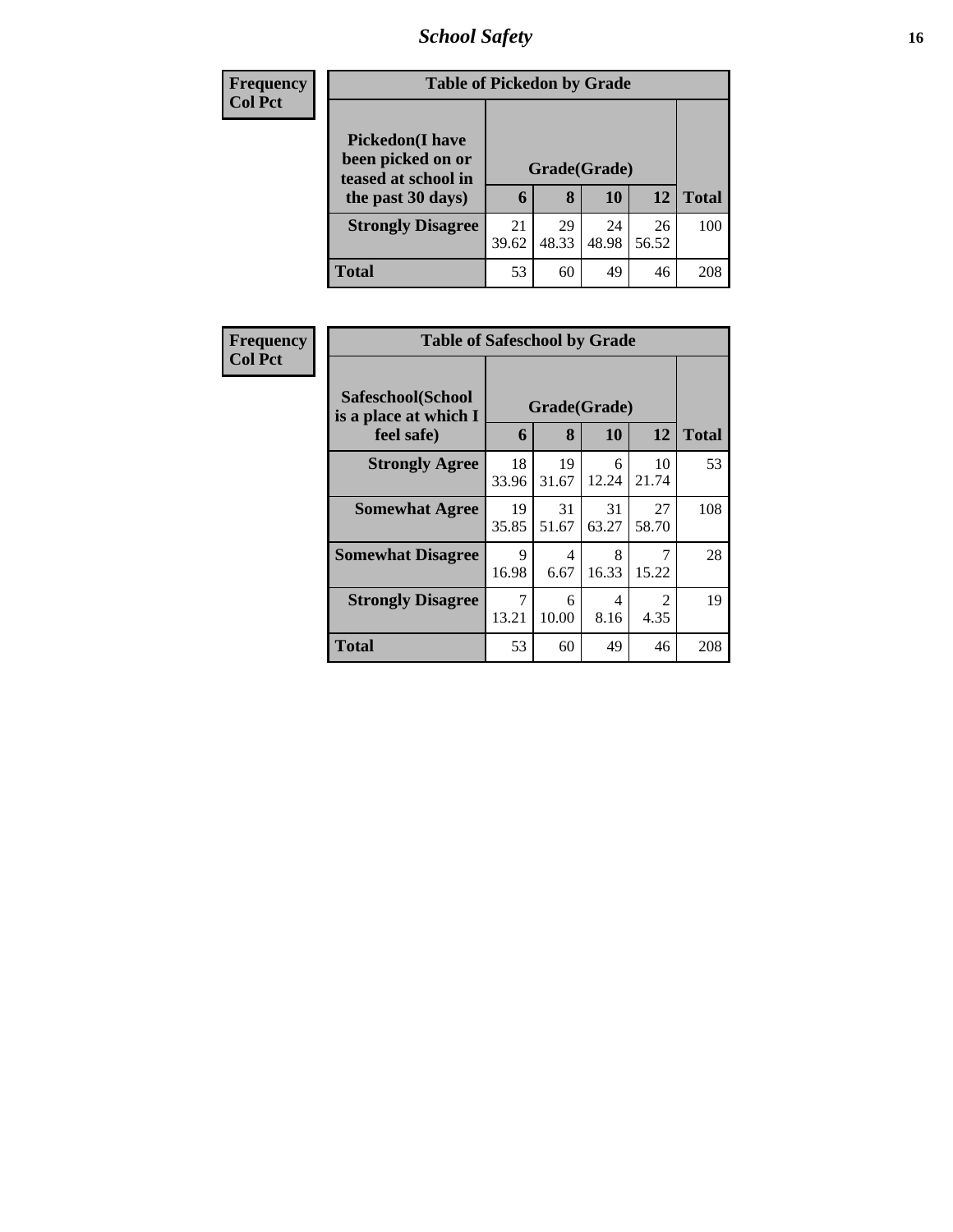| Frequency<br>Col Pct | | | | | |
|---|---|---|---|---|---|

**Table of Pickedon by Grade**

| Pickedon(I have been picked on or teased at school in the past 30 days) | Grade(Grade) | | | | Total |
|---|---|---|---|---|---|
| | 6 | 8 | 10 | 12 | |
| **Strongly Disagree** | 21<br>39.62 | 29<br>48.33 | 24<br>48.98 | 26<br>56.52 | 100 |
| **Total** | 53 | 60 | 49 | 46 | 208 |

| Frequency<br>Col Pct | | | | | |
|---|---|---|---|---|---|

**Table of Safeschool by Grade**

| Safeschool(School is a place at which I feel safe) | Grade(Grade) | | | | Total |
|---|---|---|---|---|---|
| | 6 | 8 | 10 | 12 | |
| **Strongly Agree** | 18<br>33.96 | 19<br>31.67 | 6<br>12.24 | 10<br>21.74 | 53 |
| **Somewhat Agree** | 19<br>35.85 | 31<br>51.67 | 31<br>63.27 | 27<br>58.70 | 108 |
| **Somewhat Disagree** | 9<br>16.98 | 4<br>6.67 | 8<br>16.33 | 7<br>15.22 | 28 |
| **Strongly Disagree** | 7<br>13.21 | 6<br>10.00 | 4<br>8.16 | 2<br>4.35 | 19 |
| **Total** | 53 | 60 | 49 | 46 | 208 |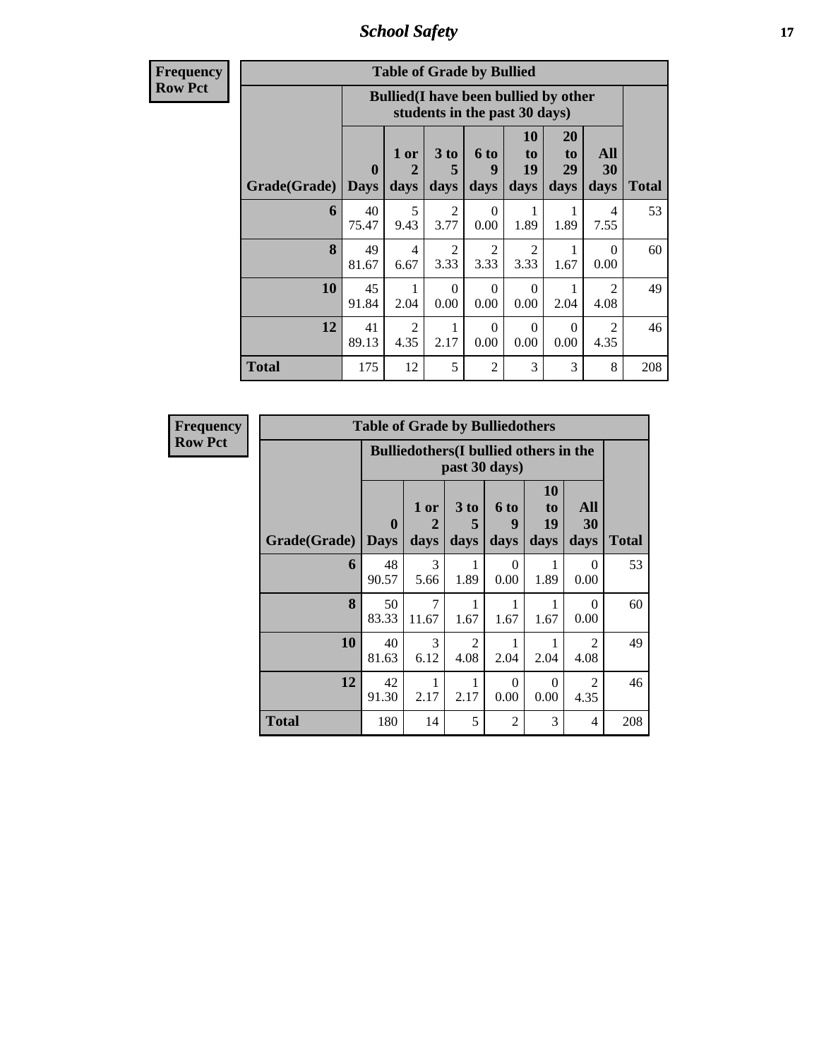| Frequency<br>Row Pct | Table of Grade by Bullied | | | | | | | |
|---|---|---|---|---|---|---|---|---|
| | Bullied(I have been bullied by other students in the past 30 days) | | | | | | | |
| Grade(Grade) | 0 Days | 1 or 2 days | 3 to 5 days | 6 to 9 days | 10 to 19 days | 20 to 29 days | All 30 days | Total |
| 6 | 40<br>75.47 | 5<br>9.43 | 2<br>3.77 | 0<br>0.00 | 1<br>1.89 | 1<br>1.89 | 4<br>7.55 | 53 |
| 8 | 49<br>81.67 | 4<br>6.67 | 2<br>3.33 | 2<br>3.33 | 2<br>3.33 | 1<br>1.67 | 0<br>0.00 | 60 |
| 10 | 45<br>91.84 | 1<br>2.04 | 0<br>0.00 | 0<br>0.00 | 0<br>0.00 | 1<br>2.04 | 2<br>4.08 | 49 |
| 12 | 41<br>89.13 | 2<br>4.35 | 1<br>2.17 | 0<br>0.00 | 0<br>0.00 | 0<br>0.00 | 2<br>4.35 | 46 |
| Total | 175 | 12 | 5 | 2 | 3 | 3 | 8 | 208 |

| Frequency<br>Row Pct | Table of Grade by Bulliedothers | | | | | | |
|---|---|---|---|---|---|---|---|
| | Bulliedothers(I bullied others in the past 30 days) | | | | | | |
| Grade(Grade) | 0 Days | 1 or 2 days | 3 to 5 days | 6 to 9 days | 10 to 19 days | All 30 days | Total |
| 6 | 48<br>90.57 | 3<br>5.66 | 1<br>1.89 | 0<br>0.00 | 1<br>1.89 | 0<br>0.00 | 53 |
| 8 | 50<br>83.33 | 7<br>11.67 | 1<br>1.67 | 1<br>1.67 | 1<br>1.67 | 0<br>0.00 | 60 |
| 10 | 40<br>81.63 | 3<br>6.12 | 2<br>4.08 | 1<br>2.04 | 1<br>2.04 | 2<br>4.08 | 49 |
| 12 | 42<br>91.30 | 1<br>2.17 | 1<br>2.17 | 0<br>0.00 | 0<br>0.00 | 2<br>4.35 | 46 |
| Total | 180 | 14 | 5 | 2 | 3 | 4 | 208 |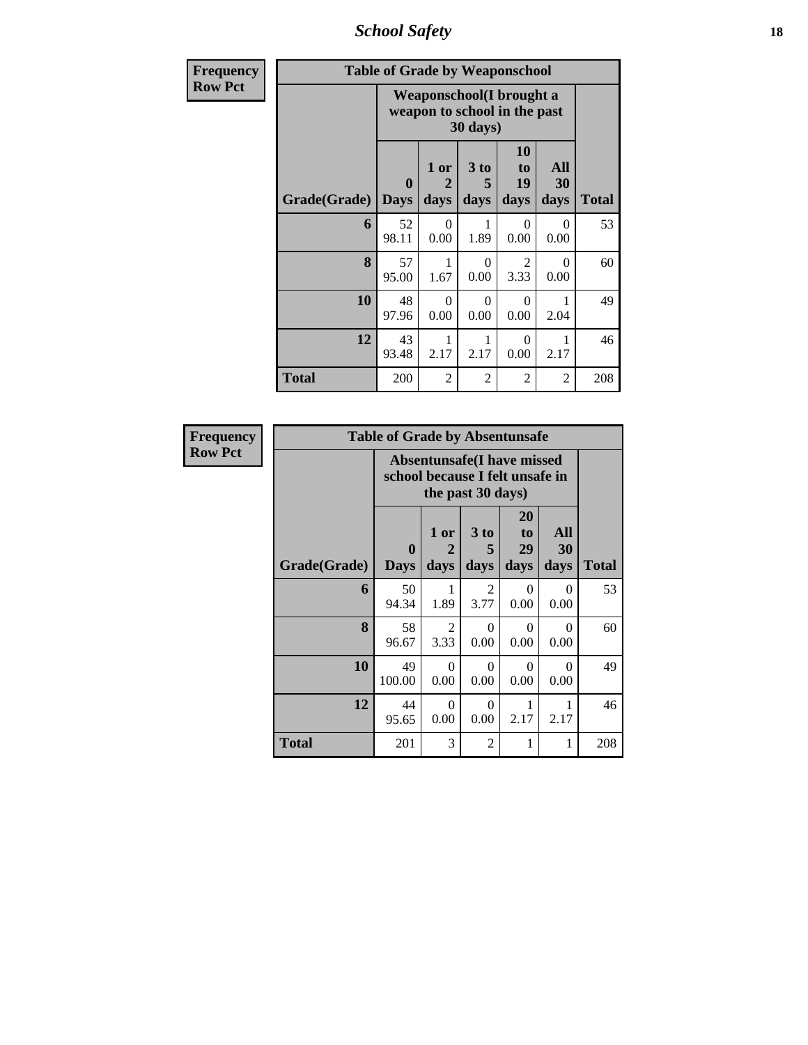| Frequency Row Pct | Table of Grade by Weaponschool | | | | | |
|---|---|---|---|---|---|---|
| | Weaponschool(I brought a weapon to school in the past 30 days) | | | | | |
| Grade(Grade) | 0 Days | 1 or 2 days | 3 to 5 days | 10 to 19 days | All 30 days | Total |
| 6 | 52 98.11 | 0 0.00 | 1 1.89 | 0 0.00 | 0 0.00 | 53 |
| 8 | 57 95.00 | 1 1.67 | 0 0.00 | 2 3.33 | 0 0.00 | 60 |
| 10 | 48 97.96 | 0 0.00 | 0 0.00 | 0 0.00 | 1 2.04 | 49 |
| 12 | 43 93.48 | 1 2.17 | 1 2.17 | 0 0.00 | 1 2.17 | 46 |
| Total | 200 | 2 | 2 | 2 | 2 | 208 |

| Frequency Row Pct | Table of Grade by Absentunsafe | | | | | |
|---|---|---|---|---|---|---|
| | Absentunsafe(I have missed school because I felt unsafe in the past 30 days) | | | | | |
| Grade(Grade) | 0 Days | 1 or 2 days | 3 to 5 days | 20 to 29 days | All 30 days | Total |
| 6 | 50 94.34 | 1 1.89 | 2 3.77 | 0 0.00 | 0 0.00 | 53 |
| 8 | 58 96.67 | 2 3.33 | 0 0.00 | 0 0.00 | 0 0.00 | 60 |
| 10 | 49 100.00 | 0 0.00 | 0 0.00 | 0 0.00 | 0 0.00 | 49 |
| 12 | 44 95.65 | 0 0.00 | 0 0.00 | 1 2.17 | 1 2.17 | 46 |
| Total | 201 | 3 | 2 | 1 | 1 | 208 |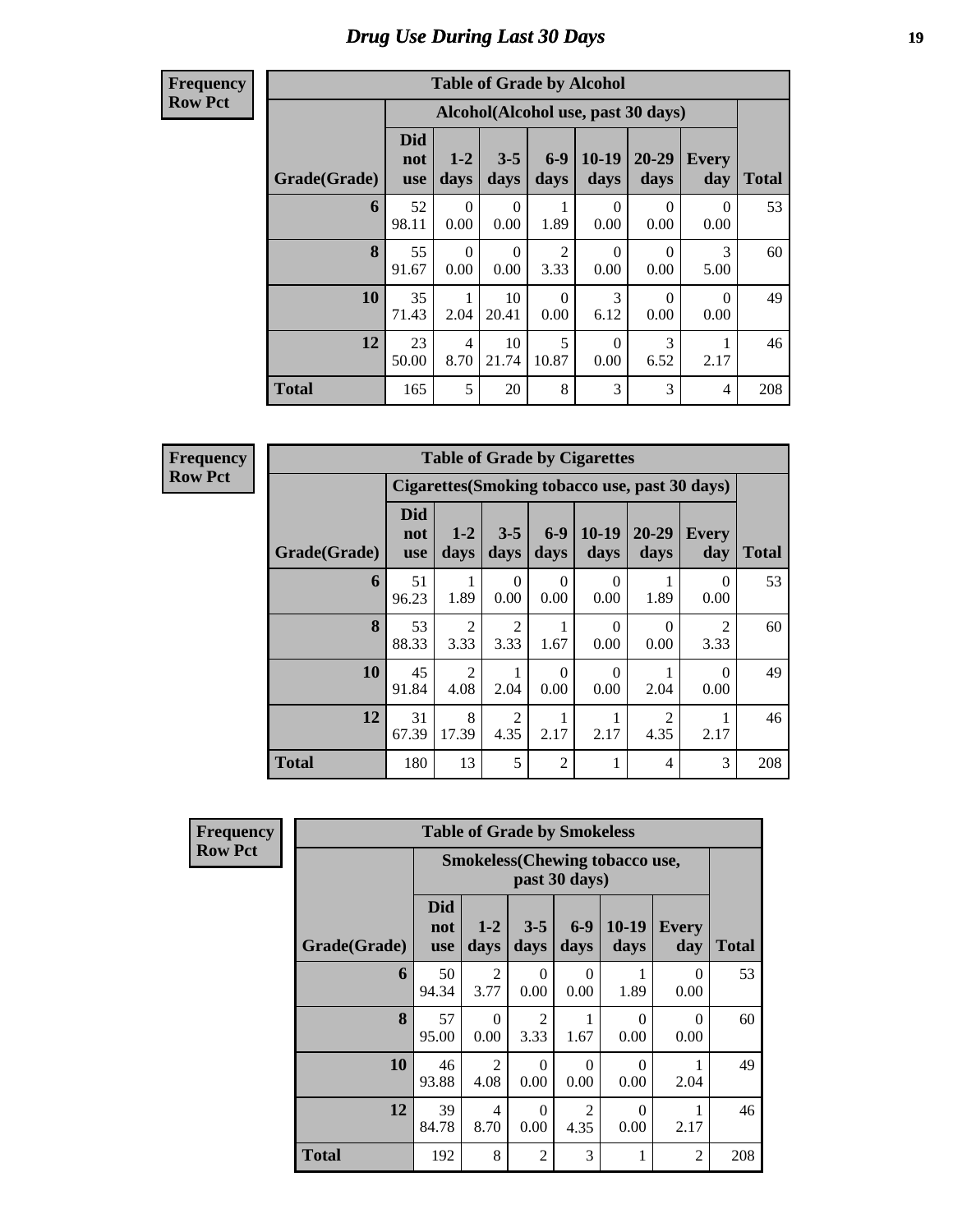# Drug Use During Last 30 Days

**Frequency**
**Row Pct**

| Table of Grade by Alcohol | | | | | | | | |
|---|---|---|---|---|---|---|---|---|
| | Alcohol(Alcohol use, past 30 days) | | | | | | | |
| Grade(Grade) | Did not use | 1-2 days | 3-5 days | 6-9 days | 10-19 days | 20-29 days | Every day | Total |
| **6** | 52<br>98.11 | 0<br>0.00 | 0<br>0.00 | 1<br>1.89 | 0<br>0.00 | 0<br>0.00 | 0<br>0.00 | 53 |
| **8** | 55<br>91.67 | 0<br>0.00 | 0<br>0.00 | 2<br>3.33 | 0<br>0.00 | 0<br>0.00 | 3<br>5.00 | 60 |
| **10** | 35<br>71.43 | 1<br>2.04 | 10<br>20.41 | 0<br>0.00 | 3<br>6.12 | 0<br>0.00 | 0<br>0.00 | 49 |
| **12** | 23<br>50.00 | 4<br>8.70 | 10<br>21.74 | 5<br>10.87 | 0<br>0.00 | 3<br>6.52 | 1<br>2.17 | 46 |
| **Total** | 165 | 5 | 20 | 8 | 3 | 3 | 4 | 208 |

**Frequency**
**Row Pct**

| Table of Grade by Cigarettes | | | | | | | | |
|---|---|---|---|---|---|---|---|---|
| | Cigarettes(Smoking tobacco use, past 30 days) | | | | | | | |
| Grade(Grade) | Did not use | 1-2 days | 3-5 days | 6-9 days | 10-19 days | 20-29 days | Every day | Total |
| **6** | 51<br>96.23 | 1<br>1.89 | 0<br>0.00 | 0<br>0.00 | 0<br>0.00 | 1<br>1.89 | 0<br>0.00 | 53 |
| **8** | 53<br>88.33 | 2<br>3.33 | 2<br>3.33 | 1<br>1.67 | 0<br>0.00 | 0<br>0.00 | 2<br>3.33 | 60 |
| **10** | 45<br>91.84 | 2<br>4.08 | 1<br>2.04 | 0<br>0.00 | 0<br>0.00 | 1<br>2.04 | 0<br>0.00 | 49 |
| **12** | 31<br>67.39 | 8<br>17.39 | 2<br>4.35 | 1<br>2.17 | 1<br>2.17 | 2<br>4.35 | 1<br>2.17 | 46 |
| **Total** | 180 | 13 | 5 | 2 | 1 | 4 | 3 | 208 |

**Frequency**
**Row Pct**

| Table of Grade by Smokeless | | | | | | | |
|---|---|---|---|---|---|---|---|
| | Smokeless(Chewing tobacco use, past 30 days) | | | | | | |
| Grade(Grade) | Did not use | 1-2 days | 3-5 days | 6-9 days | 10-19 days | Every day | Total |
| **6** | 50<br>94.34 | 2<br>3.77 | 0<br>0.00 | 0<br>0.00 | 1<br>1.89 | 0<br>0.00 | 53 |
| **8** | 57<br>95.00 | 0<br>0.00 | 2<br>3.33 | 1<br>1.67 | 0<br>0.00 | 0<br>0.00 | 60 |
| **10** | 46<br>93.88 | 2<br>4.08 | 0<br>0.00 | 0<br>0.00 | 0<br>0.00 | 1<br>2.04 | 49 |
| **12** | 39<br>84.78 | 4<br>8.70 | 0<br>0.00 | 2<br>4.35 | 0<br>0.00 | 1<br>2.17 | 46 |
| **Total** | 192 | 8 | 2 | 3 | 1 | 2 | 208 |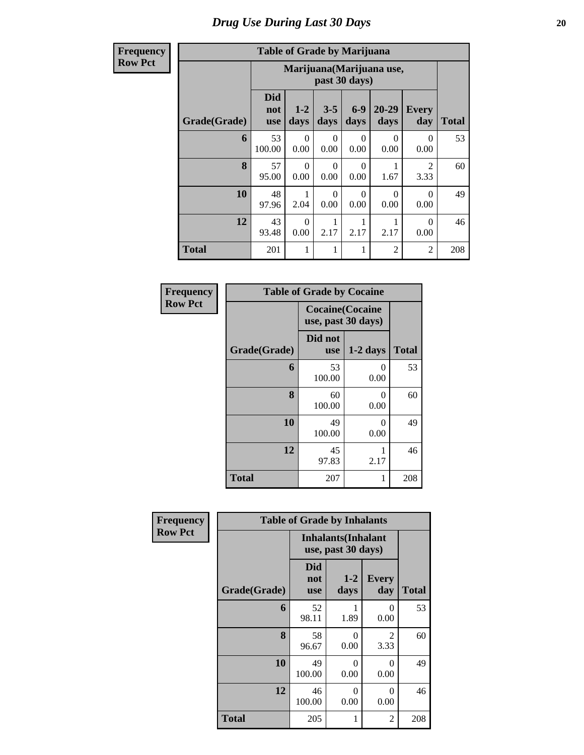# Drug Use During Last 30 Days

| Frequency<br>Row Pct | | | | | | | |
|---|---|---|---|---|---|---|---|

**Table of Grade by Marijuana**

| | Marijuana(Marijuana use, past 30 days) | | | | | | |
|---|---|---|---|---|---|---|---|
| Grade(Grade) | Did not use | 1-2 days | 3-5 days | 6-9 days | 20-29 days | Every day | Total |
| 6 | 53<br>100.00 | 0<br>0.00 | 0<br>0.00 | 0<br>0.00 | 0<br>0.00 | 0<br>0.00 | 53 |
| 8 | 57<br>95.00 | 0<br>0.00 | 0<br>0.00 | 0<br>0.00 | 1<br>1.67 | 2<br>3.33 | 60 |
| 10 | 48<br>97.96 | 1<br>2.04 | 0<br>0.00 | 0<br>0.00 | 0<br>0.00 | 0<br>0.00 | 49 |
| 12 | 43<br>93.48 | 0<br>0.00 | 1<br>2.17 | 1<br>2.17 | 1<br>2.17 | 0<br>0.00 | 46 |
| Total | 201 | 1 | 1 | 1 | 2 | 2 | 208 |

**Table of Grade by Cocaine**

| | Cocaine(Cocaine use, past 30 days) | | |
|---|---|---|---|
| Grade(Grade) | Did not use | 1-2 days | Total |
| 6 | 53<br>100.00 | 0<br>0.00 | 53 |
| 8 | 60<br>100.00 | 0<br>0.00 | 60 |
| 10 | 49<br>100.00 | 0<br>0.00 | 49 |
| 12 | 45<br>97.83 | 1<br>2.17 | 46 |
| Total | 207 | 1 | 208 |

**Table of Grade by Inhalants**

| | Inhalants(Inhalant use, past 30 days) | | | |
|---|---|---|---|---|
| Grade(Grade) | Did not use | 1-2 days | Every day | Total |
| 6 | 52<br>98.11 | 1<br>1.89 | 0<br>0.00 | 53 |
| 8 | 58<br>96.67 | 0<br>0.00 | 2<br>3.33 | 60 |
| 10 | 49<br>100.00 | 0<br>0.00 | 0<br>0.00 | 49 |
| 12 | 46<br>100.00 | 0<br>0.00 | 0<br>0.00 | 46 |
| Total | 205 | 1 | 2 | 208 |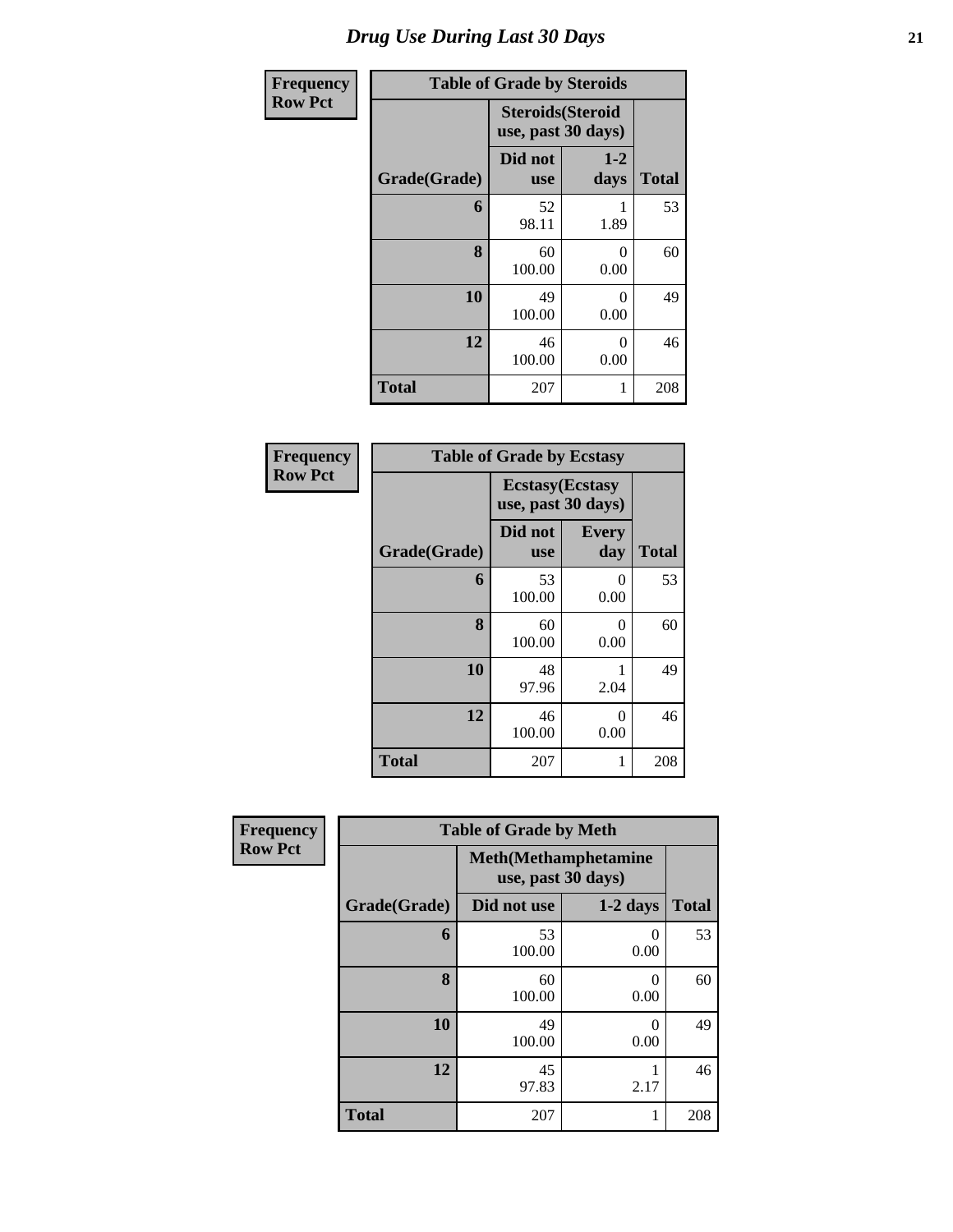# Drug Use During Last 30 Days

| Frequency Row Pct |
|---|

**Table of Grade by Steroids**

| Grade(Grade) | Steroids(Steroid use, past 30 days) | | Total |
|---|---|---|---|
| | Did not use | 1-2 days | |
| 6 | 52<br>98.11 | 1<br>1.89 | 53 |
| 8 | 60<br>100.00 | 0<br>0.00 | 60 |
| 10 | 49<br>100.00 | 0<br>0.00 | 49 |
| 12 | 46<br>100.00 | 0<br>0.00 | 46 |
| Total | 207 | 1 | 208 |

| Frequency Row Pct |
|---|

**Table of Grade by Ecstasy**

| Grade(Grade) | Ecstasy(Ecstasy use, past 30 days) | | Total |
|---|---|---|---|
| | Did not use | Every day | |
| 6 | 53<br>100.00 | 0<br>0.00 | 53 |
| 8 | 60<br>100.00 | 0<br>0.00 | 60 |
| 10 | 48<br>97.96 | 1<br>2.04 | 49 |
| 12 | 46<br>100.00 | 0<br>0.00 | 46 |
| Total | 207 | 1 | 208 |

| Frequency Row Pct |
|---|

**Table of Grade by Meth**

| Grade(Grade) | Meth(Methamphetamine use, past 30 days) | | Total |
|---|---|---|---|
| | Did not use | 1-2 days | |
| 6 | 53<br>100.00 | 0<br>0.00 | 53 |
| 8 | 60<br>100.00 | 0<br>0.00 | 60 |
| 10 | 49<br>100.00 | 0<br>0.00 | 49 |
| 12 | 45<br>97.83 | 1<br>2.17 | 46 |
| Total | 207 | 1 | 208 |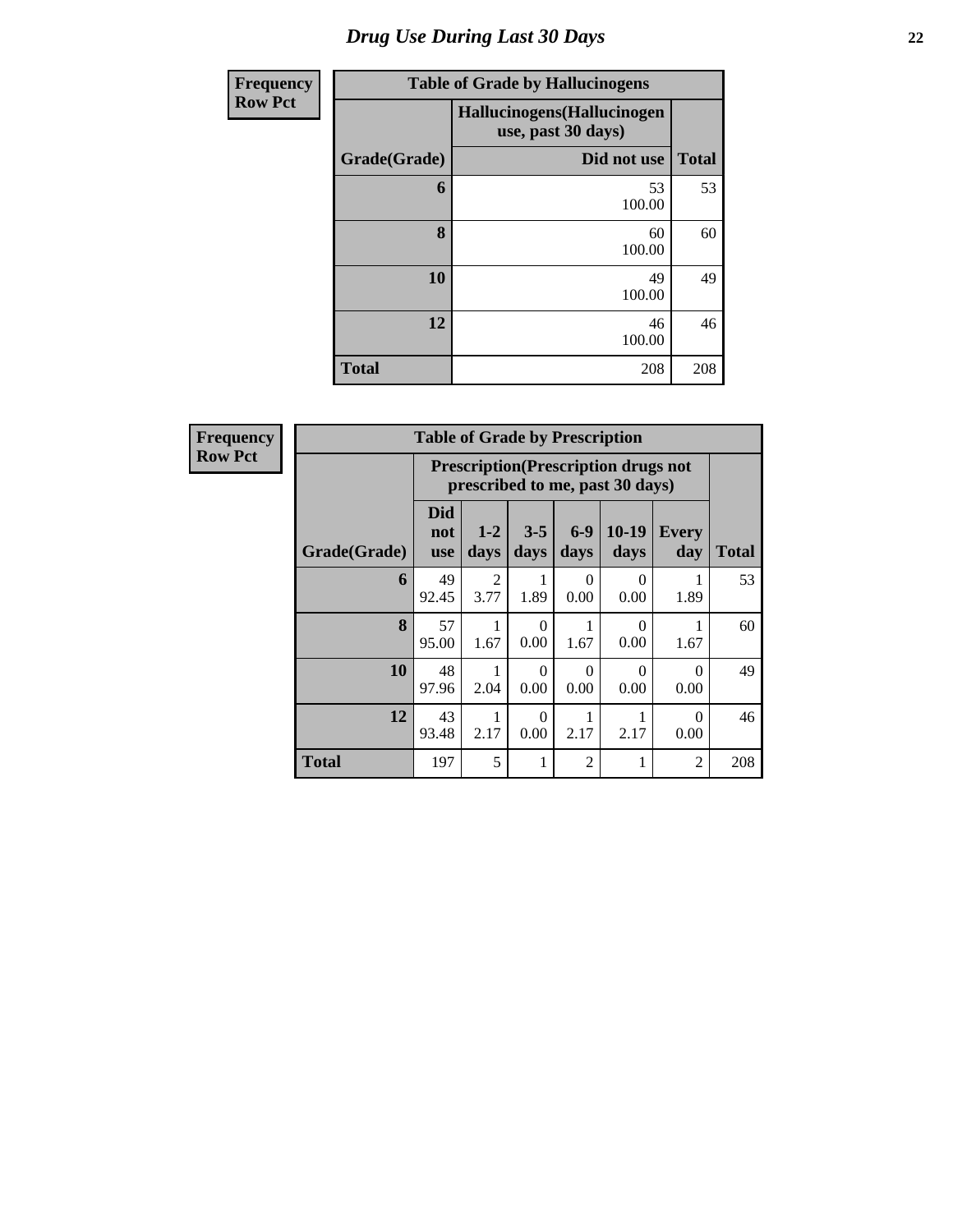# Drug Use During Last 30 Days

| Frequency<br>Row Pct | Table of Grade by Hallucinogens | |
|---|---|---|
| | Hallucinogens(Hallucinogen use, past 30 days) | |
| Grade(Grade) | Did not use | Total |
| 6 | 53<br>100.00 | 53 |
| 8 | 60<br>100.00 | 60 |
| 10 | 49<br>100.00 | 49 |
| 12 | 46<br>100.00 | 46 |
| Total | 208 | 208 |

| Frequency<br>Row Pct | Table of Grade by Prescription | | | | | | |
|---|---|---|---|---|---|---|---|
| | Prescription(Prescription drugs not prescribed to me, past 30 days) | | | | | | |
| Grade(Grade) | Did not use | 1-2 days | 3-5 days | 6-9 days | 10-19 days | Every day | Total |
| 6 | 49<br>92.45 | 2<br>3.77 | 1<br>1.89 | 0<br>0.00 | 0<br>0.00 | 1<br>1.89 | 53 |
| 8 | 57<br>95.00 | 1<br>1.67 | 0<br>0.00 | 1<br>1.67 | 0<br>0.00 | 1<br>1.67 | 60 |
| 10 | 48<br>97.96 | 1<br>2.04 | 0<br>0.00 | 0<br>0.00 | 0<br>0.00 | 0<br>0.00 | 49 |
| 12 | 43<br>93.48 | 1<br>2.17 | 0<br>0.00 | 1<br>2.17 | 1<br>2.17 | 0<br>0.00 | 46 |
| Total | 197 | 5 | 1 | 2 | 1 | 2 | 208 |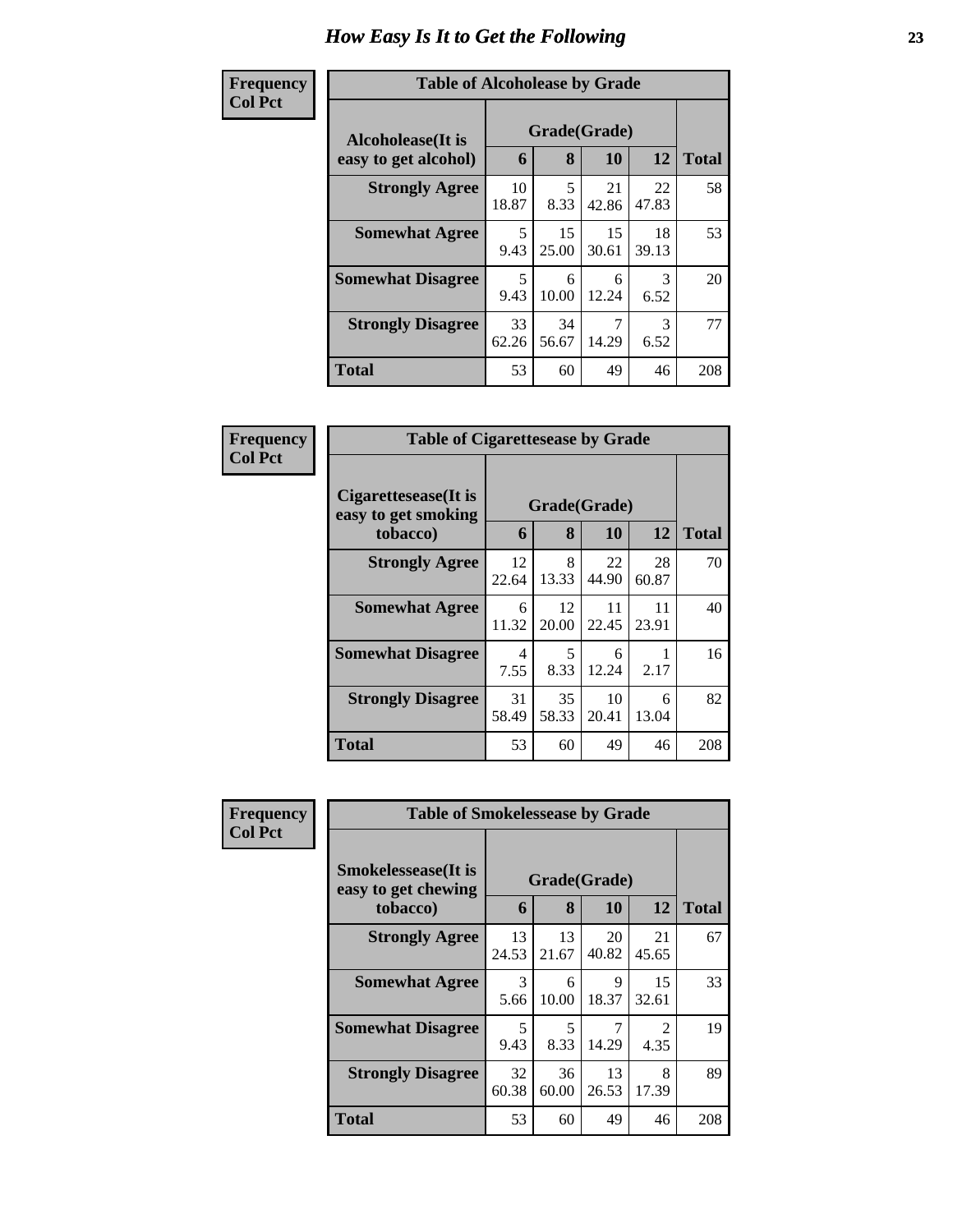# How Easy Is It to Get the Following

**Frequency**
**Col Pct**

| Table of Alcoholease by Grade | | | | | |
|---|---|---|---|---|---|
| **Alcoholease(It is easy to get alcohol)** | **Grade(Grade)** | | | | **Total** |
| | **6** | **8** | **10** | **12** | |
| **Strongly Agree** | 10<br>18.87 | 5<br>8.33 | 21<br>42.86 | 22<br>47.83 | 58 |
| **Somewhat Agree** | 5<br>9.43 | 15<br>25.00 | 15<br>30.61 | 18<br>39.13 | 53 |
| **Somewhat Disagree** | 5<br>9.43 | 6<br>10.00 | 6<br>12.24 | 3<br>6.52 | 20 |
| **Strongly Disagree** | 33<br>62.26 | 34<br>56.67 | 7<br>14.29 | 3<br>6.52 | 77 |
| **Total** | 53 | 60 | 49 | 46 | 208 |

**Frequency**
**Col Pct**

| Table of Cigarettesease by Grade | | | | | |
|---|---|---|---|---|---|
| **Cigarettesease(It is easy to get smoking tobacco)** | **Grade(Grade)** | | | | **Total** |
| | **6** | **8** | **10** | **12** | |
| **Strongly Agree** | 12<br>22.64 | 8<br>13.33 | 22<br>44.90 | 28<br>60.87 | 70 |
| **Somewhat Agree** | 6<br>11.32 | 12<br>20.00 | 11<br>22.45 | 11<br>23.91 | 40 |
| **Somewhat Disagree** | 4<br>7.55 | 5<br>8.33 | 6<br>12.24 | 1<br>2.17 | 16 |
| **Strongly Disagree** | 31<br>58.49 | 35<br>58.33 | 10<br>20.41 | 6<br>13.04 | 82 |
| **Total** | 53 | 60 | 49 | 46 | 208 |

**Frequency**
**Col Pct**

| Table of Smokelessease by Grade | | | | | |
|---|---|---|---|---|---|
| **Smokelessease(It is easy to get chewing tobacco)** | **Grade(Grade)** | | | | **Total** |
| | **6** | **8** | **10** | **12** | |
| **Strongly Agree** | 13<br>24.53 | 13<br>21.67 | 20<br>40.82 | 21<br>45.65 | 67 |
| **Somewhat Agree** | 3<br>5.66 | 6<br>10.00 | 9<br>18.37 | 15<br>32.61 | 33 |
| **Somewhat Disagree** | 5<br>9.43 | 5<br>8.33 | 7<br>14.29 | 2<br>4.35 | 19 |
| **Strongly Disagree** | 32<br>60.38 | 36<br>60.00 | 13<br>26.53 | 8<br>17.39 | 89 |
| **Total** | 53 | 60 | 49 | 46 | 208 |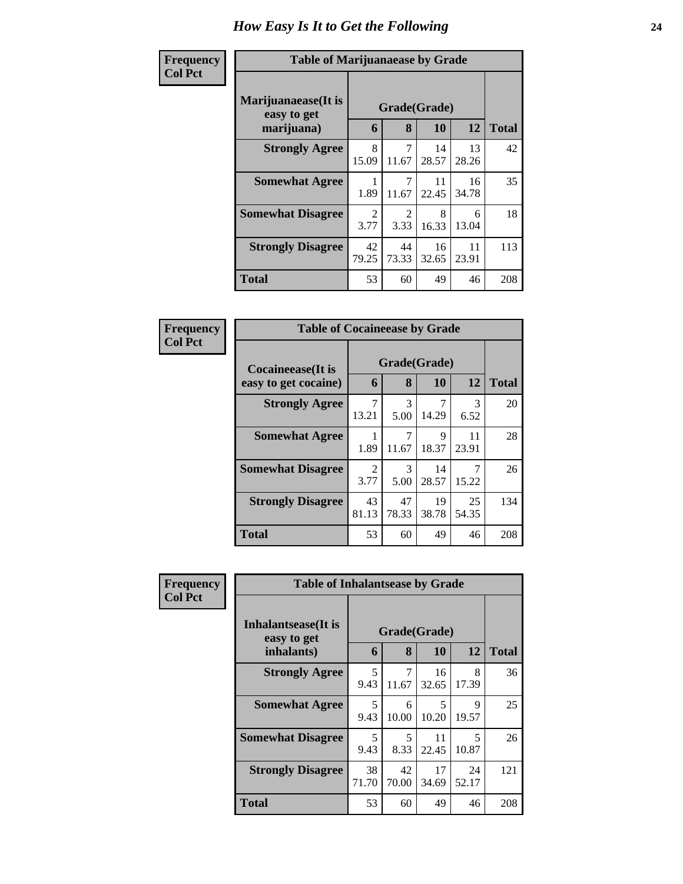# How Easy Is It to Get the Following

**Frequency**
**Col Pct**

| Table of Marijuanaease by Grade | | | | | |
|---|---|---|---|---|---|
| **Marijuanaease(It is easy to get marijuana)** | **Grade(Grade)** | | | | **Total** |
| | **6** | **8** | **10** | **12** | |
| **Strongly Agree** | 8<br>15.09 | 7<br>11.67 | 14<br>28.57 | 13<br>28.26 | 42 |
| **Somewhat Agree** | 1<br>1.89 | 7<br>11.67 | 11<br>22.45 | 16<br>34.78 | 35 |
| **Somewhat Disagree** | 2<br>3.77 | 2<br>3.33 | 8<br>16.33 | 6<br>13.04 | 18 |
| **Strongly Disagree** | 42<br>79.25 | 44<br>73.33 | 16<br>32.65 | 11<br>23.91 | 113 |
| **Total** | 53 | 60 | 49 | 46 | 208 |

**Frequency**
**Col Pct**

| Table of Cocaineease by Grade | | | | | |
|---|---|---|---|---|---|
| **Cocaineease(It is easy to get cocaine)** | **Grade(Grade)** | | | | **Total** |
| | **6** | **8** | **10** | **12** | |
| **Strongly Agree** | 7<br>13.21 | 3<br>5.00 | 7<br>14.29 | 3<br>6.52 | 20 |
| **Somewhat Agree** | 1<br>1.89 | 7<br>11.67 | 9<br>18.37 | 11<br>23.91 | 28 |
| **Somewhat Disagree** | 2<br>3.77 | 3<br>5.00 | 14<br>28.57 | 7<br>15.22 | 26 |
| **Strongly Disagree** | 43<br>81.13 | 47<br>78.33 | 19<br>38.78 | 25<br>54.35 | 134 |
| **Total** | 53 | 60 | 49 | 46 | 208 |

**Frequency**
**Col Pct**

| Table of Inhalantsease by Grade | | | | | |
|---|---|---|---|---|---|
| **Inhalantsease(It is easy to get inhalants)** | **Grade(Grade)** | | | | **Total** |
| | **6** | **8** | **10** | **12** | |
| **Strongly Agree** | 5<br>9.43 | 7<br>11.67 | 16<br>32.65 | 8<br>17.39 | 36 |
| **Somewhat Agree** | 5<br>9.43 | 6<br>10.00 | 5<br>10.20 | 9<br>19.57 | 25 |
| **Somewhat Disagree** | 5<br>9.43 | 5<br>8.33 | 11<br>22.45 | 5<br>10.87 | 26 |
| **Strongly Disagree** | 38<br>71.70 | 42<br>70.00 | 17<br>34.69 | 24<br>52.17 | 121 |
| **Total** | 53 | 60 | 49 | 46 | 208 |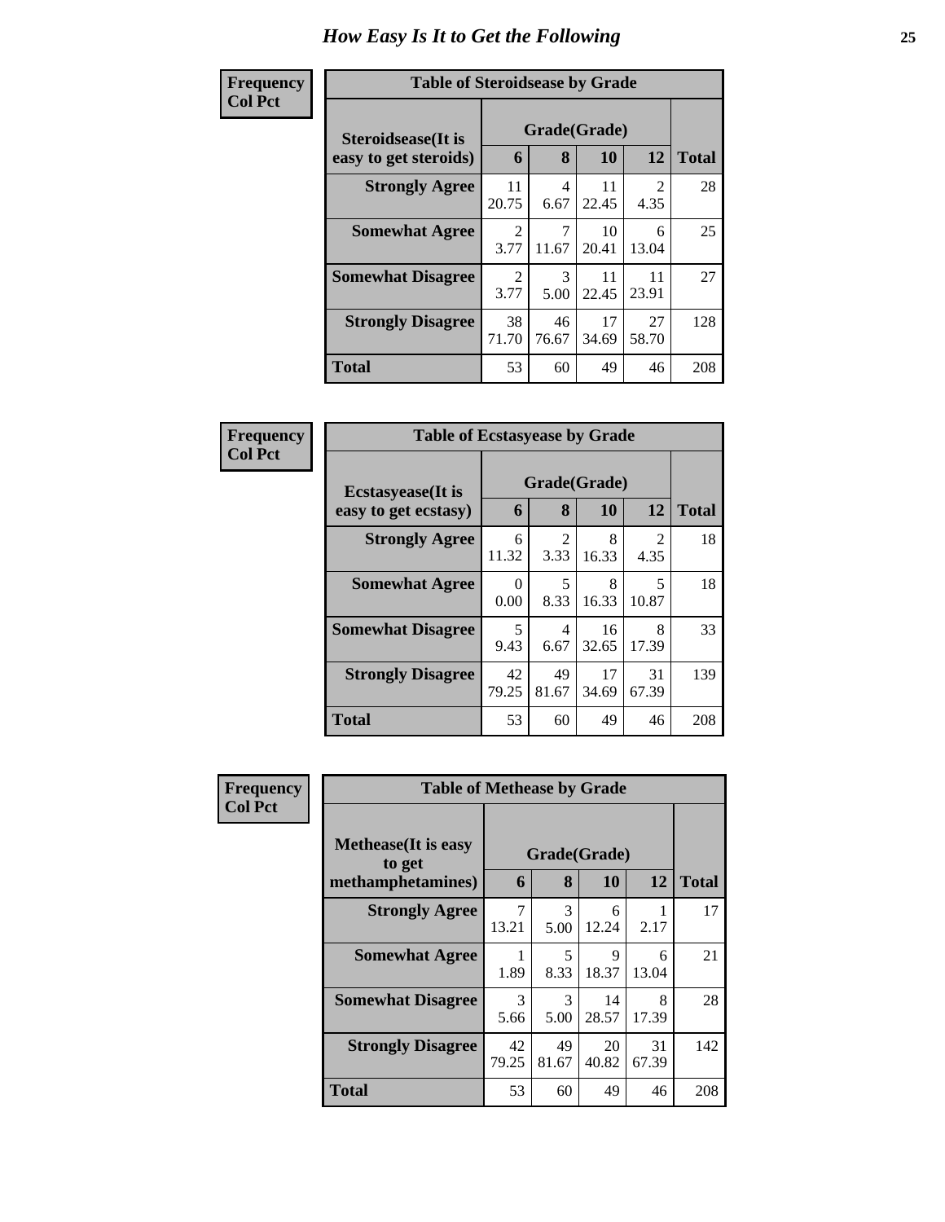# How Easy Is It to Get the Following

**Frequency**
**Col Pct**

**Table of Steroidsease by Grade**

| Steroidsease(It is easy to get steroids) | Grade(Grade) | | | | Total |
|---|---|---|---|---|---|
| | 6 | 8 | 10 | 12 | |
| **Strongly Agree** | 11<br>20.75 | 4<br>6.67 | 11<br>22.45 | 2<br>4.35 | 28 |
| **Somewhat Agree** | 2<br>3.77 | 7<br>11.67 | 10<br>20.41 | 6<br>13.04 | 25 |
| **Somewhat Disagree** | 2<br>3.77 | 3<br>5.00 | 11<br>22.45 | 11<br>23.91 | 27 |
| **Strongly Disagree** | 38<br>71.70 | 46<br>76.67 | 17<br>34.69 | 27<br>58.70 | 128 |
| **Total** | 53 | 60 | 49 | 46 | 208 |

**Frequency**
**Col Pct**

**Table of Ecstasyease by Grade**

| Ecstasyease(It is easy to get ecstasy) | Grade(Grade) | | | | Total |
|---|---|---|---|---|---|
| | 6 | 8 | 10 | 12 | |
| **Strongly Agree** | 6<br>11.32 | 2<br>3.33 | 8<br>16.33 | 2<br>4.35 | 18 |
| **Somewhat Agree** | 0<br>0.00 | 5<br>8.33 | 8<br>16.33 | 5<br>10.87 | 18 |
| **Somewhat Disagree** | 5<br>9.43 | 4<br>6.67 | 16<br>32.65 | 8<br>17.39 | 33 |
| **Strongly Disagree** | 42<br>79.25 | 49<br>81.67 | 17<br>34.69 | 31<br>67.39 | 139 |
| **Total** | 53 | 60 | 49 | 46 | 208 |

**Frequency**
**Col Pct**

**Table of Methease by Grade**

| Methease(It is easy to get methamphetamines) | Grade(Grade) | | | | Total |
|---|---|---|---|---|---|
| | 6 | 8 | 10 | 12 | |
| **Strongly Agree** | 7<br>13.21 | 3<br>5.00 | 6<br>12.24 | 1<br>2.17 | 17 |
| **Somewhat Agree** | 1<br>1.89 | 5<br>8.33 | 9<br>18.37 | 6<br>13.04 | 21 |
| **Somewhat Disagree** | 3<br>5.66 | 3<br>5.00 | 14<br>28.57 | 8<br>17.39 | 28 |
| **Strongly Disagree** | 42<br>79.25 | 49<br>81.67 | 20<br>40.82 | 31<br>67.39 | 142 |
| **Total** | 53 | 60 | 49 | 46 | 208 |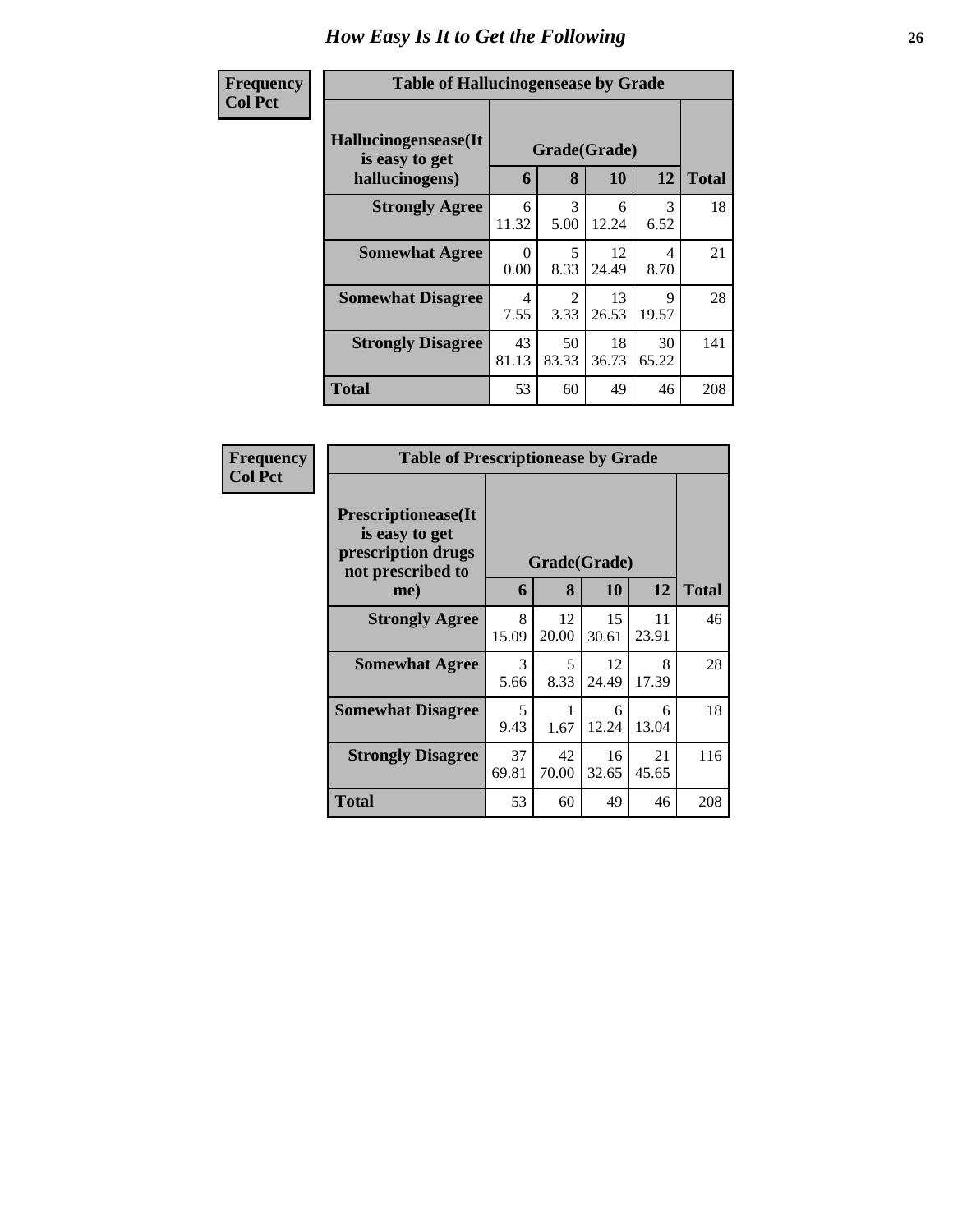# How Easy Is It to Get the Following

| Frequency<br>Col Pct | | | | | |
|---|---|---|---|---|---|

**Table of Hallucinogensease by Grade**

| Hallucinogensease(It is easy to get hallucinogens) | Grade(Grade) | | | | Total |
|---|---|---|---|---|---|
| | 6 | 8 | 10 | 12 | |
| **Strongly Agree** | 6<br>11.32 | 3<br>5.00 | 6<br>12.24 | 3<br>6.52 | 18 |
| **Somewhat Agree** | 0<br>0.00 | 5<br>8.33 | 12<br>24.49 | 4<br>8.70 | 21 |
| **Somewhat Disagree** | 4<br>7.55 | 2<br>3.33 | 13<br>26.53 | 9<br>19.57 | 28 |
| **Strongly Disagree** | 43<br>81.13 | 50<br>83.33 | 18<br>36.73 | 30<br>65.22 | 141 |
| **Total** | 53 | 60 | 49 | 46 | 208 |

| Frequency<br>Col Pct | | | | | |
|---|---|---|---|---|---|

**Table of Prescriptionease by Grade**

| Prescriptionease(It is easy to get prescription drugs not prescribed to me) | Grade(Grade) | | | | Total |
|---|---|---|---|---|---|
| | 6 | 8 | 10 | 12 | |
| **Strongly Agree** | 8<br>15.09 | 12<br>20.00 | 15<br>30.61 | 11<br>23.91 | 46 |
| **Somewhat Agree** | 3<br>5.66 | 5<br>8.33 | 12<br>24.49 | 8<br>17.39 | 28 |
| **Somewhat Disagree** | 5<br>9.43 | 1<br>1.67 | 6<br>12.24 | 6<br>13.04 | 18 |
| **Strongly Disagree** | 37<br>69.81 | 42<br>70.00 | 16<br>32.65 | 21<br>45.65 | 116 |
| **Total** | 53 | 60 | 49 | 46 | 208 |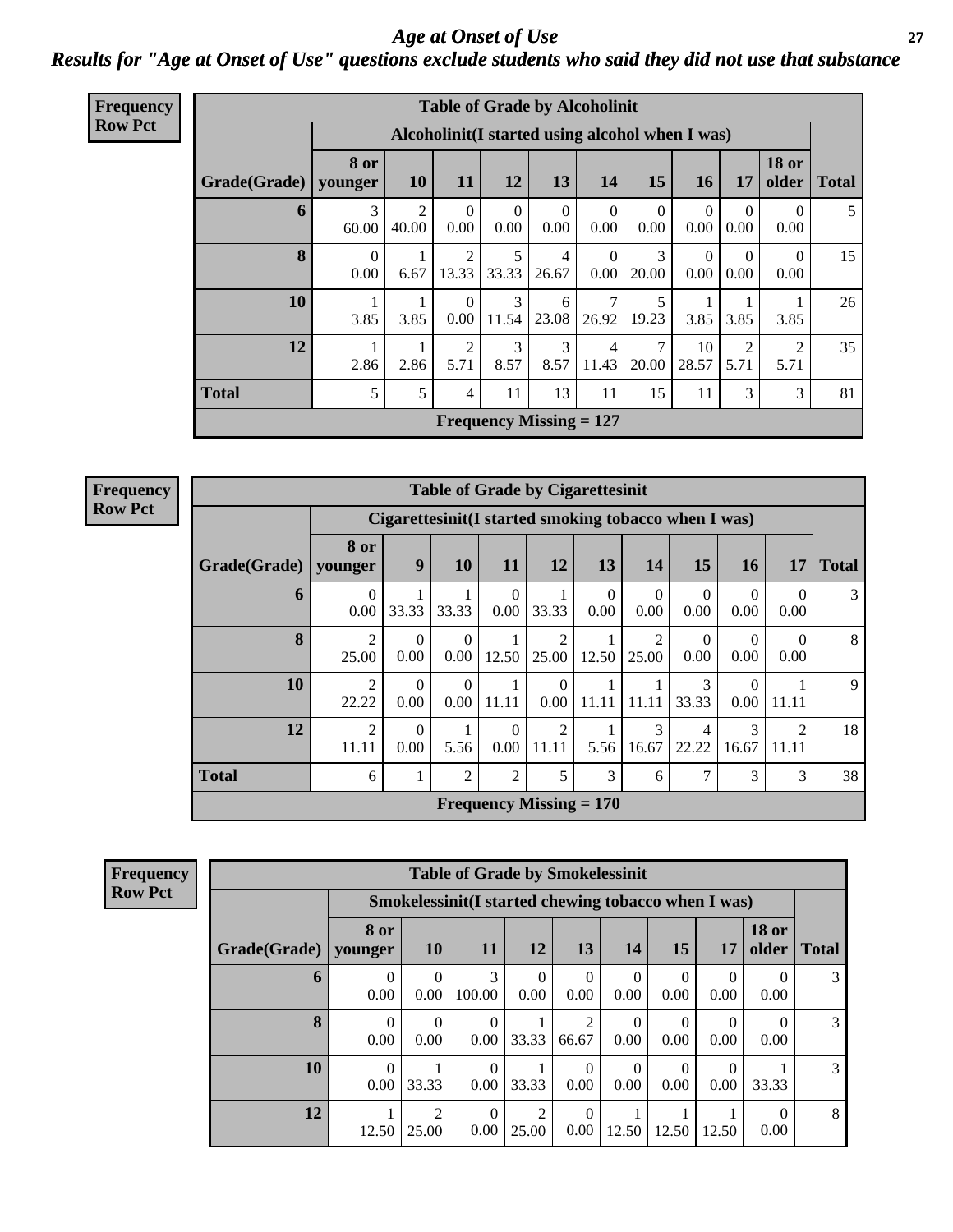# Age at Onset of Use

## Results for "Age at Onset of Use" questions exclude students who said they did not use that substance

**Frequency Row Pct**

| Table of Grade by Alcoholinit | | | | | | | | | | | |
|---|---|---|---|---|---|---|---|---|---|---|---|
| | Alcoholinit(I started using alcohol when I was) | | | | | | | | | | |
| Grade(Grade) | 8 or younger | 10 | 11 | 12 | 13 | 14 | 15 | 16 | 17 | 18 or older | Total |
| 6 | 3 60.00 | 2 40.00 | 0 0.00 | 0 0.00 | 0 0.00 | 0 0.00 | 0 0.00 | 0 0.00 | 0 0.00 | 0 0.00 | 5 |
| 8 | 0 0.00 | 1 6.67 | 2 13.33 | 5 33.33 | 4 26.67 | 0 0.00 | 3 20.00 | 0 0.00 | 0 0.00 | 0 0.00 | 15 |
| 10 | 1 3.85 | 1 3.85 | 0 0.00 | 3 11.54 | 6 23.08 | 7 26.92 | 5 19.23 | 1 3.85 | 1 3.85 | 1 3.85 | 26 |
| 12 | 1 2.86 | 1 2.86 | 2 5.71 | 3 8.57 | 3 8.57 | 4 11.43 | 7 20.00 | 10 28.57 | 2 5.71 | 2 5.71 | 35 |
| Total | 5 | 5 | 4 | 11 | 13 | 11 | 15 | 11 | 3 | 3 | 81 |
| Frequency Missing = 127 | | | | | | | | | | | |

**Frequency Row Pct**

| Table of Grade by Cigarettesinit | | | | | | | | | | | |
|---|---|---|---|---|---|---|---|---|---|---|---|
| | Cigarettesinit(I started smoking tobacco when I was) | | | | | | | | | | |
| Grade(Grade) | 8 or younger | 9 | 10 | 11 | 12 | 13 | 14 | 15 | 16 | 17 | Total |
| 6 | 0 0.00 | 1 33.33 | 1 33.33 | 0 0.00 | 1 33.33 | 0 0.00 | 0 0.00 | 0 0.00 | 0 0.00 | 0 0.00 | 3 |
| 8 | 2 25.00 | 0 0.00 | 0 0.00 | 1 12.50 | 2 25.00 | 1 12.50 | 2 25.00 | 0 0.00 | 0 0.00 | 0 0.00 | 8 |
| 10 | 2 22.22 | 0 0.00 | 0 0.00 | 1 11.11 | 0 0.00 | 1 11.11 | 1 11.11 | 3 33.33 | 0 0.00 | 1 11.11 | 9 |
| 12 | 2 11.11 | 0 0.00 | 1 5.56 | 0 0.00 | 2 11.11 | 1 5.56 | 3 16.67 | 4 22.22 | 3 16.67 | 2 11.11 | 18 |
| Total | 6 | 1 | 2 | 2 | 5 | 3 | 6 | 7 | 3 | 3 | 38 |
| Frequency Missing = 170 | | | | | | | | | | | |

**Frequency Row Pct**

| Table of Grade by Smokelessinit | | | | | | | | | | |
|---|---|---|---|---|---|---|---|---|---|---|
| | Smokelessinit(I started chewing tobacco when I was) | | | | | | | | | |
| Grade(Grade) | 8 or younger | 10 | 11 | 12 | 13 | 14 | 15 | 17 | 18 or older | Total |
| 6 | 0 0.00 | 0 0.00 | 3 100.00 | 0 0.00 | 0 0.00 | 0 0.00 | 0 0.00 | 0 0.00 | 0 0.00 | 3 |
| 8 | 0 0.00 | 0 0.00 | 0 0.00 | 1 33.33 | 2 66.67 | 0 0.00 | 0 0.00 | 0 0.00 | 0 0.00 | 3 |
| 10 | 0 0.00 | 1 33.33 | 0 0.00 | 1 33.33 | 0 0.00 | 0 0.00 | 0 0.00 | 0 0.00 | 1 33.33 | 3 |
| 12 | 1 12.50 | 2 25.00 | 0 0.00 | 2 25.00 | 0 0.00 | 1 12.50 | 1 12.50 | 1 12.50 | 0 0.00 | 8 |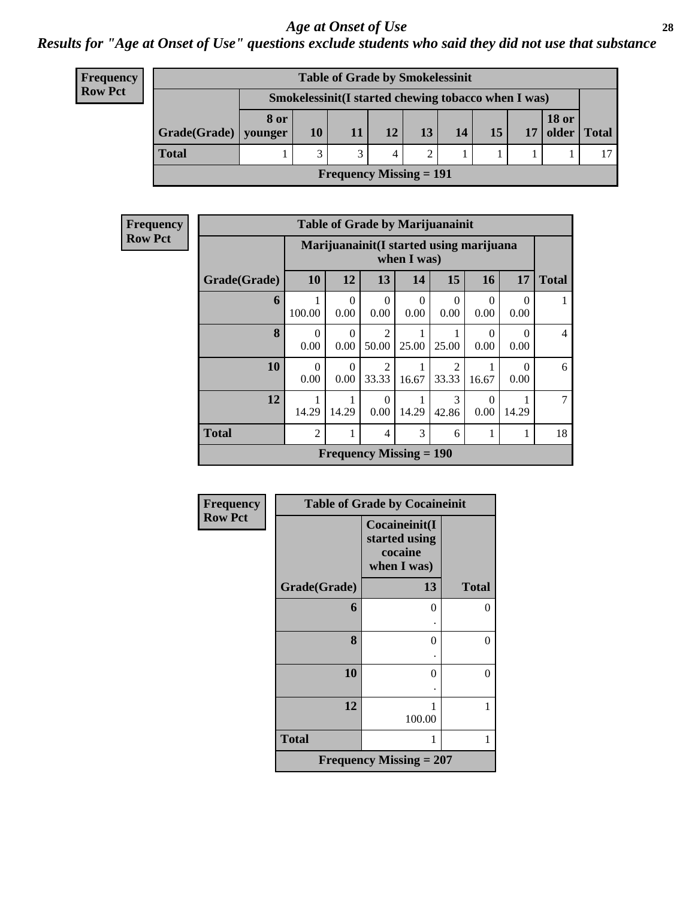## Age at Onset of Use

***Results for "Age at Onset of Use" questions exclude students who said they did not use that substance***

**Frequency**
**Row Pct**

| Table of Grade by Smokelessinit | | | | | | | | | | |
|---|---|---|---|---|---|---|---|---|---|---|
| | Smokelessinit(I started chewing tobacco when I was) | | | | | | | | | |
| Grade(Grade) | 8 or younger | 10 | 11 | 12 | 13 | 14 | 15 | 17 | 18 or older | Total |
| **Total** | 1 | 3 | 3 | 4 | 2 | 1 | 1 | 1 | 1 | 17 |
| Frequency Missing = 191 | | | | | | | | | | |

**Frequency**
**Row Pct**

| Table of Grade by Marijuanainit | | | | | | | | |
|---|---|---|---|---|---|---|---|---|
| | Marijuanainit(I started using marijuana when I was) | | | | | | | |
| Grade(Grade) | 10 | 12 | 13 | 14 | 15 | 16 | 17 | Total |
| **6** | 1<br>100.00 | 0<br>0.00 | 0<br>0.00 | 0<br>0.00 | 0<br>0.00 | 0<br>0.00 | 0<br>0.00 | 1 |
| **8** | 0<br>0.00 | 0<br>0.00 | 2<br>50.00 | 1<br>25.00 | 1<br>25.00 | 0<br>0.00 | 0<br>0.00 | 4 |
| **10** | 0<br>0.00 | 0<br>0.00 | 2<br>33.33 | 1<br>16.67 | 2<br>33.33 | 1<br>16.67 | 0<br>0.00 | 6 |
| **12** | 1<br>14.29 | 1<br>14.29 | 0<br>0.00 | 1<br>14.29 | 3<br>42.86 | 0<br>0.00 | 1<br>14.29 | 7 |
| **Total** | 2 | 1 | 4 | 3 | 6 | 1 | 1 | 18 |
| Frequency Missing = 190 | | | | | | | | |

**Frequency**
**Row Pct**

| Table of Grade by Cocaineinit | | |
|---|---|---|
| | Cocaineinit(I started using cocaine when I was) | |
| Grade(Grade) | 13 | Total |
| **6** | 0<br>. | 0 |
| **8** | 0<br>. | 0 |
| **10** | 0<br>. | 0 |
| **12** | 1<br>100.00 | 1 |
| **Total** | 1 | 1 |
| Frequency Missing = 207 | | |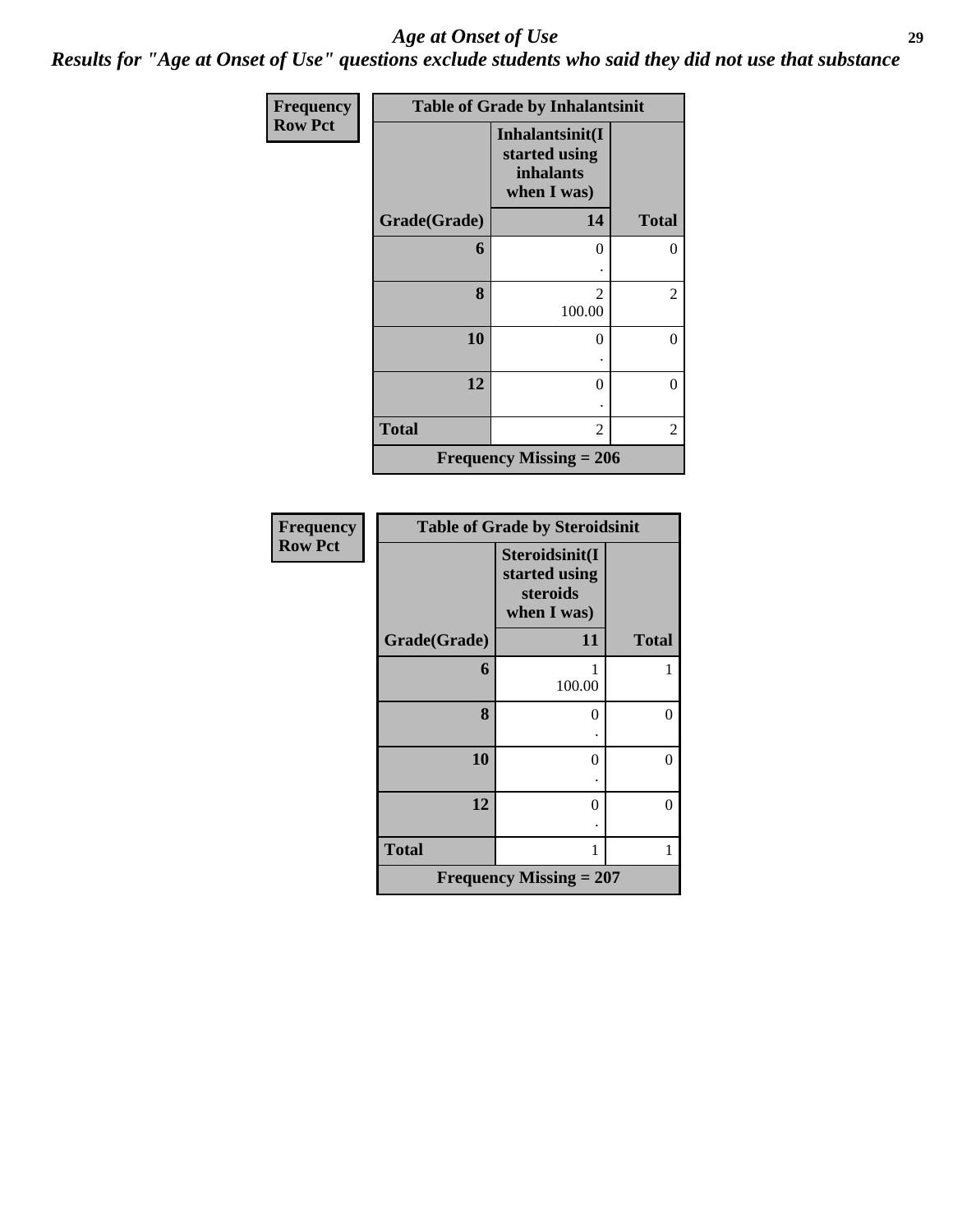# *Age at Onset of Use*

***Results for "Age at Onset of Use" questions exclude students who said they did not use that substance***

**Frequency**
**Row Pct**

| Table of Grade by Inhalantsinit | | |
|---|---|---|
| | Inhalantsinit(I started using inhalants when I was) | |
| Grade(Grade) | 14 | Total |
| 6 | 0<br>. | 0 |
| 8 | 2<br>100.00 | 2 |
| 10 | 0<br>. | 0 |
| 12 | 0<br>. | 0 |
| Total | 2 | 2 |
| Frequency Missing = 206 | | |

**Frequency**
**Row Pct**

| Table of Grade by Steroidsinit | | |
|---|---|---|
| | Steroidsinit(I started using steroids when I was) | |
| Grade(Grade) | 11 | Total |
| 6 | 1<br>100.00 | 1 |
| 8 | 0<br>. | 0 |
| 10 | 0<br>. | 0 |
| 12 | 0<br>. | 0 |
| Total | 1 | 1 |
| Frequency Missing = 207 | | |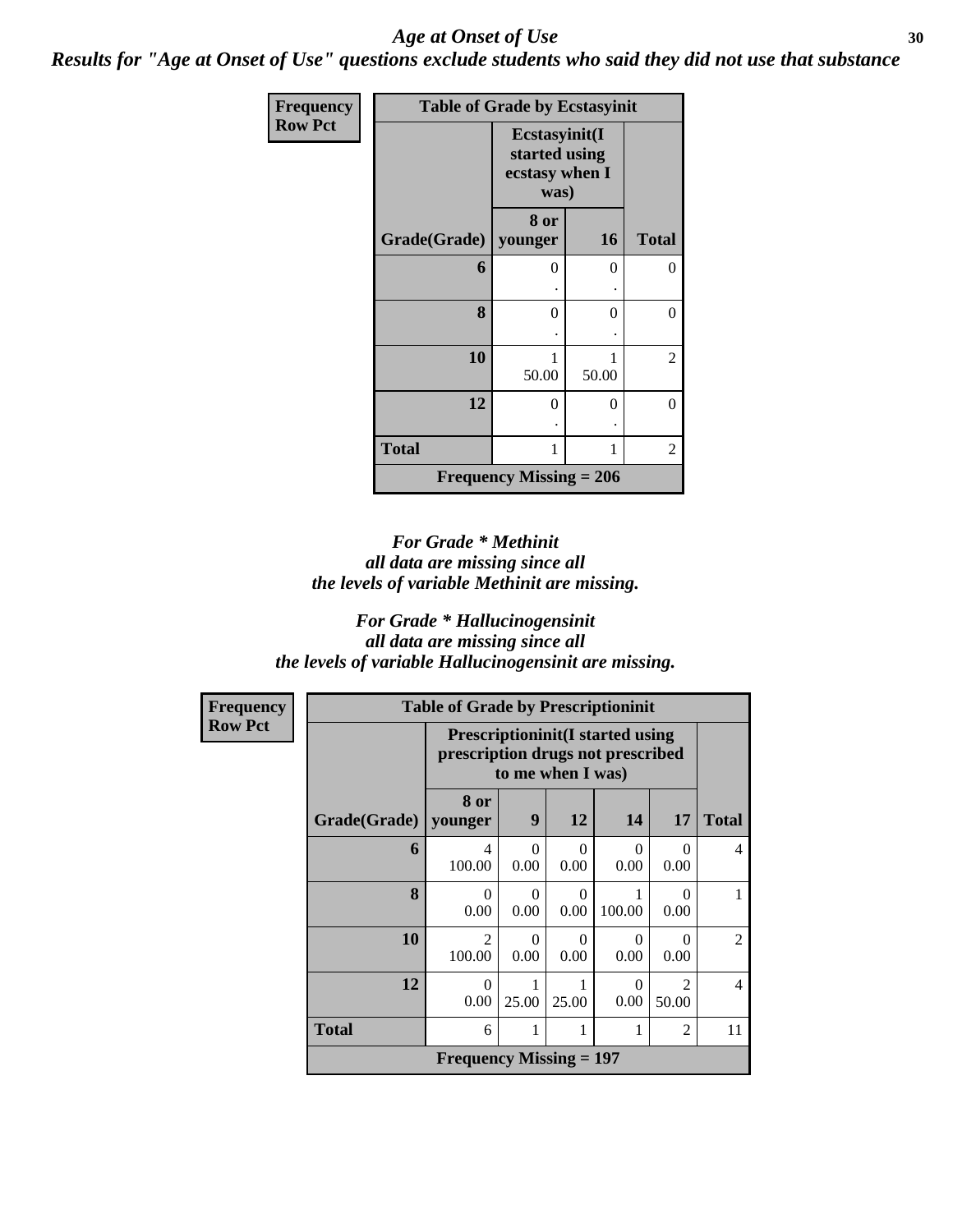*Age at Onset of Use*

***Results for "Age at Onset of Use" questions exclude students who said they did not use that substance***

**Frequency**
**Row Pct**

| Table of Grade by Ecstasyinit | | | |
|---|---|---|---|
| | Ecstasyinit(I started using ecstasy when I was) | | |
| Grade(Grade) | 8 or younger | 16 | Total |
| 6 | 0<br>. | 0<br>. | 0 |
| 8 | 0<br>. | 0<br>. | 0 |
| 10 | 1<br>50.00 | 1<br>50.00 | 2 |
| 12 | 0<br>. | 0<br>. | 0 |
| Total | 1 | 1 | 2 |
| Frequency Missing = 206 | | | |

*For Grade * Methinit*
*all data are missing since all*
*the levels of variable Methinit are missing.*

*For Grade * Hallucinogensinit*
*all data are missing since all*
*the levels of variable Hallucinogensinit are missing.*

**Frequency**
**Row Pct**

| Table of Grade by Prescriptioninit | | | | | | |
|---|---|---|---|---|---|---|
| | Prescriptioninit(I started using prescription drugs not prescribed to me when I was) | | | | | |
| Grade(Grade) | 8 or younger | 9 | 12 | 14 | 17 | Total |
| 6 | 4<br>100.00 | 0<br>0.00 | 0<br>0.00 | 0<br>0.00 | 0<br>0.00 | 4 |
| 8 | 0<br>0.00 | 0<br>0.00 | 0<br>0.00 | 1<br>100.00 | 0<br>0.00 | 1 |
| 10 | 2<br>100.00 | 0<br>0.00 | 0<br>0.00 | 0<br>0.00 | 0<br>0.00 | 2 |
| 12 | 0<br>0.00 | 1<br>25.00 | 1<br>25.00 | 0<br>0.00 | 2<br>50.00 | 4 |
| Total | 6 | 1 | 1 | 1 | 2 | 11 |
| Frequency Missing = 197 | | | | | | |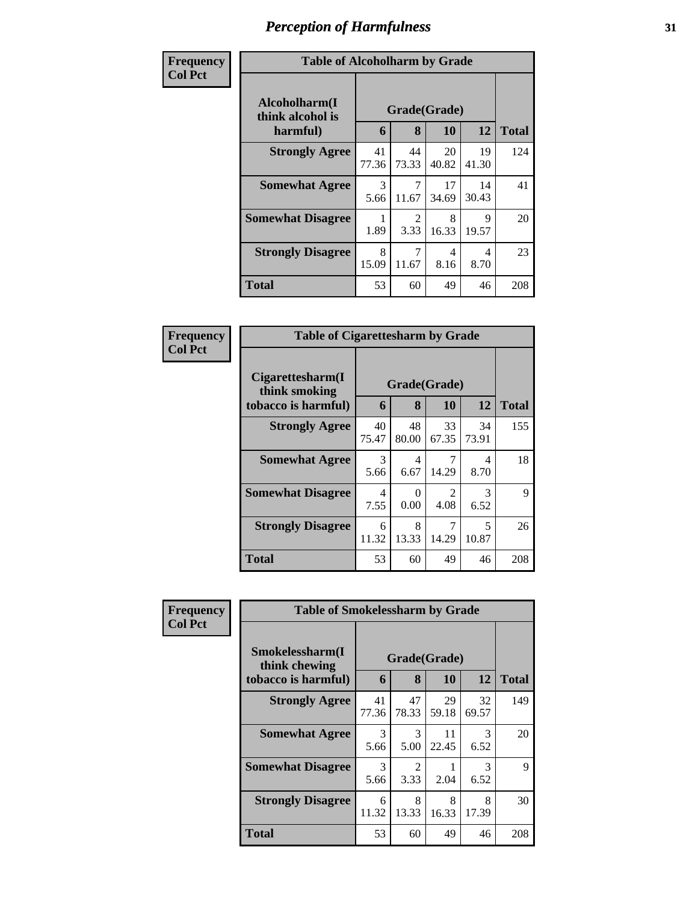# Perception of Harmfulness

**Frequency**
**Col Pct**

| Table of Alcoholharm by Grade | | | | | |
|---|---|---|---|---|---|
| Alcoholharm(I think alcohol is harmful) | Grade(Grade) | | | | |
| | 6 | 8 | 10 | 12 | Total |
| Strongly Agree | 41<br>77.36 | 44<br>73.33 | 20<br>40.82 | 19<br>41.30 | 124 |
| Somewhat Agree | 3<br>5.66 | 7<br>11.67 | 17<br>34.69 | 14<br>30.43 | 41 |
| Somewhat Disagree | 1<br>1.89 | 2<br>3.33 | 8<br>16.33 | 9<br>19.57 | 20 |
| Strongly Disagree | 8<br>15.09 | 7<br>11.67 | 4<br>8.16 | 4<br>8.70 | 23 |
| Total | 53 | 60 | 49 | 46 | 208 |

**Frequency**
**Col Pct**

| Table of Cigarettesharm by Grade | | | | | |
|---|---|---|---|---|---|
| Cigarettesharm(I think smoking tobacco is harmful) | Grade(Grade) | | | | |
| | 6 | 8 | 10 | 12 | Total |
| Strongly Agree | 40<br>75.47 | 48<br>80.00 | 33<br>67.35 | 34<br>73.91 | 155 |
| Somewhat Agree | 3<br>5.66 | 4<br>6.67 | 7<br>14.29 | 4<br>8.70 | 18 |
| Somewhat Disagree | 4<br>7.55 | 0<br>0.00 | 2<br>4.08 | 3<br>6.52 | 9 |
| Strongly Disagree | 6<br>11.32 | 8<br>13.33 | 7<br>14.29 | 5<br>10.87 | 26 |
| Total | 53 | 60 | 49 | 46 | 208 |

**Frequency**
**Col Pct**

| Table of Smokelessharm by Grade | | | | | |
|---|---|---|---|---|---|
| Smokelessharm(I think chewing tobacco is harmful) | Grade(Grade) | | | | |
| | 6 | 8 | 10 | 12 | Total |
| Strongly Agree | 41<br>77.36 | 47<br>78.33 | 29<br>59.18 | 32<br>69.57 | 149 |
| Somewhat Agree | 3<br>5.66 | 3<br>5.00 | 11<br>22.45 | 3<br>6.52 | 20 |
| Somewhat Disagree | 3<br>5.66 | 2<br>3.33 | 1<br>2.04 | 3<br>6.52 | 9 |
| Strongly Disagree | 6<br>11.32 | 8<br>13.33 | 8<br>16.33 | 8<br>17.39 | 30 |
| Total | 53 | 60 | 49 | 46 | 208 |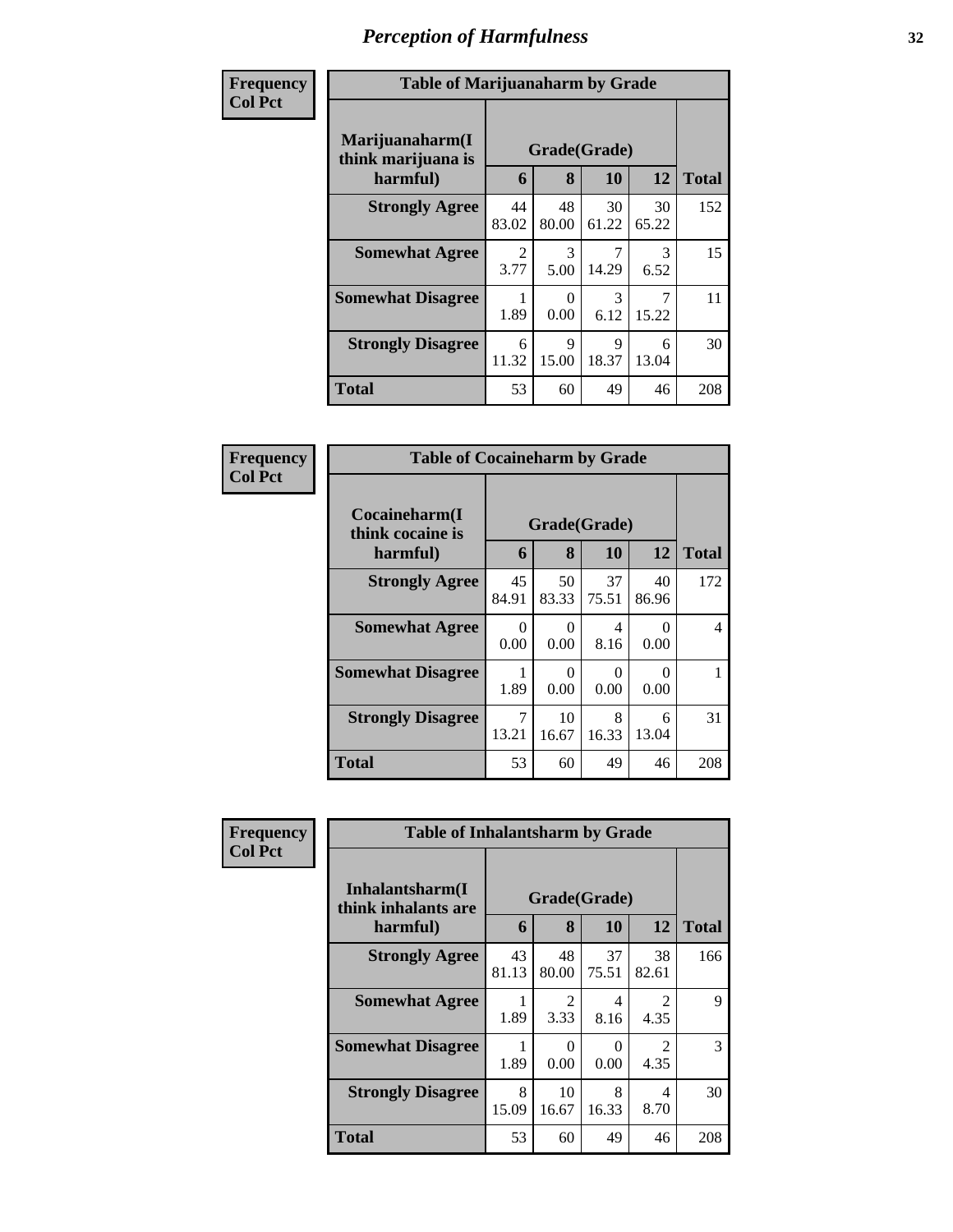# Perception of Harmfulness

**Frequency**
**Col Pct**

**Table of Marijuanaharm by Grade**

| Marijuanaharm(I think marijuana is harmful) | Grade(Grade) | | | | Total |
|---|---|---|---|---|---|
| | 6 | 8 | 10 | 12 | |
| **Strongly Agree** | 44<br>83.02 | 48<br>80.00 | 30<br>61.22 | 30<br>65.22 | 152 |
| **Somewhat Agree** | 2<br>3.77 | 3<br>5.00 | 7<br>14.29 | 3<br>6.52 | 15 |
| **Somewhat Disagree** | 1<br>1.89 | 0<br>0.00 | 3<br>6.12 | 7<br>15.22 | 11 |
| **Strongly Disagree** | 6<br>11.32 | 9<br>15.00 | 9<br>18.37 | 6<br>13.04 | 30 |
| **Total** | 53 | 60 | 49 | 46 | 208 |

**Frequency**
**Col Pct**

**Table of Cocaineharm by Grade**

| Cocaineharm(I think cocaine is harmful) | Grade(Grade) | | | | Total |
|---|---|---|---|---|---|
| | 6 | 8 | 10 | 12 | |
| **Strongly Agree** | 45<br>84.91 | 50<br>83.33 | 37<br>75.51 | 40<br>86.96 | 172 |
| **Somewhat Agree** | 0<br>0.00 | 0<br>0.00 | 4<br>8.16 | 0<br>0.00 | 4 |
| **Somewhat Disagree** | 1<br>1.89 | 0<br>0.00 | 0<br>0.00 | 0<br>0.00 | 1 |
| **Strongly Disagree** | 7<br>13.21 | 10<br>16.67 | 8<br>16.33 | 6<br>13.04 | 31 |
| **Total** | 53 | 60 | 49 | 46 | 208 |

**Frequency**
**Col Pct**

**Table of Inhalantsharm by Grade**

| Inhalantsharm(I think inhalants are harmful) | Grade(Grade) | | | | Total |
|---|---|---|---|---|---|
| | 6 | 8 | 10 | 12 | |
| **Strongly Agree** | 43<br>81.13 | 48<br>80.00 | 37<br>75.51 | 38<br>82.61 | 166 |
| **Somewhat Agree** | 1<br>1.89 | 2<br>3.33 | 4<br>8.16 | 2<br>4.35 | 9 |
| **Somewhat Disagree** | 1<br>1.89 | 0<br>0.00 | 0<br>0.00 | 2<br>4.35 | 3 |
| **Strongly Disagree** | 8<br>15.09 | 10<br>16.67 | 8<br>16.33 | 4<br>8.70 | 30 |
| **Total** | 53 | 60 | 49 | 46 | 208 |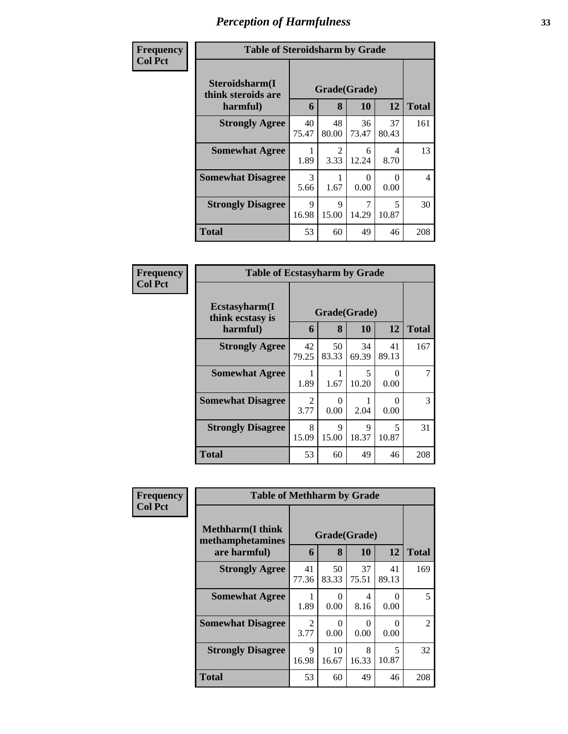# Perception of Harmfulness

| Frequency Col Pct | Table of Steroidsharm by Grade | | | | |
|---|---|---|---|---|---|
| Steroidsharm(I think steroids are harmful) | Grade(Grade) | | | | |
| | 6 | 8 | 10 | 12 | Total |
| Strongly Agree | 40 75.47 | 48 80.00 | 36 73.47 | 37 80.43 | 161 |
| Somewhat Agree | 1 1.89 | 2 3.33 | 6 12.24 | 4 8.70 | 13 |
| Somewhat Disagree | 3 5.66 | 1 1.67 | 0 0.00 | 0 0.00 | 4 |
| Strongly Disagree | 9 16.98 | 9 15.00 | 7 14.29 | 5 10.87 | 30 |
| Total | 53 | 60 | 49 | 46 | 208 |

| Frequency Col Pct | Table of Ecstasyharm by Grade | | | | |
|---|---|---|---|---|---|
| Ecstasyharm(I think ecstasy is harmful) | Grade(Grade) | | | | |
| | 6 | 8 | 10 | 12 | Total |
| Strongly Agree | 42 79.25 | 50 83.33 | 34 69.39 | 41 89.13 | 167 |
| Somewhat Agree | 1 1.89 | 1 1.67 | 5 10.20 | 0 0.00 | 7 |
| Somewhat Disagree | 2 3.77 | 0 0.00 | 1 2.04 | 0 0.00 | 3 |
| Strongly Disagree | 8 15.09 | 9 15.00 | 9 18.37 | 5 10.87 | 31 |
| Total | 53 | 60 | 49 | 46 | 208 |

| Frequency Col Pct | Table of Methharm by Grade | | | | |
|---|---|---|---|---|---|
| Methharm(I think methamphetamines are harmful) | Grade(Grade) | | | | |
| | 6 | 8 | 10 | 12 | Total |
| Strongly Agree | 41 77.36 | 50 83.33 | 37 75.51 | 41 89.13 | 169 |
| Somewhat Agree | 1 1.89 | 0 0.00 | 4 8.16 | 0 0.00 | 5 |
| Somewhat Disagree | 2 3.77 | 0 0.00 | 0 0.00 | 0 0.00 | 2 |
| Strongly Disagree | 9 16.98 | 10 16.67 | 8 16.33 | 5 10.87 | 32 |
| Total | 53 | 60 | 49 | 46 | 208 |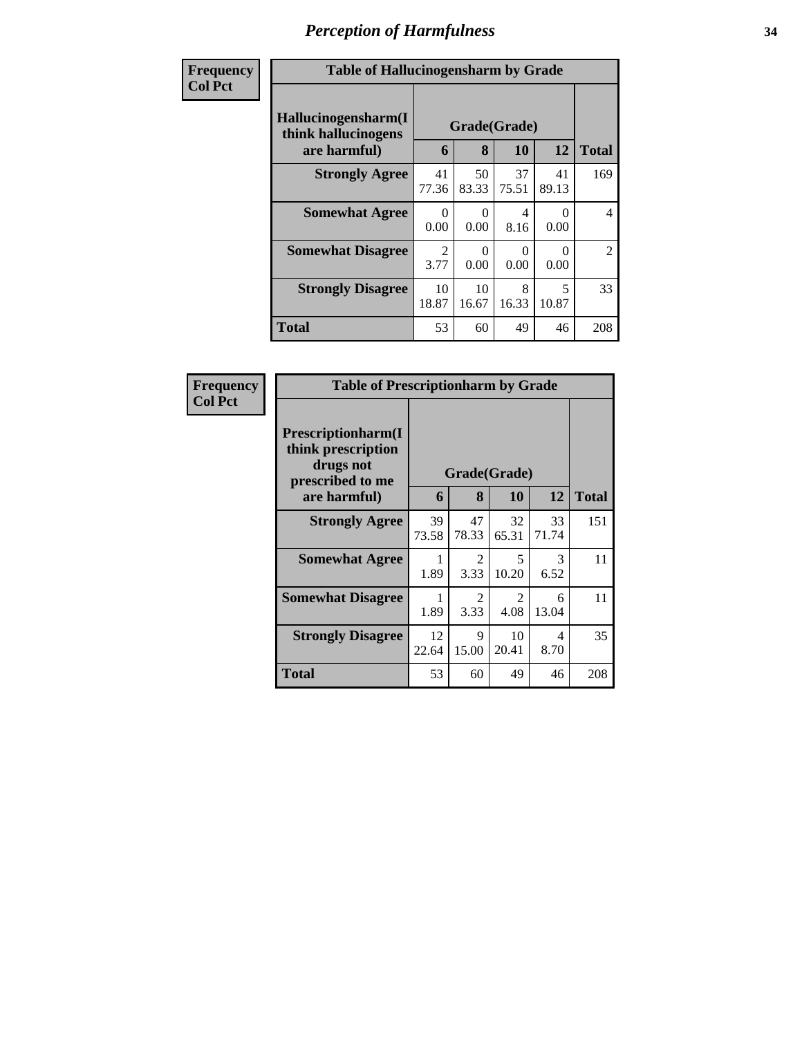# Perception of Harmfulness

| Frequency<br>Col Pct |
|---|

**Table of Hallucinogensharm by Grade**

| Hallucinogensharm(I think hallucinogens are harmful) | Grade(Grade) | | | | Total |
|---|---|---|---|---|---|
| | 6 | 8 | 10 | 12 | |
| **Strongly Agree** | 41<br>77.36 | 50<br>83.33 | 37<br>75.51 | 41<br>89.13 | 169 |
| **Somewhat Agree** | 0<br>0.00 | 0<br>0.00 | 4<br>8.16 | 0<br>0.00 | 4 |
| **Somewhat Disagree** | 2<br>3.77 | 0<br>0.00 | 0<br>0.00 | 0<br>0.00 | 2 |
| **Strongly Disagree** | 10<br>18.87 | 10<br>16.67 | 8<br>16.33 | 5<br>10.87 | 33 |
| **Total** | 53 | 60 | 49 | 46 | 208 |

| Frequency<br>Col Pct |
|---|

**Table of Prescriptionharm by Grade**

| Prescriptionharm(I think prescription drugs not prescribed to me are harmful) | Grade(Grade) | | | | Total |
|---|---|---|---|---|---|
| | 6 | 8 | 10 | 12 | |
| **Strongly Agree** | 39<br>73.58 | 47<br>78.33 | 32<br>65.31 | 33<br>71.74 | 151 |
| **Somewhat Agree** | 1<br>1.89 | 2<br>3.33 | 5<br>10.20 | 3<br>6.52 | 11 |
| **Somewhat Disagree** | 1<br>1.89 | 2<br>3.33 | 2<br>4.08 | 6<br>13.04 | 11 |
| **Strongly Disagree** | 12<br>22.64 | 9<br>15.00 | 10<br>20.41 | 4<br>8.70 | 35 |
| **Total** | 53 | 60 | 49 | 46 | 208 |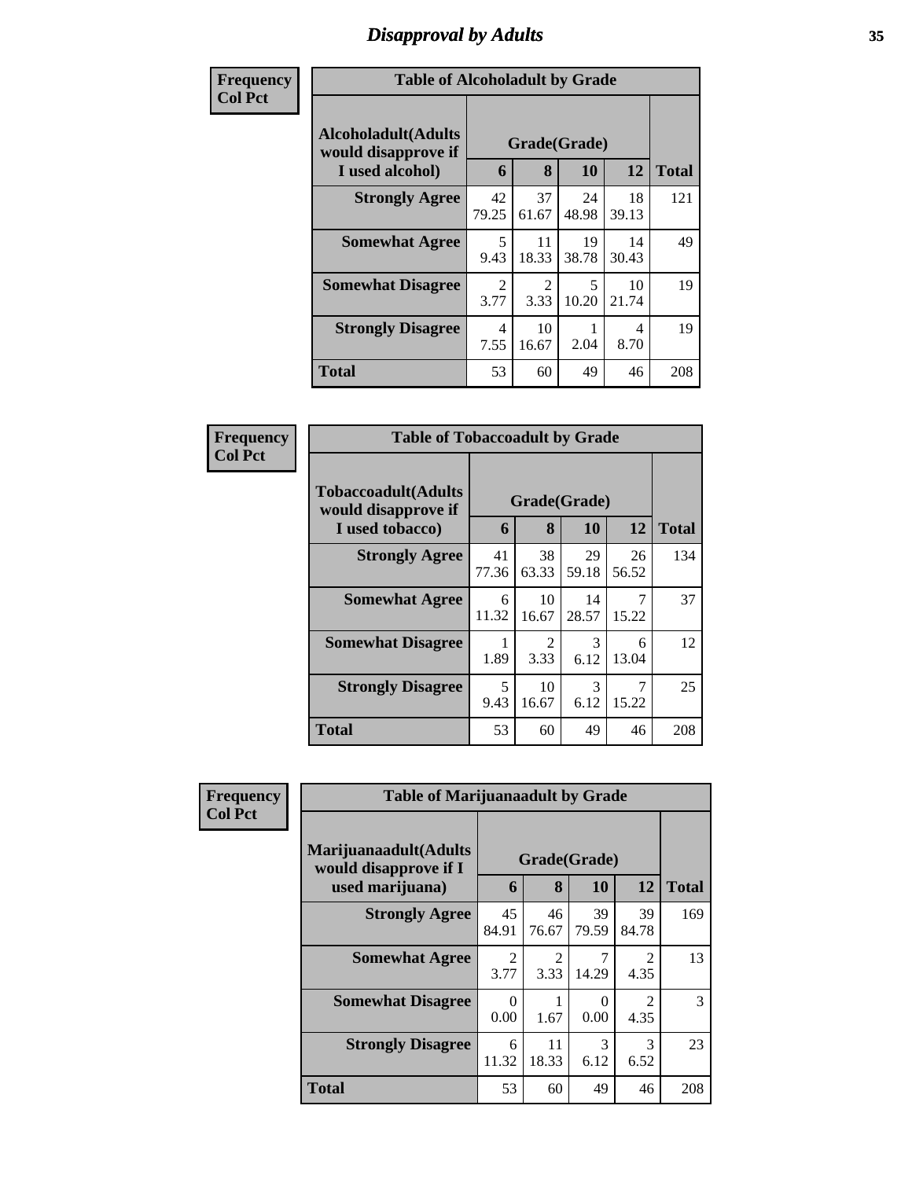# Disapproval by Adults

**Frequency**
**Col Pct**

| Table of Alcoholadult by Grade | | | | | |
|---|---|---|---|---|---|
| Alcoholadult(Adults would disapprove if I used alcohol) | Grade(Grade) | | | | Total |
| | 6 | 8 | 10 | 12 | |
| **Strongly Agree** | 42<br>79.25 | 37<br>61.67 | 24<br>48.98 | 18<br>39.13 | 121 |
| **Somewhat Agree** | 5<br>9.43 | 11<br>18.33 | 19<br>38.78 | 14<br>30.43 | 49 |
| **Somewhat Disagree** | 2<br>3.77 | 2<br>3.33 | 5<br>10.20 | 10<br>21.74 | 19 |
| **Strongly Disagree** | 4<br>7.55 | 10<br>16.67 | 1<br>2.04 | 4<br>8.70 | 19 |
| **Total** | 53 | 60 | 49 | 46 | 208 |

**Frequency**
**Col Pct**

| Table of Tobaccoadult by Grade | | | | | |
|---|---|---|---|---|---|
| Tobaccoadult(Adults would disapprove if I used tobacco) | Grade(Grade) | | | | Total |
| | 6 | 8 | 10 | 12 | |
| **Strongly Agree** | 41<br>77.36 | 38<br>63.33 | 29<br>59.18 | 26<br>56.52 | 134 |
| **Somewhat Agree** | 6<br>11.32 | 10<br>16.67 | 14<br>28.57 | 7<br>15.22 | 37 |
| **Somewhat Disagree** | 1<br>1.89 | 2<br>3.33 | 3<br>6.12 | 6<br>13.04 | 12 |
| **Strongly Disagree** | 5<br>9.43 | 10<br>16.67 | 3<br>6.12 | 7<br>15.22 | 25 |
| **Total** | 53 | 60 | 49 | 46 | 208 |

**Frequency**
**Col Pct**

| Table of Marijuanaadult by Grade | | | | | |
|---|---|---|---|---|---|
| Marijuanaadult(Adults would disapprove if I used marijuana) | Grade(Grade) | | | | Total |
| | 6 | 8 | 10 | 12 | |
| **Strongly Agree** | 45<br>84.91 | 46<br>76.67 | 39<br>79.59 | 39<br>84.78 | 169 |
| **Somewhat Agree** | 2<br>3.77 | 2<br>3.33 | 7<br>14.29 | 2<br>4.35 | 13 |
| **Somewhat Disagree** | 0<br>0.00 | 1<br>1.67 | 0<br>0.00 | 2<br>4.35 | 3 |
| **Strongly Disagree** | 6<br>11.32 | 11<br>18.33 | 3<br>6.12 | 3<br>6.52 | 23 |
| **Total** | 53 | 60 | 49 | 46 | 208 |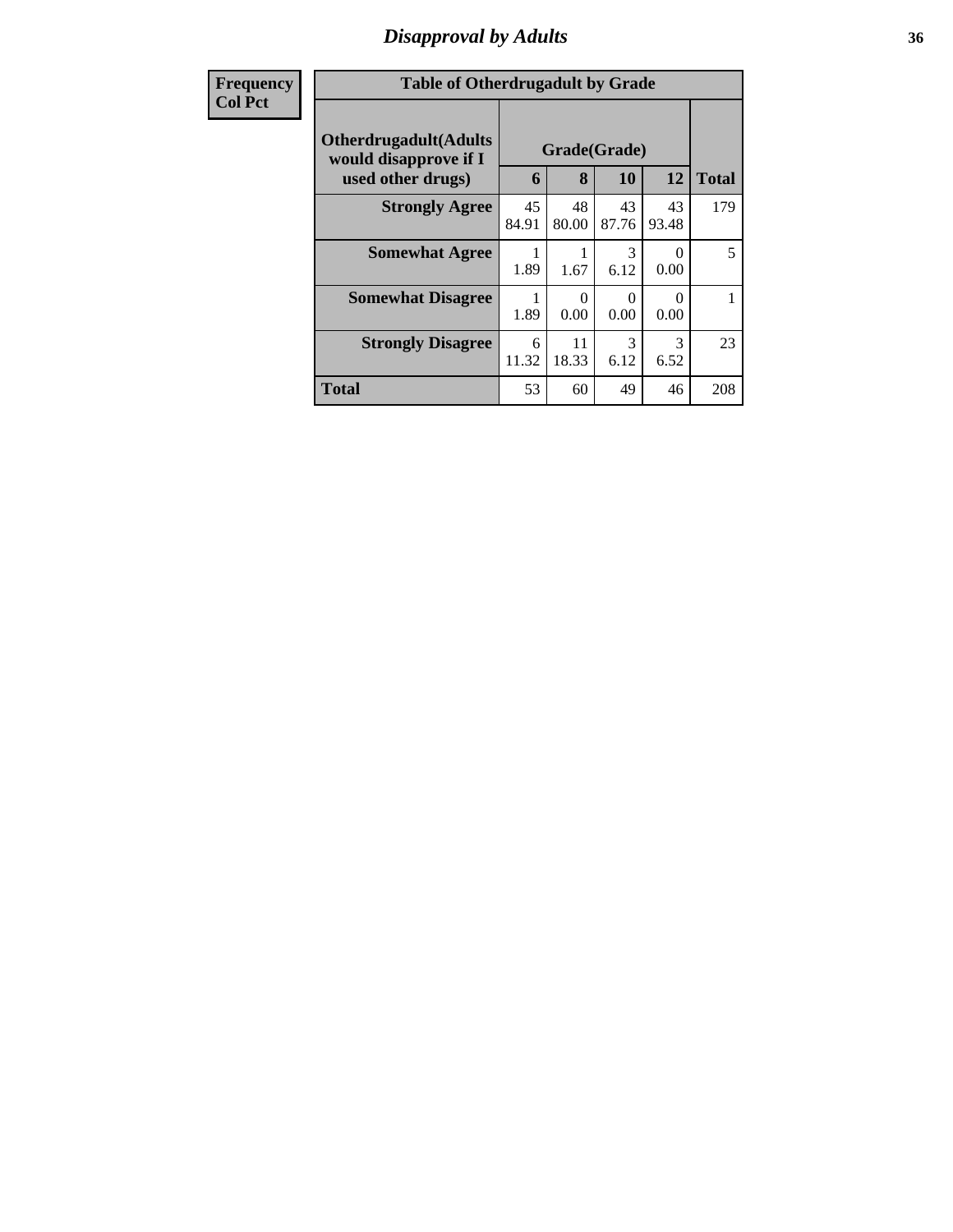# *Disapproval by Adults*

**Frequency**
**Col Pct**

**Table of Otherdrugadult by Grade**

| Otherdrugadult(Adults would disapprove if I used other drugs) | Grade(Grade) | | | | |
|---|---|---|---|---|---|
| | 6 | 8 | 10 | 12 | Total |
| **Strongly Agree** | 45<br>84.91 | 48<br>80.00 | 43<br>87.76 | 43<br>93.48 | 179 |
| **Somewhat Agree** | 1<br>1.89 | 1<br>1.67 | 3<br>6.12 | 0<br>0.00 | 5 |
| **Somewhat Disagree** | 1<br>1.89 | 0<br>0.00 | 0<br>0.00 | 0<br>0.00 | 1 |
| **Strongly Disagree** | 6<br>11.32 | 11<br>18.33 | 3<br>6.12 | 3<br>6.52 | 23 |
| **Total** | 53 | 60 | 49 | 46 | 208 |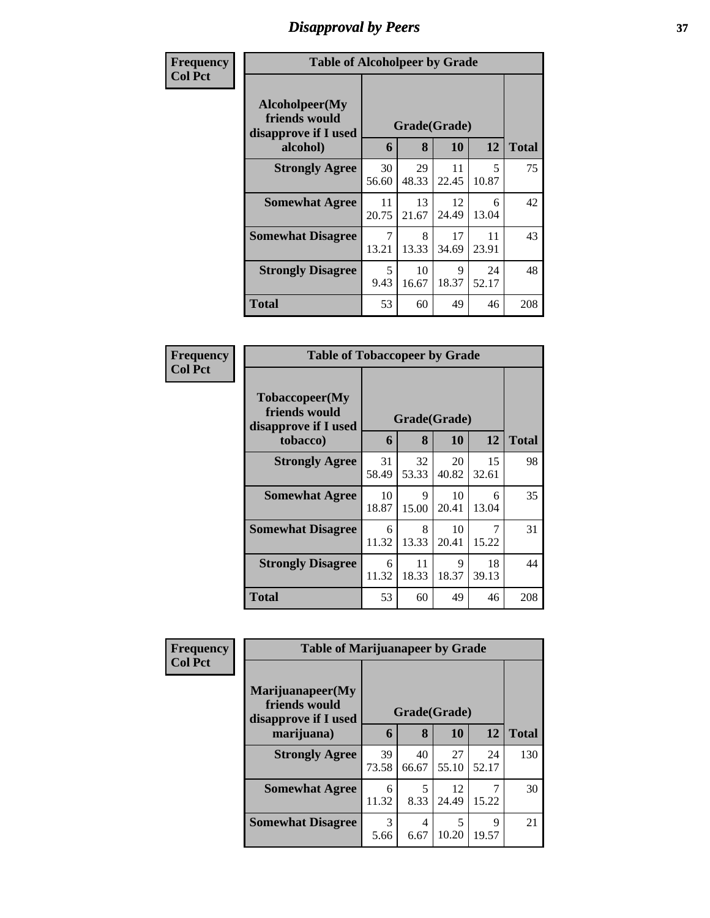# Disapproval by Peers

**Frequency**
**Col Pct**

| Table of Alcoholpeer by Grade | | | | | |
|---|---|---|---|---|---|
| Alcoholpeer(My friends would disapprove if I used alcohol) | Grade(Grade) | | | | |
| | 6 | 8 | 10 | 12 | Total |
| Strongly Agree | 30<br>56.60 | 29<br>48.33 | 11<br>22.45 | 5<br>10.87 | 75 |
| Somewhat Agree | 11<br>20.75 | 13<br>21.67 | 12<br>24.49 | 6<br>13.04 | 42 |
| Somewhat Disagree | 7<br>13.21 | 8<br>13.33 | 17<br>34.69 | 11<br>23.91 | 43 |
| Strongly Disagree | 5<br>9.43 | 10<br>16.67 | 9<br>18.37 | 24<br>52.17 | 48 |
| Total | 53 | 60 | 49 | 46 | 208 |

**Frequency**
**Col Pct**

| Table of Tobaccopeer by Grade | | | | | |
|---|---|---|---|---|---|
| Tobaccopeer(My friends would disapprove if I used tobacco) | Grade(Grade) | | | | |
| | 6 | 8 | 10 | 12 | Total |
| Strongly Agree | 31<br>58.49 | 32<br>53.33 | 20<br>40.82 | 15<br>32.61 | 98 |
| Somewhat Agree | 10<br>18.87 | 9<br>15.00 | 10<br>20.41 | 6<br>13.04 | 35 |
| Somewhat Disagree | 6<br>11.32 | 8<br>13.33 | 10<br>20.41 | 7<br>15.22 | 31 |
| Strongly Disagree | 6<br>11.32 | 11<br>18.33 | 9<br>18.37 | 18<br>39.13 | 44 |
| Total | 53 | 60 | 49 | 46 | 208 |

**Frequency**
**Col Pct**

| Table of Marijuanapeer by Grade | | | | | |
|---|---|---|---|---|---|
| Marijuanapeer(My friends would disapprove if I used marijuana) | Grade(Grade) | | | | |
| | 6 | 8 | 10 | 12 | Total |
| Strongly Agree | 39<br>73.58 | 40<br>66.67 | 27<br>55.10 | 24<br>52.17 | 130 |
| Somewhat Agree | 6<br>11.32 | 5<br>8.33 | 12<br>24.49 | 7<br>15.22 | 30 |
| Somewhat Disagree | 3<br>5.66 | 4<br>6.67 | 5<br>10.20 | 9<br>19.57 | 21 |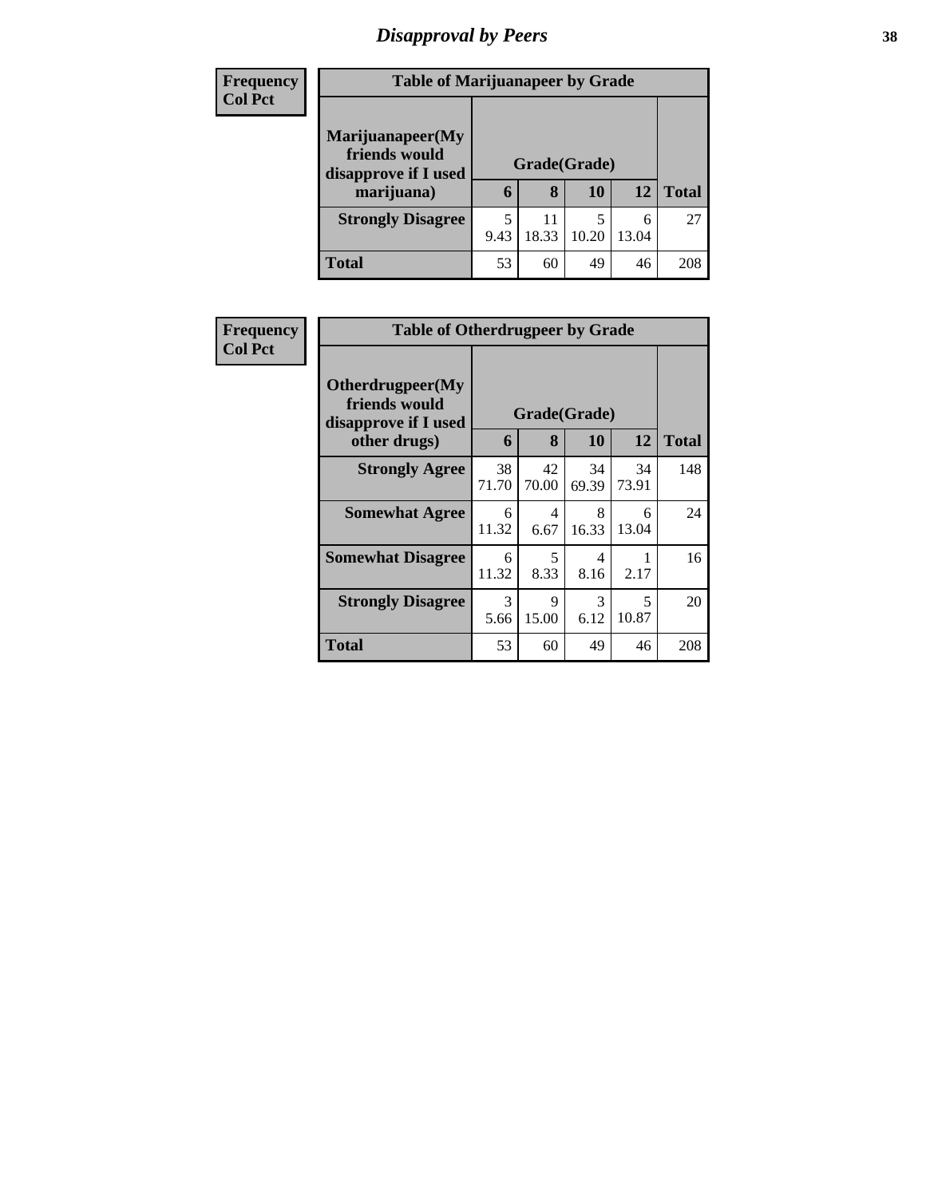# Disapproval by Peers

| Frequency<br>Col Pct | | | | | |
|---|---|---|---|---|---|
| **Table of Marijuanapeer by Grade** | | | | | |
| **Marijuanapeer(My friends would disapprove if I used marijuana)** | **Grade(Grade)** | | | | |
| | **6** | **8** | **10** | **12** | **Total** |
| **Strongly Disagree** | 5<br>9.43 | 11<br>18.33 | 5<br>10.20 | 6<br>13.04 | 27 |
| **Total** | 53 | 60 | 49 | 46 | 208 |

| Frequency<br>Col Pct | | | | | |
|---|---|---|---|---|---|
| **Table of Otherdrugpeer by Grade** | | | | | |
| **Otherdrugpeer(My friends would disapprove if I used other drugs)** | **Grade(Grade)** | | | | |
| | **6** | **8** | **10** | **12** | **Total** |
| **Strongly Agree** | 38<br>71.70 | 42<br>70.00 | 34<br>69.39 | 34<br>73.91 | 148 |
| **Somewhat Agree** | 6<br>11.32 | 4<br>6.67 | 8<br>16.33 | 6<br>13.04 | 24 |
| **Somewhat Disagree** | 6<br>11.32 | 5<br>8.33 | 4<br>8.16 | 1<br>2.17 | 16 |
| **Strongly Disagree** | 3<br>5.66 | 9<br>15.00 | 3<br>6.12 | 5<br>10.87 | 20 |
| **Total** | 53 | 60 | 49 | 46 | 208 |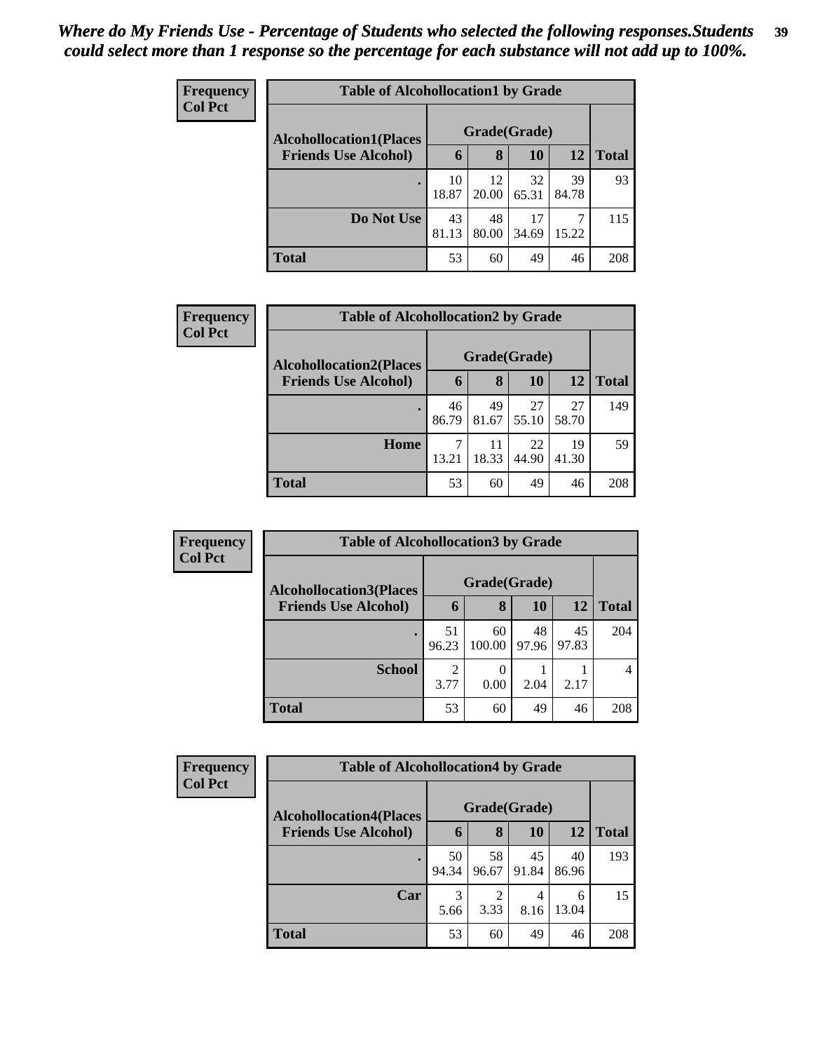*Where do My Friends Use - Percentage of Students who selected the following responses.Students could select more than 1 response so the percentage for each substance will not add up to 100%.*

**Frequency**
**Col Pct**

| Table of Alcohollocation1 by Grade | | | | | |
|---|---|---|---|---|---|
| **Alcohollocation1(Places Friends Use Alcohol)** | **Grade(Grade)** | | | | |
| | **6** | **8** | **10** | **12** | **Total** |
| **.** | 10<br>18.87 | 12<br>20.00 | 32<br>65.31 | 39<br>84.78 | 93 |
| **Do Not Use** | 43<br>81.13 | 48<br>80.00 | 17<br>34.69 | 7<br>15.22 | 115 |
| **Total** | 53 | 60 | 49 | 46 | 208 |

**Frequency**
**Col Pct**

| Table of Alcohollocation2 by Grade | | | | | |
|---|---|---|---|---|---|
| **Alcohollocation2(Places Friends Use Alcohol)** | **Grade(Grade)** | | | | |
| | **6** | **8** | **10** | **12** | **Total** |
| **.** | 46<br>86.79 | 49<br>81.67 | 27<br>55.10 | 27<br>58.70 | 149 |
| **Home** | 7<br>13.21 | 11<br>18.33 | 22<br>44.90 | 19<br>41.30 | 59 |
| **Total** | 53 | 60 | 49 | 46 | 208 |

**Frequency**
**Col Pct**

| Table of Alcohollocation3 by Grade | | | | | |
|---|---|---|---|---|---|
| **Alcohollocation3(Places Friends Use Alcohol)** | **Grade(Grade)** | | | | |
| | **6** | **8** | **10** | **12** | **Total** |
| **.** | 51<br>96.23 | 60<br>100.00 | 48<br>97.96 | 45<br>97.83 | 204 |
| **School** | 2<br>3.77 | 0<br>0.00 | 1<br>2.04 | 1<br>2.17 | 4 |
| **Total** | 53 | 60 | 49 | 46 | 208 |

**Frequency**
**Col Pct**

| Table of Alcohollocation4 by Grade | | | | | |
|---|---|---|---|---|---|
| **Alcohollocation4(Places Friends Use Alcohol)** | **Grade(Grade)** | | | | |
| | **6** | **8** | **10** | **12** | **Total** |
| **.** | 50<br>94.34 | 58<br>96.67 | 45<br>91.84 | 40<br>86.96 | 193 |
| **Car** | 3<br>5.66 | 2<br>3.33 | 4<br>8.16 | 6<br>13.04 | 15 |
| **Total** | 53 | 60 | 49 | 46 | 208 |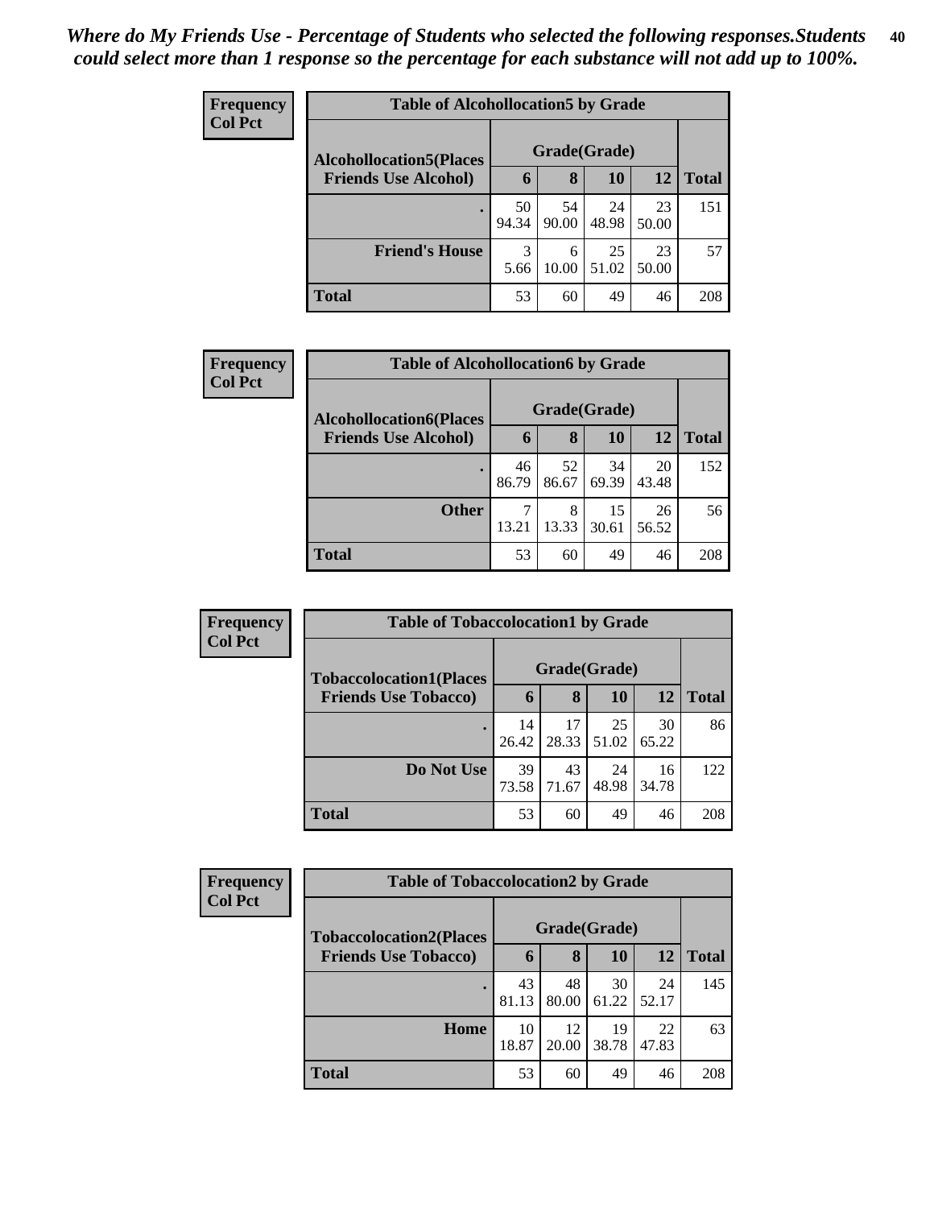*Where do My Friends Use - Percentage of Students who selected the following responses.Students could select more than 1 response so the percentage for each substance will not add up to 100%.*

**Frequency**
**Col Pct**

| Table of Alcohollocation5 by Grade | | | | | |
|---|---|---|---|---|---|
| **Alcohollocation5(Places Friends Use Alcohol)** | **Grade(Grade)** | | | | |
| | **6** | **8** | **10** | **12** | **Total** |
| **.** | 50<br>94.34 | 54<br>90.00 | 24<br>48.98 | 23<br>50.00 | 151 |
| **Friend's House** | 3<br>5.66 | 6<br>10.00 | 25<br>51.02 | 23<br>50.00 | 57 |
| **Total** | 53 | 60 | 49 | 46 | 208 |

**Frequency**
**Col Pct**

| Table of Alcohollocation6 by Grade | | | | | |
|---|---|---|---|---|---|
| **Alcohollocation6(Places Friends Use Alcohol)** | **Grade(Grade)** | | | | |
| | **6** | **8** | **10** | **12** | **Total** |
| **.** | 46<br>86.79 | 52<br>86.67 | 34<br>69.39 | 20<br>43.48 | 152 |
| **Other** | 7<br>13.21 | 8<br>13.33 | 15<br>30.61 | 26<br>56.52 | 56 |
| **Total** | 53 | 60 | 49 | 46 | 208 |

**Frequency**
**Col Pct**

| Table of Tobaccolocation1 by Grade | | | | | |
|---|---|---|---|---|---|
| **Tobaccolocation1(Places Friends Use Tobacco)** | **Grade(Grade)** | | | | |
| | **6** | **8** | **10** | **12** | **Total** |
| **.** | 14<br>26.42 | 17<br>28.33 | 25<br>51.02 | 30<br>65.22 | 86 |
| **Do Not Use** | 39<br>73.58 | 43<br>71.67 | 24<br>48.98 | 16<br>34.78 | 122 |
| **Total** | 53 | 60 | 49 | 46 | 208 |

**Frequency**
**Col Pct**

| Table of Tobaccolocation2 by Grade | | | | | |
|---|---|---|---|---|---|
| **Tobaccolocation2(Places Friends Use Tobacco)** | **Grade(Grade)** | | | | |
| | **6** | **8** | **10** | **12** | **Total** |
| **.** | 43<br>81.13 | 48<br>80.00 | 30<br>61.22 | 24<br>52.17 | 145 |
| **Home** | 10<br>18.87 | 12<br>20.00 | 19<br>38.78 | 22<br>47.83 | 63 |
| **Total** | 53 | 60 | 49 | 46 | 208 |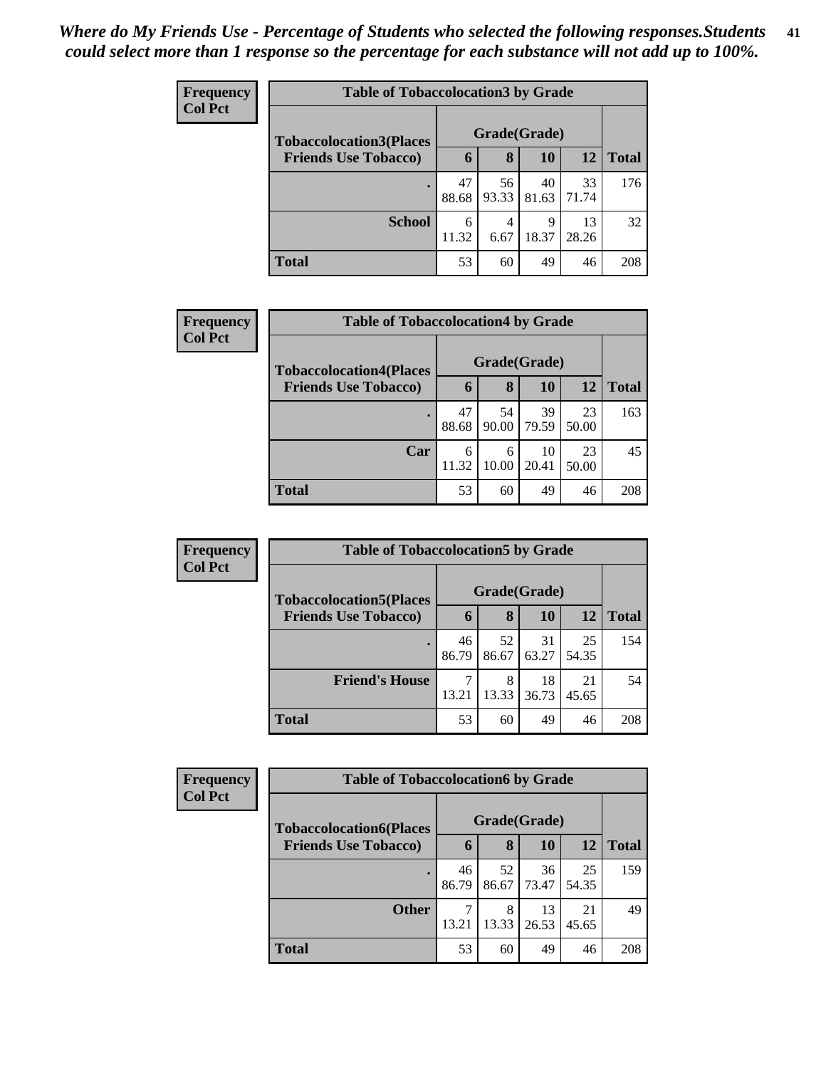*Where do My Friends Use - Percentage of Students who selected the following responses.Students could select more than 1 response so the percentage for each substance will not add up to 100%.*

**Frequency**
**Col Pct**

| Table of Tobaccolocation3 by Grade | | | | | |
|---|---|---|---|---|---|
| **Tobaccolocation3(Places Friends Use Tobacco)** | **Grade(Grade)** | | | | **Total** |
| | **6** | **8** | **10** | **12** | |
| **.** | 47<br>88.68 | 56<br>93.33 | 40<br>81.63 | 33<br>71.74 | 176 |
| **School** | 6<br>11.32 | 4<br>6.67 | 9<br>18.37 | 13<br>28.26 | 32 |
| **Total** | 53 | 60 | 49 | 46 | 208 |

**Frequency**
**Col Pct**

| Table of Tobaccolocation4 by Grade | | | | | |
|---|---|---|---|---|---|
| **Tobaccolocation4(Places Friends Use Tobacco)** | **Grade(Grade)** | | | | **Total** |
| | **6** | **8** | **10** | **12** | |
| **.** | 47<br>88.68 | 54<br>90.00 | 39<br>79.59 | 23<br>50.00 | 163 |
| **Car** | 6<br>11.32 | 6<br>10.00 | 10<br>20.41 | 23<br>50.00 | 45 |
| **Total** | 53 | 60 | 49 | 46 | 208 |

**Frequency**
**Col Pct**

| Table of Tobaccolocation5 by Grade | | | | | |
|---|---|---|---|---|---|
| **Tobaccolocation5(Places Friends Use Tobacco)** | **Grade(Grade)** | | | | **Total** |
| | **6** | **8** | **10** | **12** | |
| **.** | 46<br>86.79 | 52<br>86.67 | 31<br>63.27 | 25<br>54.35 | 154 |
| **Friend's House** | 7<br>13.21 | 8<br>13.33 | 18<br>36.73 | 21<br>45.65 | 54 |
| **Total** | 53 | 60 | 49 | 46 | 208 |

**Frequency**
**Col Pct**

| Table of Tobaccolocation6 by Grade | | | | | |
|---|---|---|---|---|---|
| **Tobaccolocation6(Places Friends Use Tobacco)** | **Grade(Grade)** | | | | **Total** |
| | **6** | **8** | **10** | **12** | |
| **.** | 46<br>86.79 | 52<br>86.67 | 36<br>73.47 | 25<br>54.35 | 159 |
| **Other** | 7<br>13.21 | 8<br>13.33 | 13<br>26.53 | 21<br>45.65 | 49 |
| **Total** | 53 | 60 | 49 | 46 | 208 |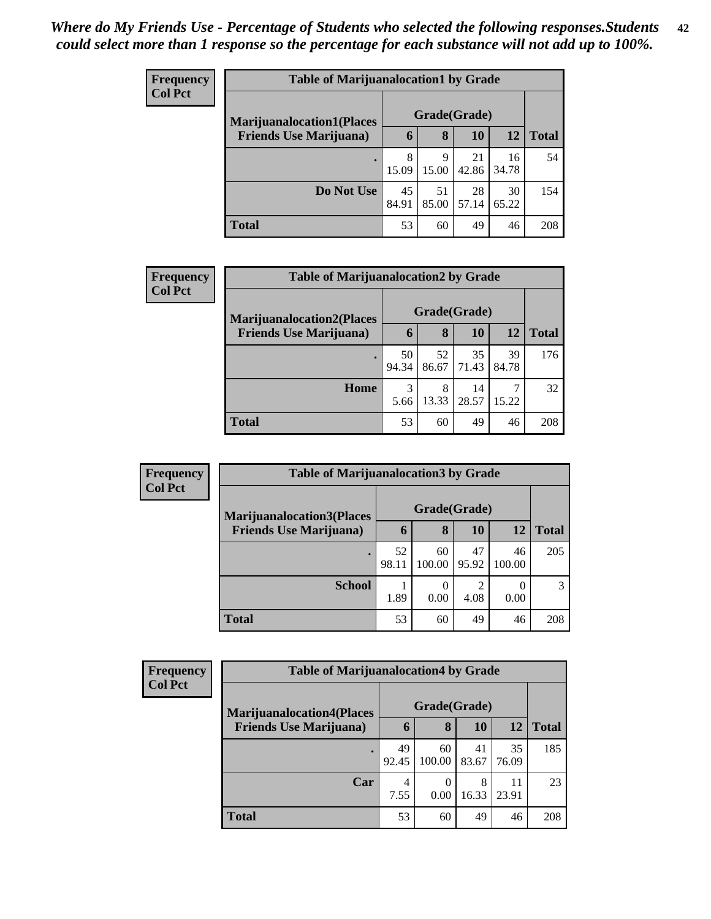*Where do My Friends Use - Percentage of Students who selected the following responses.Students could select more than 1 response so the percentage for each substance will not add up to 100%.*

**Frequency**
**Col Pct**

| Table of Marijuanalocation1 by Grade | | | | | |
|---|---|---|---|---|---|
| **Marijuanalocation1(Places Friends Use Marijuana)** | **Grade(Grade)** | | | | |
| | **6** | **8** | **10** | **12** | **Total** |
| **.** | 8<br>15.09 | 9<br>15.00 | 21<br>42.86 | 16<br>34.78 | 54 |
| **Do Not Use** | 45<br>84.91 | 51<br>85.00 | 28<br>57.14 | 30<br>65.22 | 154 |
| **Total** | 53 | 60 | 49 | 46 | 208 |

**Frequency**
**Col Pct**

| Table of Marijuanalocation2 by Grade | | | | | |
|---|---|---|---|---|---|
| **Marijuanalocation2(Places Friends Use Marijuana)** | **Grade(Grade)** | | | | |
| | **6** | **8** | **10** | **12** | **Total** |
| **.** | 50<br>94.34 | 52<br>86.67 | 35<br>71.43 | 39<br>84.78 | 176 |
| **Home** | 3<br>5.66 | 8<br>13.33 | 14<br>28.57 | 7<br>15.22 | 32 |
| **Total** | 53 | 60 | 49 | 46 | 208 |

**Frequency**
**Col Pct**

| Table of Marijuanalocation3 by Grade | | | | | |
|---|---|---|---|---|---|
| **Marijuanalocation3(Places Friends Use Marijuana)** | **Grade(Grade)** | | | | |
| | **6** | **8** | **10** | **12** | **Total** |
| **.** | 52<br>98.11 | 60<br>100.00 | 47<br>95.92 | 46<br>100.00 | 205 |
| **School** | 1<br>1.89 | 0<br>0.00 | 2<br>4.08 | 0<br>0.00 | 3 |
| **Total** | 53 | 60 | 49 | 46 | 208 |

**Frequency**
**Col Pct**

| Table of Marijuanalocation4 by Grade | | | | | |
|---|---|---|---|---|---|
| **Marijuanalocation4(Places Friends Use Marijuana)** | **Grade(Grade)** | | | | |
| | **6** | **8** | **10** | **12** | **Total** |
| **.** | 49<br>92.45 | 60<br>100.00 | 41<br>83.67 | 35<br>76.09 | 185 |
| **Car** | 4<br>7.55 | 0<br>0.00 | 8<br>16.33 | 11<br>23.91 | 23 |
| **Total** | 53 | 60 | 49 | 46 | 208 |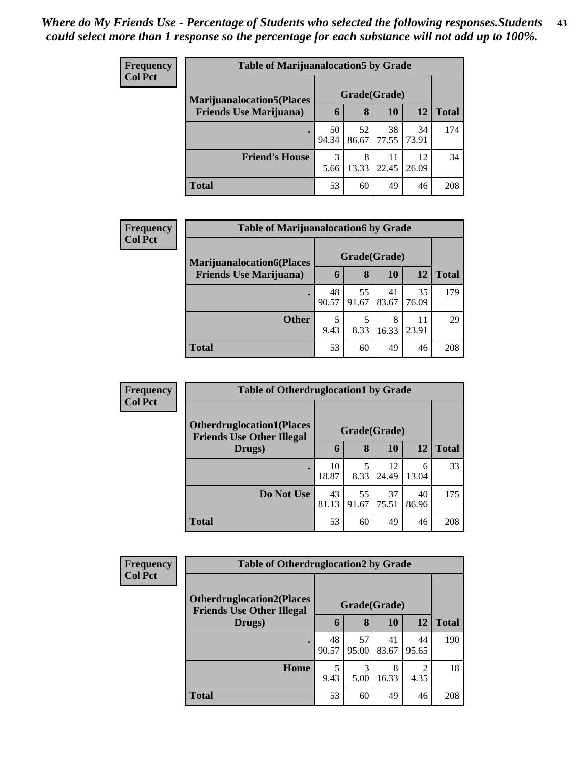*Where do My Friends Use - Percentage of Students who selected the following responses.Students could select more than 1 response so the percentage for each substance will not add up to 100%.*

**Frequency**
**Col Pct**

| Table of Marijuanalocation5 by Grade | | | | | |
|---|---|---|---|---|---|
| **Marijuanalocation5(Places Friends Use Marijuana)** | **Grade(Grade)** | | | | |
| | **6** | **8** | **10** | **12** | **Total** |
| **.** | 50<br>94.34 | 52<br>86.67 | 38<br>77.55 | 34<br>73.91 | 174 |
| **Friend's House** | 3<br>5.66 | 8<br>13.33 | 11<br>22.45 | 12<br>26.09 | 34 |
| **Total** | 53 | 60 | 49 | 46 | 208 |

**Frequency**
**Col Pct**

| Table of Marijuanalocation6 by Grade | | | | | |
|---|---|---|---|---|---|
| **Marijuanalocation6(Places Friends Use Marijuana)** | **Grade(Grade)** | | | | |
| | **6** | **8** | **10** | **12** | **Total** |
| **.** | 48<br>90.57 | 55<br>91.67 | 41<br>83.67 | 35<br>76.09 | 179 |
| **Other** | 5<br>9.43 | 5<br>8.33 | 8<br>16.33 | 11<br>23.91 | 29 |
| **Total** | 53 | 60 | 49 | 46 | 208 |

**Frequency**
**Col Pct**

| Table of Otherdruglocation1 by Grade | | | | | |
|---|---|---|---|---|---|
| **Otherdruglocation1(Places Friends Use Other Illegal Drugs)** | **Grade(Grade)** | | | | |
| | **6** | **8** | **10** | **12** | **Total** |
| **.** | 10<br>18.87 | 5<br>8.33 | 12<br>24.49 | 6<br>13.04 | 33 |
| **Do Not Use** | 43<br>81.13 | 55<br>91.67 | 37<br>75.51 | 40<br>86.96 | 175 |
| **Total** | 53 | 60 | 49 | 46 | 208 |

**Frequency**
**Col Pct**

| Table of Otherdruglocation2 by Grade | | | | | |
|---|---|---|---|---|---|
| **Otherdruglocation2(Places Friends Use Other Illegal Drugs)** | **Grade(Grade)** | | | | |
| | **6** | **8** | **10** | **12** | **Total** |
| **.** | 48<br>90.57 | 57<br>95.00 | 41<br>83.67 | 44<br>95.65 | 190 |
| **Home** | 5<br>9.43 | 3<br>5.00 | 8<br>16.33 | 2<br>4.35 | 18 |
| **Total** | 53 | 60 | 49 | 46 | 208 |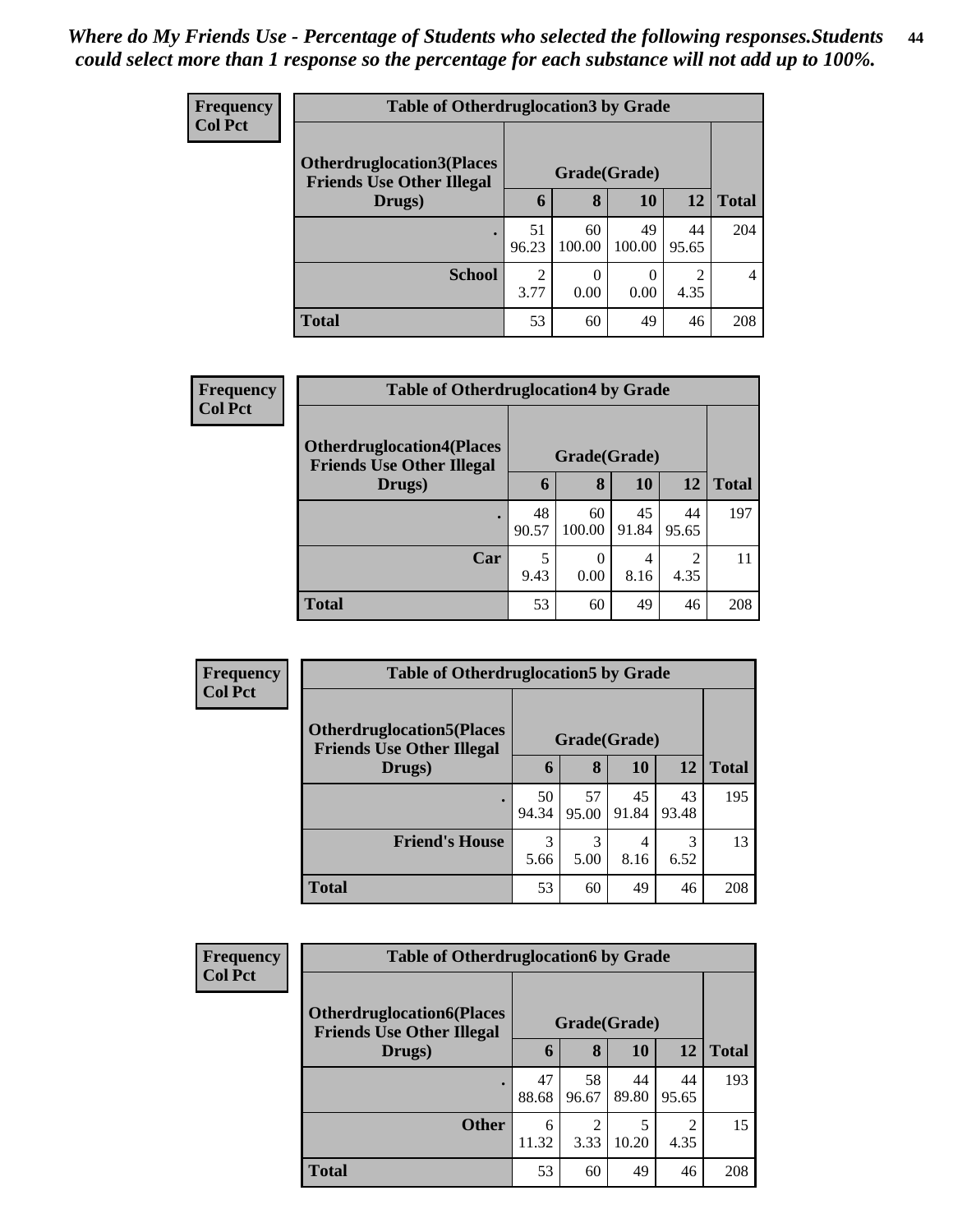*Where do My Friends Use - Percentage of Students who selected the following responses.Students could select more than 1 response so the percentage for each substance will not add up to 100%.*

**Frequency**
**Col Pct**

| Table of Otherdruglocation3 by Grade | | | | | |
|---|---|---|---|---|---|
| **Otherdruglocation3(Places Friends Use Other Illegal Drugs)** | **Grade(Grade)** | | | | |
| | **6** | **8** | **10** | **12** | **Total** |
| **.** | 51<br>96.23 | 60<br>100.00 | 49<br>100.00 | 44<br>95.65 | 204 |
| **School** | 2<br>3.77 | 0<br>0.00 | 0<br>0.00 | 2<br>4.35 | 4 |
| **Total** | 53 | 60 | 49 | 46 | 208 |

**Frequency**
**Col Pct**

| Table of Otherdruglocation4 by Grade | | | | | |
|---|---|---|---|---|---|
| **Otherdruglocation4(Places Friends Use Other Illegal Drugs)** | **Grade(Grade)** | | | | |
| | **6** | **8** | **10** | **12** | **Total** |
| **.** | 48<br>90.57 | 60<br>100.00 | 45<br>91.84 | 44<br>95.65 | 197 |
| **Car** | 5<br>9.43 | 0<br>0.00 | 4<br>8.16 | 2<br>4.35 | 11 |
| **Total** | 53 | 60 | 49 | 46 | 208 |

**Frequency**
**Col Pct**

| Table of Otherdruglocation5 by Grade | | | | | |
|---|---|---|---|---|---|
| **Otherdruglocation5(Places Friends Use Other Illegal Drugs)** | **Grade(Grade)** | | | | |
| | **6** | **8** | **10** | **12** | **Total** |
| **.** | 50<br>94.34 | 57<br>95.00 | 45<br>91.84 | 43<br>93.48 | 195 |
| **Friend's House** | 3<br>5.66 | 3<br>5.00 | 4<br>8.16 | 3<br>6.52 | 13 |
| **Total** | 53 | 60 | 49 | 46 | 208 |

**Frequency**
**Col Pct**

| Table of Otherdruglocation6 by Grade | | | | | |
|---|---|---|---|---|---|
| **Otherdruglocation6(Places Friends Use Other Illegal Drugs)** | **Grade(Grade)** | | | | |
| | **6** | **8** | **10** | **12** | **Total** |
| **.** | 47<br>88.68 | 58<br>96.67 | 44<br>89.80 | 44<br>95.65 | 193 |
| **Other** | 6<br>11.32 | 2<br>3.33 | 5<br>10.20 | 2<br>4.35 | 15 |
| **Total** | 53 | 60 | 49 | 46 | 208 |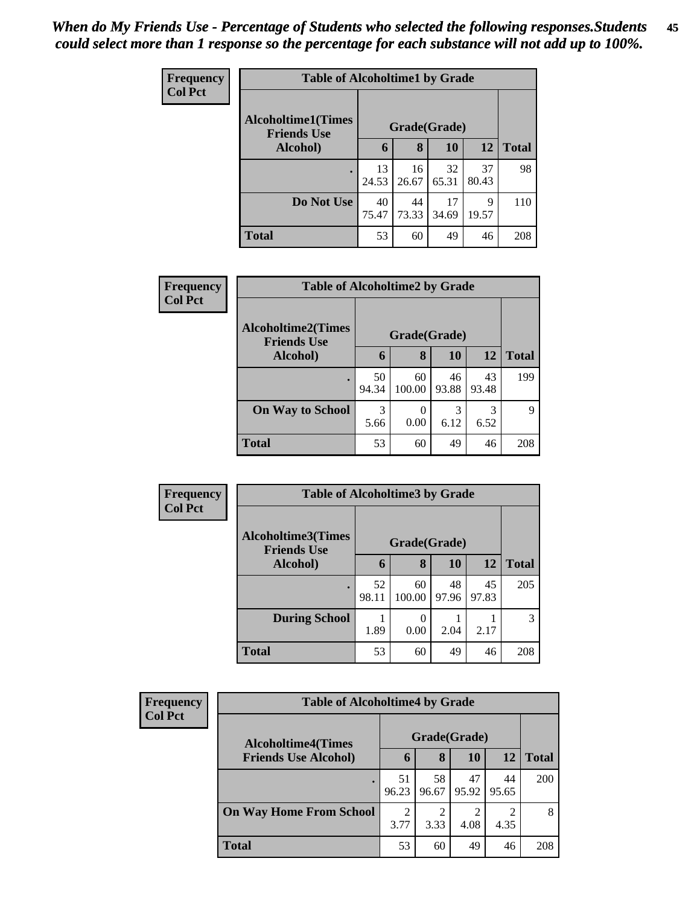*When do My Friends Use - Percentage of Students who selected the following responses.Students could select more than 1 response so the percentage for each substance will not add up to 100%.*

**Frequency**
**Col Pct**

**Table of Alcoholtime1 by Grade**

| Alcoholtime1(Times Friends Use Alcohol) | Grade(Grade) | | | | Total |
|---|---|---|---|---|---|
| | 6 | 8 | 10 | 12 | |
| . | 13<br>24.53 | 16<br>26.67 | 32<br>65.31 | 37<br>80.43 | 98 |
| Do Not Use | 40<br>75.47 | 44<br>73.33 | 17<br>34.69 | 9<br>19.57 | 110 |
| Total | 53 | 60 | 49 | 46 | 208 |

**Frequency**
**Col Pct**

**Table of Alcoholtime2 by Grade**

| Alcoholtime2(Times Friends Use Alcohol) | Grade(Grade) | | | | Total |
|---|---|---|---|---|---|
| | 6 | 8 | 10 | 12 | |
| . | 50<br>94.34 | 60<br>100.00 | 46<br>93.88 | 43<br>93.48 | 199 |
| On Way to School | 3<br>5.66 | 0<br>0.00 | 3<br>6.12 | 3<br>6.52 | 9 |
| Total | 53 | 60 | 49 | 46 | 208 |

**Frequency**
**Col Pct**

**Table of Alcoholtime3 by Grade**

| Alcoholtime3(Times Friends Use Alcohol) | Grade(Grade) | | | | Total |
|---|---|---|---|---|---|
| | 6 | 8 | 10 | 12 | |
| . | 52<br>98.11 | 60<br>100.00 | 48<br>97.96 | 45<br>97.83 | 205 |
| During School | 1<br>1.89 | 0<br>0.00 | 1<br>2.04 | 1<br>2.17 | 3 |
| Total | 53 | 60 | 49 | 46 | 208 |

**Frequency**
**Col Pct**

**Table of Alcoholtime4 by Grade**

| Alcoholtime4(Times Friends Use Alcohol) | Grade(Grade) | | | | Total |
|---|---|---|---|---|---|
| | 6 | 8 | 10 | 12 | |
| . | 51<br>96.23 | 58<br>96.67 | 47<br>95.92 | 44<br>95.65 | 200 |
| On Way Home From School | 2<br>3.77 | 2<br>3.33 | 2<br>4.08 | 2<br>4.35 | 8 |
| Total | 53 | 60 | 49 | 46 | 208 |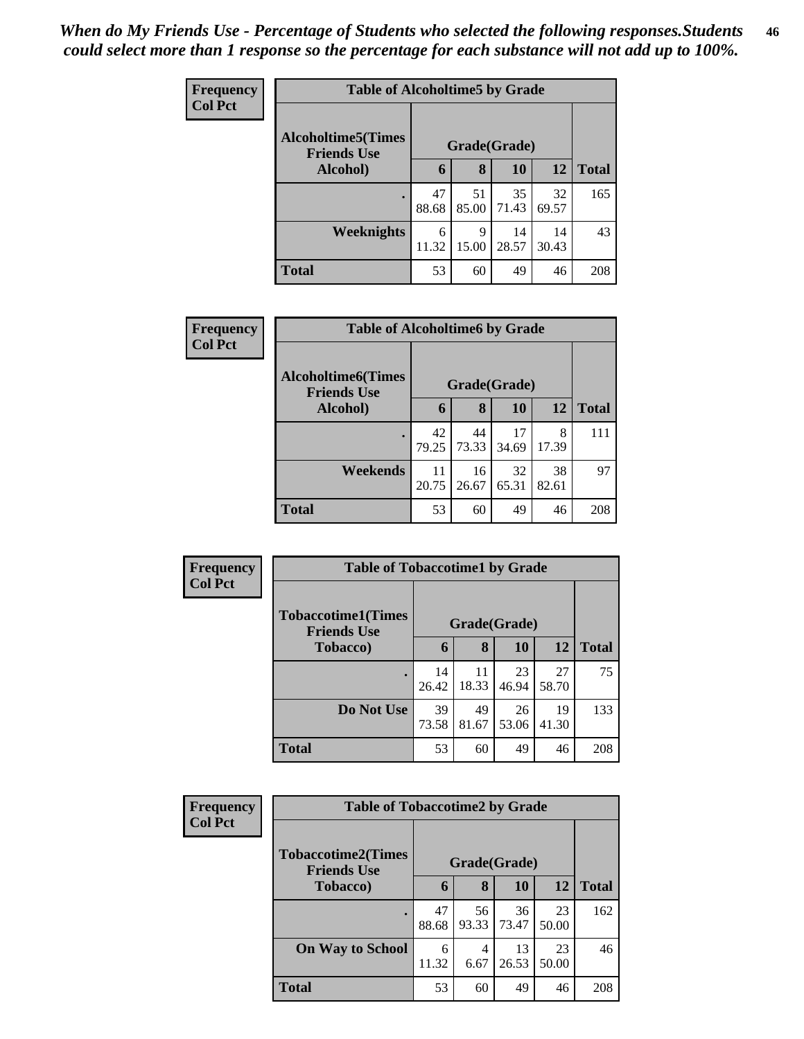*When do My Friends Use - Percentage of Students who selected the following responses.Students could select more than 1 response so the percentage for each substance will not add up to 100%.*

**Frequency**
**Col Pct**

| Table of Alcoholtime5 by Grade | | | | | |
|---|---|---|---|---|---|
| **Alcoholtime5(Times Friends Use Alcohol)** | **Grade(Grade)** | | | | **Total** |
| | **6** | **8** | **10** | **12** | |
| **.** | 47<br>88.68 | 51<br>85.00 | 35<br>71.43 | 32<br>69.57 | 165 |
| **Weeknights** | 6<br>11.32 | 9<br>15.00 | 14<br>28.57 | 14<br>30.43 | 43 |
| **Total** | 53 | 60 | 49 | 46 | 208 |

**Frequency**
**Col Pct**

| Table of Alcoholtime6 by Grade | | | | | |
|---|---|---|---|---|---|
| **Alcoholtime6(Times Friends Use Alcohol)** | **Grade(Grade)** | | | | **Total** |
| | **6** | **8** | **10** | **12** | |
| **.** | 42<br>79.25 | 44<br>73.33 | 17<br>34.69 | 8<br>17.39 | 111 |
| **Weekends** | 11<br>20.75 | 16<br>26.67 | 32<br>65.31 | 38<br>82.61 | 97 |
| **Total** | 53 | 60 | 49 | 46 | 208 |

**Frequency**
**Col Pct**

| Table of Tobaccotime1 by Grade | | | | | |
|---|---|---|---|---|---|
| **Tobaccotime1(Times Friends Use Tobacco)** | **Grade(Grade)** | | | | **Total** |
| | **6** | **8** | **10** | **12** | |
| **.** | 14<br>26.42 | 11<br>18.33 | 23<br>46.94 | 27<br>58.70 | 75 |
| **Do Not Use** | 39<br>73.58 | 49<br>81.67 | 26<br>53.06 | 19<br>41.30 | 133 |
| **Total** | 53 | 60 | 49 | 46 | 208 |

**Frequency**
**Col Pct**

| Table of Tobaccotime2 by Grade | | | | | |
|---|---|---|---|---|---|
| **Tobaccotime2(Times Friends Use Tobacco)** | **Grade(Grade)** | | | | **Total** |
| | **6** | **8** | **10** | **12** | |
| **.** | 47<br>88.68 | 56<br>93.33 | 36<br>73.47 | 23<br>50.00 | 162 |
| **On Way to School** | 6<br>11.32 | 4<br>6.67 | 13<br>26.53 | 23<br>50.00 | 46 |
| **Total** | 53 | 60 | 49 | 46 | 208 |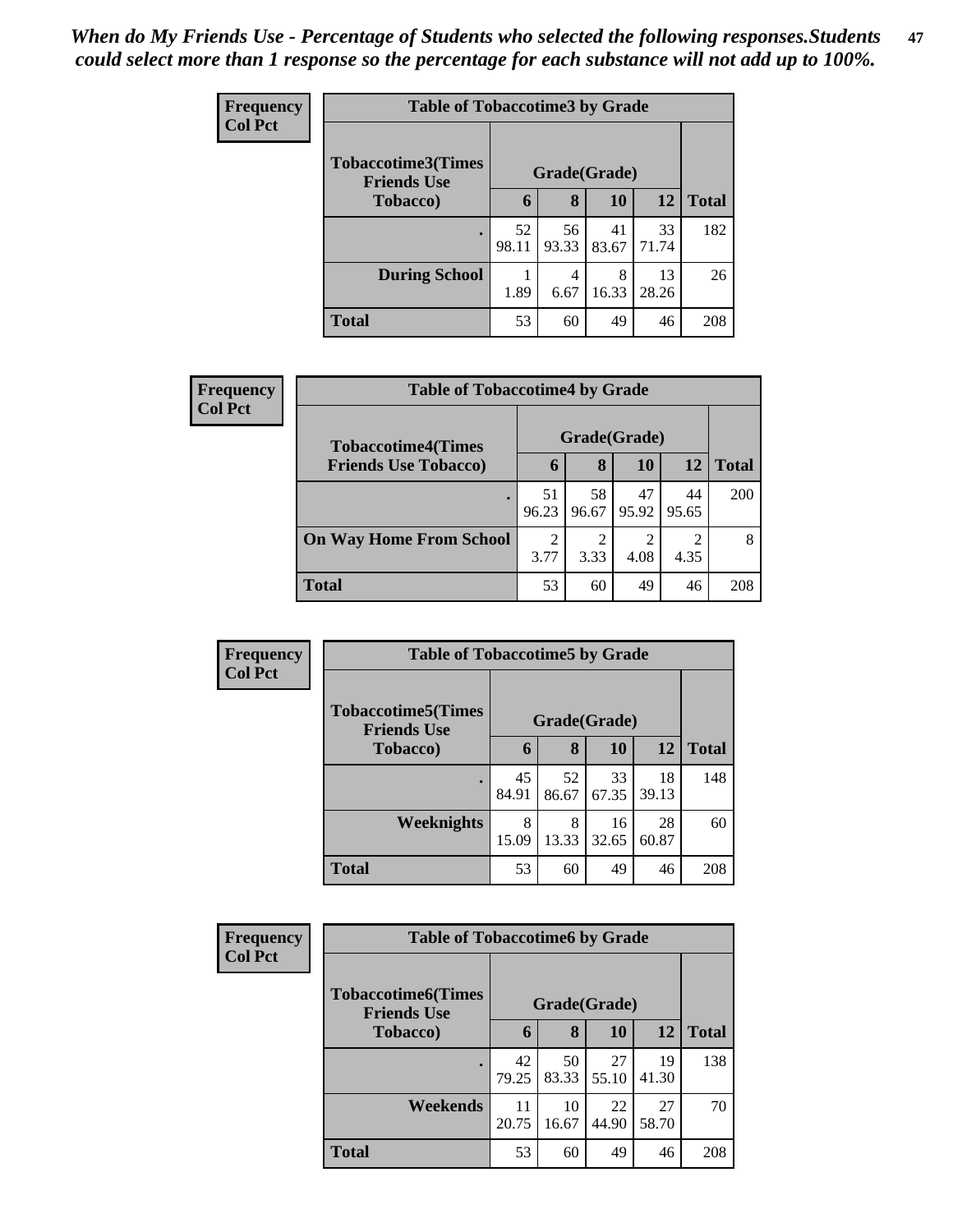*When do My Friends Use - Percentage of Students who selected the following responses.Students could select more than 1 response so the percentage for each substance will not add up to 100%.*

**Frequency**
**Col Pct**

| Table of Tobaccotime3 by Grade | | | | | |
|---|---|---|---|---|---|
| **Tobaccotime3(Times Friends Use Tobacco)** | **Grade(Grade)** | | | | **Total** |
| | **6** | **8** | **10** | **12** | |
| **.** | 52<br>98.11 | 56<br>93.33 | 41<br>83.67 | 33<br>71.74 | 182 |
| **During School** | 1<br>1.89 | 4<br>6.67 | 8<br>16.33 | 13<br>28.26 | 26 |
| **Total** | 53 | 60 | 49 | 46 | 208 |

**Frequency**
**Col Pct**

| Table of Tobaccotime4 by Grade | | | | | |
|---|---|---|---|---|---|
| **Tobaccotime4(Times Friends Use Tobacco)** | **Grade(Grade)** | | | | **Total** |
| | **6** | **8** | **10** | **12** | |
| **.** | 51<br>96.23 | 58<br>96.67 | 47<br>95.92 | 44<br>95.65 | 200 |
| **On Way Home From School** | 2<br>3.77 | 2<br>3.33 | 2<br>4.08 | 2<br>4.35 | 8 |
| **Total** | 53 | 60 | 49 | 46 | 208 |

**Frequency**
**Col Pct**

| Table of Tobaccotime5 by Grade | | | | | |
|---|---|---|---|---|---|
| **Tobaccotime5(Times Friends Use Tobacco)** | **Grade(Grade)** | | | | **Total** |
| | **6** | **8** | **10** | **12** | |
| **.** | 45<br>84.91 | 52<br>86.67 | 33<br>67.35 | 18<br>39.13 | 148 |
| **Weeknights** | 8<br>15.09 | 8<br>13.33 | 16<br>32.65 | 28<br>60.87 | 60 |
| **Total** | 53 | 60 | 49 | 46 | 208 |

**Frequency**
**Col Pct**

| Table of Tobaccotime6 by Grade | | | | | |
|---|---|---|---|---|---|
| **Tobaccotime6(Times Friends Use Tobacco)** | **Grade(Grade)** | | | | **Total** |
| | **6** | **8** | **10** | **12** | |
| **.** | 42<br>79.25 | 50<br>83.33 | 27<br>55.10 | 19<br>41.30 | 138 |
| **Weekends** | 11<br>20.75 | 10<br>16.67 | 22<br>44.90 | 27<br>58.70 | 70 |
| **Total** | 53 | 60 | 49 | 46 | 208 |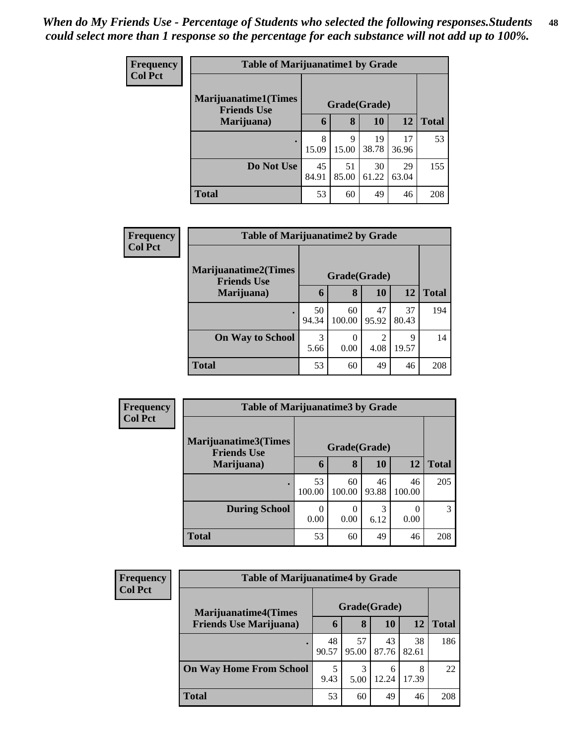*When do My Friends Use - Percentage of Students who selected the following responses.Students could select more than 1 response so the percentage for each substance will not add up to 100%.*

**Frequency**
**Col Pct**

| Table of Marijuanatime1 by Grade | | | | | |
|---|---|---|---|---|---|
| **Marijuanatime1(Times Friends Use Marijuana)** | **Grade(Grade)** | | | | |
| | **6** | **8** | **10** | **12** | **Total** |
| **.** | 8<br>15.09 | 9<br>15.00 | 19<br>38.78 | 17<br>36.96 | 53 |
| **Do Not Use** | 45<br>84.91 | 51<br>85.00 | 30<br>61.22 | 29<br>63.04 | 155 |
| **Total** | 53 | 60 | 49 | 46 | 208 |

**Frequency**
**Col Pct**

| Table of Marijuanatime2 by Grade | | | | | |
|---|---|---|---|---|---|
| **Marijuanatime2(Times Friends Use Marijuana)** | **Grade(Grade)** | | | | |
| | **6** | **8** | **10** | **12** | **Total** |
| **.** | 50<br>94.34 | 60<br>100.00 | 47<br>95.92 | 37<br>80.43 | 194 |
| **On Way to School** | 3<br>5.66 | 0<br>0.00 | 2<br>4.08 | 9<br>19.57 | 14 |
| **Total** | 53 | 60 | 49 | 46 | 208 |

**Frequency**
**Col Pct**

| Table of Marijuanatime3 by Grade | | | | | |
|---|---|---|---|---|---|
| **Marijuanatime3(Times Friends Use Marijuana)** | **Grade(Grade)** | | | | |
| | **6** | **8** | **10** | **12** | **Total** |
| **.** | 53<br>100.00 | 60<br>100.00 | 46<br>93.88 | 46<br>100.00 | 205 |
| **During School** | 0<br>0.00 | 0<br>0.00 | 3<br>6.12 | 0<br>0.00 | 3 |
| **Total** | 53 | 60 | 49 | 46 | 208 |

**Frequency**
**Col Pct**

| Table of Marijuanatime4 by Grade | | | | | |
|---|---|---|---|---|---|
| **Marijuanatime4(Times Friends Use Marijuana)** | **Grade(Grade)** | | | | |
| | **6** | **8** | **10** | **12** | **Total** |
| **.** | 48<br>90.57 | 57<br>95.00 | 43<br>87.76 | 38<br>82.61 | 186 |
| **On Way Home From School** | 5<br>9.43 | 3<br>5.00 | 6<br>12.24 | 8<br>17.39 | 22 |
| **Total** | 53 | 60 | 49 | 46 | 208 |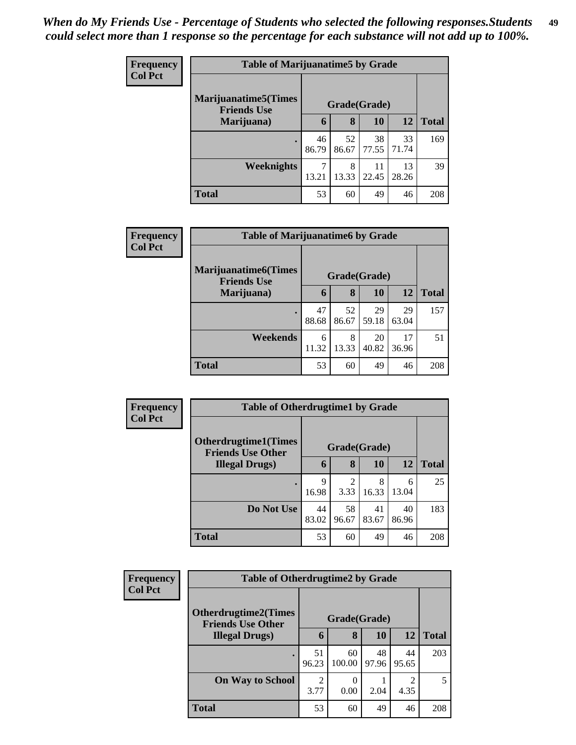*When do My Friends Use - Percentage of Students who selected the following responses.Students could select more than 1 response so the percentage for each substance will not add up to 100%.*

**Table of Marijuanatime5 by Grade**

| Frequency<br>Col Pct | Grade(Grade) | | | | |
|---|---|---|---|---|---|
| Marijuanatime5(Times Friends Use Marijuana) | 6 | 8 | 10 | 12 | Total |
| . | 46<br>86.79 | 52<br>86.67 | 38<br>77.55 | 33<br>71.74 | 169 |
| Weeknights | 7<br>13.21 | 8<br>13.33 | 11<br>22.45 | 13<br>28.26 | 39 |
| Total | 53 | 60 | 49 | 46 | 208 |

**Table of Marijuanatime6 by Grade**

| Frequency<br>Col Pct | Grade(Grade) | | | | |
|---|---|---|---|---|---|
| Marijuanatime6(Times Friends Use Marijuana) | 6 | 8 | 10 | 12 | Total |
| . | 47<br>88.68 | 52<br>86.67 | 29<br>59.18 | 29<br>63.04 | 157 |
| Weekends | 6<br>11.32 | 8<br>13.33 | 20<br>40.82 | 17<br>36.96 | 51 |
| Total | 53 | 60 | 49 | 46 | 208 |

**Table of Otherdrugtime1 by Grade**

| Frequency<br>Col Pct | Grade(Grade) | | | | |
|---|---|---|---|---|---|
| Otherdrugtime1(Times Friends Use Other Illegal Drugs) | 6 | 8 | 10 | 12 | Total |
| . | 9<br>16.98 | 2<br>3.33 | 8<br>16.33 | 6<br>13.04 | 25 |
| Do Not Use | 44<br>83.02 | 58<br>96.67 | 41<br>83.67 | 40<br>86.96 | 183 |
| Total | 53 | 60 | 49 | 46 | 208 |

**Table of Otherdrugtime2 by Grade**

| Frequency<br>Col Pct | Grade(Grade) | | | | |
|---|---|---|---|---|---|
| Otherdrugtime2(Times Friends Use Other Illegal Drugs) | 6 | 8 | 10 | 12 | Total |
| . | 51<br>96.23 | 60<br>100.00 | 48<br>97.96 | 44<br>95.65 | 203 |
| On Way to School | 2<br>3.77 | 0<br>0.00 | 1<br>2.04 | 2<br>4.35 | 5 |
| Total | 53 | 60 | 49 | 46 | 208 |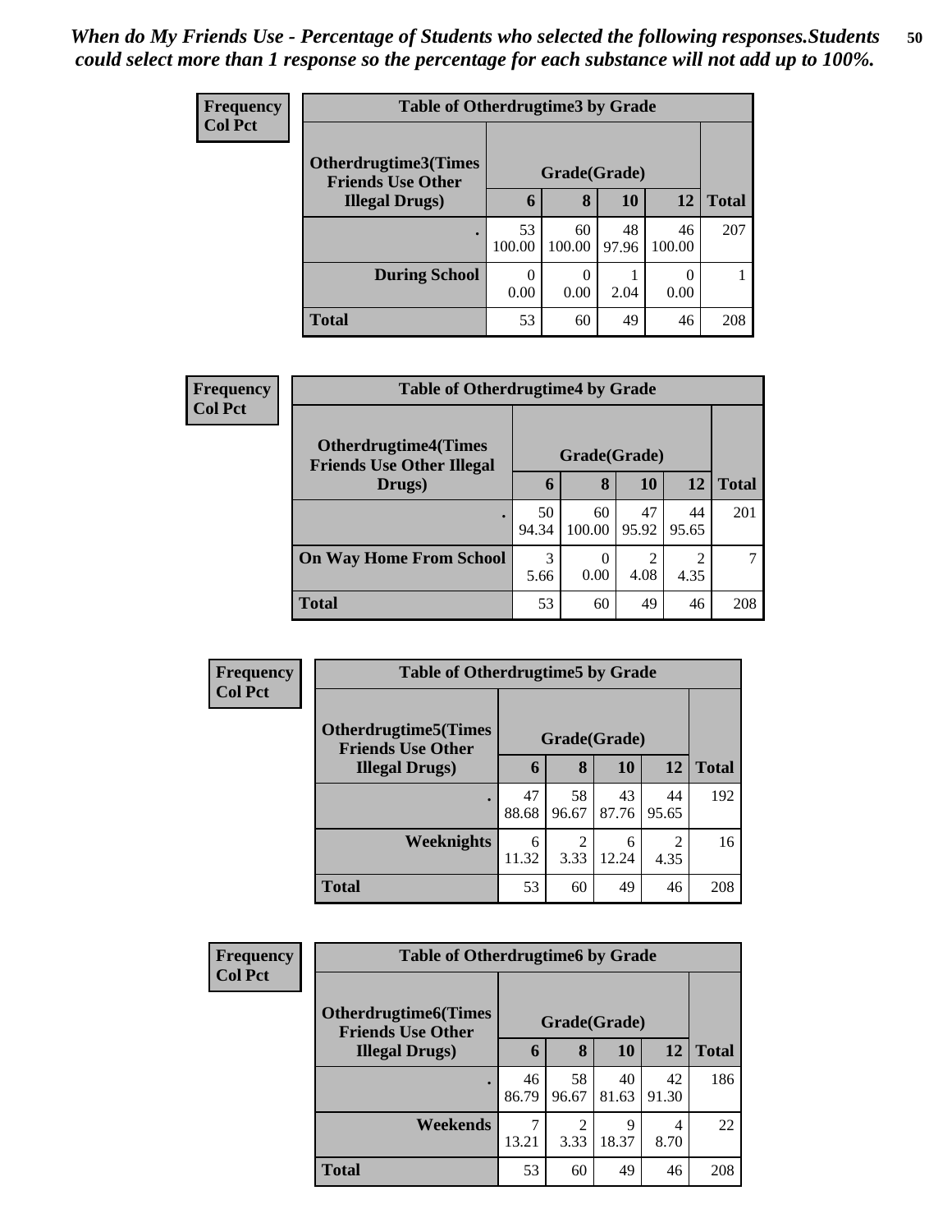*When do My Friends Use - Percentage of Students who selected the following responses.Students could select more than 1 response so the percentage for each substance will not add up to 100%.*

**Frequency**
**Col Pct**

| Table of Otherdrugtime3 by Grade | | | | | |
|---|---|---|---|---|---|
| **Otherdrugtime3(Times Friends Use Other Illegal Drugs)** | **Grade(Grade)** | | | | |
| | **6** | **8** | **10** | **12** | **Total** |
| **.** | 53<br>100.00 | 60<br>100.00 | 48<br>97.96 | 46<br>100.00 | 207 |
| **During School** | 0<br>0.00 | 0<br>0.00 | 1<br>2.04 | 0<br>0.00 | 1 |
| **Total** | 53 | 60 | 49 | 46 | 208 |

**Frequency**
**Col Pct**

| Table of Otherdrugtime4 by Grade | | | | | |
|---|---|---|---|---|---|
| **Otherdrugtime4(Times Friends Use Other Illegal Drugs)** | **Grade(Grade)** | | | | |
| | **6** | **8** | **10** | **12** | **Total** |
| **.** | 50<br>94.34 | 60<br>100.00 | 47<br>95.92 | 44<br>95.65 | 201 |
| **On Way Home From School** | 3<br>5.66 | 0<br>0.00 | 2<br>4.08 | 2<br>4.35 | 7 |
| **Total** | 53 | 60 | 49 | 46 | 208 |

**Frequency**
**Col Pct**

| Table of Otherdrugtime5 by Grade | | | | | |
|---|---|---|---|---|---|
| **Otherdrugtime5(Times Friends Use Other Illegal Drugs)** | **Grade(Grade)** | | | | |
| | **6** | **8** | **10** | **12** | **Total** |
| **.** | 47<br>88.68 | 58<br>96.67 | 43<br>87.76 | 44<br>95.65 | 192 |
| **Weeknights** | 6<br>11.32 | 2<br>3.33 | 6<br>12.24 | 2<br>4.35 | 16 |
| **Total** | 53 | 60 | 49 | 46 | 208 |

**Frequency**
**Col Pct**

| Table of Otherdrugtime6 by Grade | | | | | |
|---|---|---|---|---|---|
| **Otherdrugtime6(Times Friends Use Other Illegal Drugs)** | **Grade(Grade)** | | | | |
| | **6** | **8** | **10** | **12** | **Total** |
| **.** | 46<br>86.79 | 58<br>96.67 | 40<br>81.63 | 42<br>91.30 | 186 |
| **Weekends** | 7<br>13.21 | 2<br>3.33 | 9<br>18.37 | 4<br>8.70 | 22 |
| **Total** | 53 | 60 | 49 | 46 | 208 |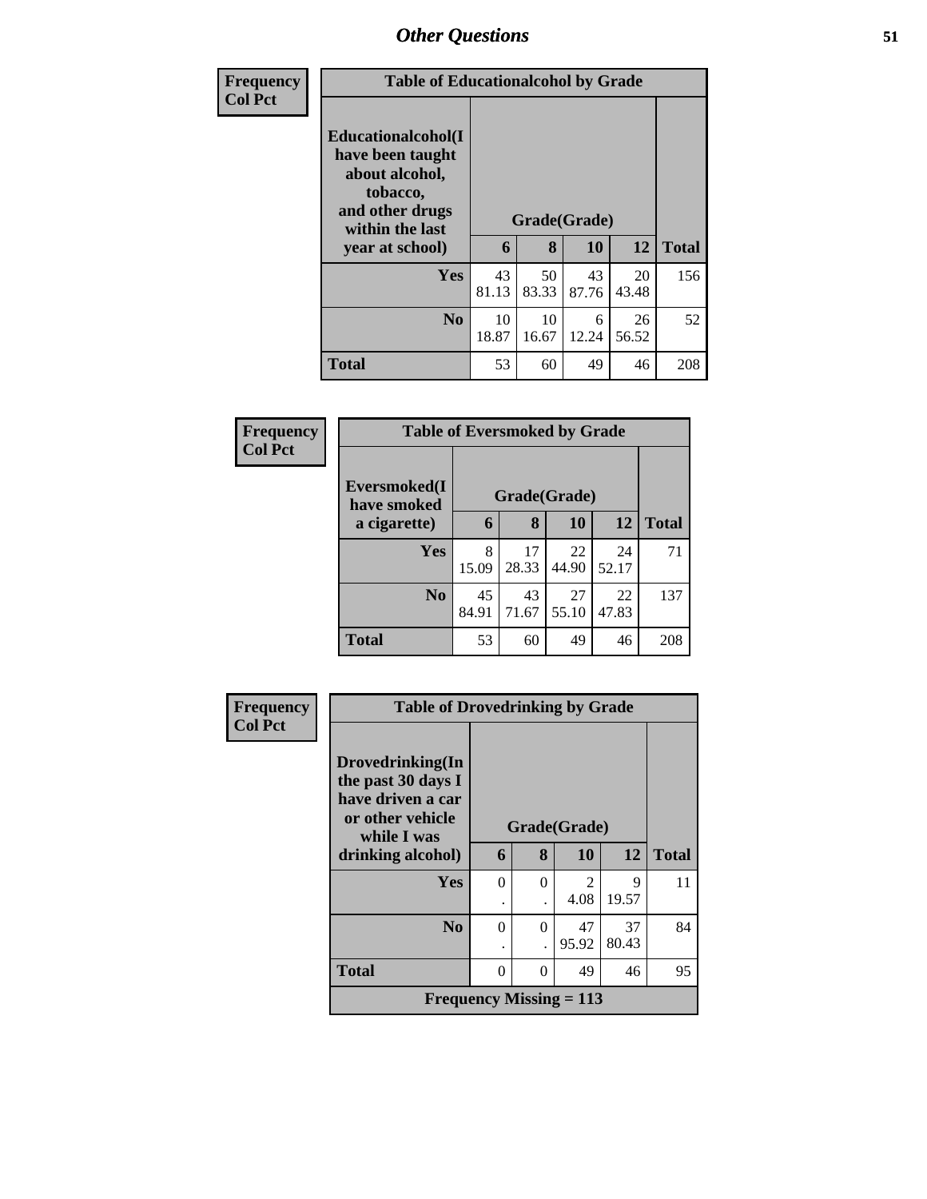## Other Questions

| Frequency<br>Col Pct | Table of Educationalalcohol by Grade | | | | |
|---|---|---|---|---|---|
| **Educationalalcohol(I have been taught about alcohol, tobacco, and other drugs within the last year at school)** | **Grade(Grade)** | | | | |
| | **6** | **8** | **10** | **12** | **Total** |
| **Yes** | 43<br>81.13 | 50<br>83.33 | 43<br>87.76 | 20<br>43.48 | 156 |
| **No** | 10<br>18.87 | 10<br>16.67 | 6<br>12.24 | 26<br>56.52 | 52 |
| **Total** | 53 | 60 | 49 | 46 | 208 |

| Frequency<br>Col Pct | Table of Eversmoked by Grade | | | | |
|---|---|---|---|---|---|
| **Eversmoked(I have smoked a cigarette)** | **Grade(Grade)** | | | | |
| | **6** | **8** | **10** | **12** | **Total** |
| **Yes** | 8<br>15.09 | 17<br>28.33 | 22<br>44.90 | 24<br>52.17 | 71 |
| **No** | 45<br>84.91 | 43<br>71.67 | 27<br>55.10 | 22<br>47.83 | 137 |
| **Total** | 53 | 60 | 49 | 46 | 208 |

| Frequency<br>Col Pct | Table of Drovedrinking by Grade | | | | |
|---|---|---|---|---|---|
| **Drovedrinking(In the past 30 days I have driven a car or other vehicle while I was drinking alcohol)** | **Grade(Grade)** | | | | |
| | **6** | **8** | **10** | **12** | **Total** |
| **Yes** | 0<br>. | 0<br>. | 2<br>4.08 | 9<br>19.57 | 11 |
| **No** | 0<br>. | 0<br>. | 47<br>95.92 | 37<br>80.43 | 84 |
| **Total** | 0 | 0 | 49 | 46 | 95 |
| **Frequency Missing = 113** | | | | | |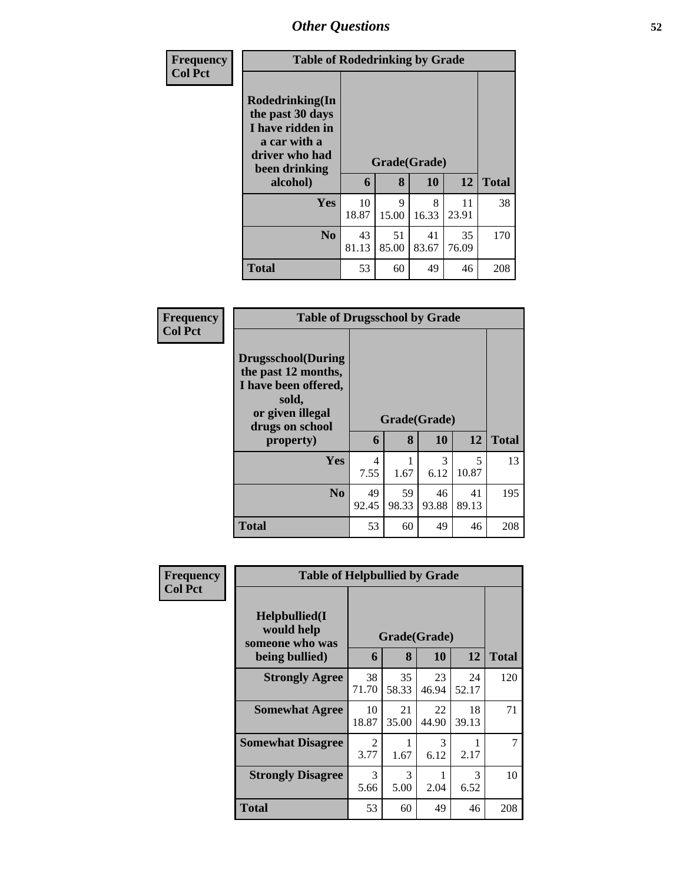# Other Questions

**Frequency**
**Col Pct**

| Table of Rodedrinking by Grade | | | | | |
|---|---|---|---|---|---|
| Rodedrinking(In the past 30 days I have ridden in a car with a driver who had been drinking alcohol) | Grade(Grade) | | | | |
| | 6 | 8 | 10 | 12 | Total |
| **Yes** | 10<br>18.87 | 9<br>15.00 | 8<br>16.33 | 11<br>23.91 | 38 |
| **No** | 43<br>81.13 | 51<br>85.00 | 41<br>83.67 | 35<br>76.09 | 170 |
| **Total** | 53 | 60 | 49 | 46 | 208 |

**Frequency**
**Col Pct**

| Table of Drugsschool by Grade | | | | | |
|---|---|---|---|---|---|
| Drugsschool(During the past 12 months, I have been offered, sold, or given illegal drugs on school property) | Grade(Grade) | | | | |
| | 6 | 8 | 10 | 12 | Total |
| **Yes** | 4<br>7.55 | 1<br>1.67 | 3<br>6.12 | 5<br>10.87 | 13 |
| **No** | 49<br>92.45 | 59<br>98.33 | 46<br>93.88 | 41<br>89.13 | 195 |
| **Total** | 53 | 60 | 49 | 46 | 208 |

**Frequency**
**Col Pct**

| Table of Helpbullied by Grade | | | | | |
|---|---|---|---|---|---|
| Helpbullied(I would help someone who was being bullied) | Grade(Grade) | | | | |
| | 6 | 8 | 10 | 12 | Total |
| **Strongly Agree** | 38<br>71.70 | 35<br>58.33 | 23<br>46.94 | 24<br>52.17 | 120 |
| **Somewhat Agree** | 10<br>18.87 | 21<br>35.00 | 22<br>44.90 | 18<br>39.13 | 71 |
| **Somewhat Disagree** | 2<br>3.77 | 1<br>1.67 | 3<br>6.12 | 1<br>2.17 | 7 |
| **Strongly Disagree** | 3<br>5.66 | 3<br>5.00 | 1<br>2.04 | 3<br>6.52 | 10 |
| **Total** | 53 | 60 | 49 | 46 | 208 |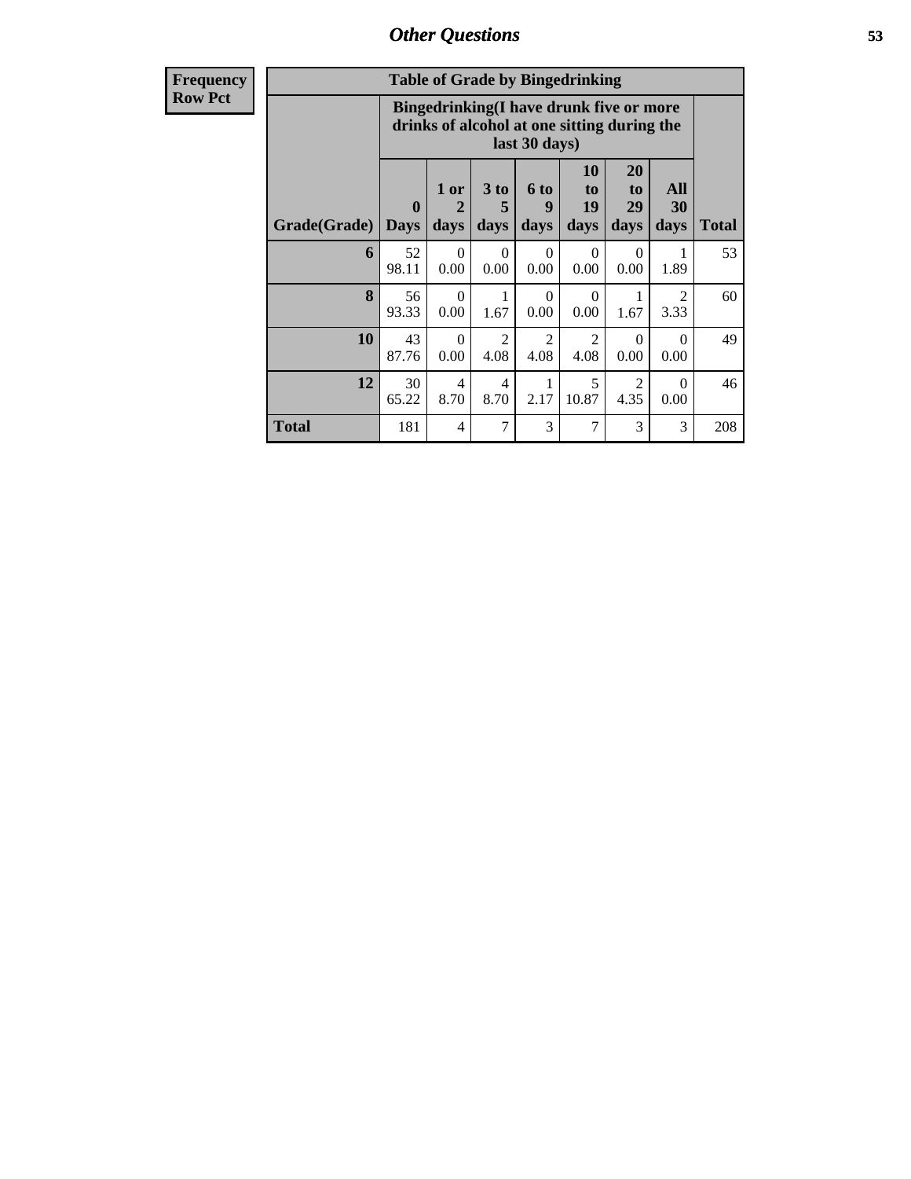## Other Questions

**Frequency**
**Row Pct**

**Table of Grade by Bingedrinking**

| Grade(Grade) | Bingedrinking(I have drunk five or more drinks of alcohol at one sitting during the last 30 days) 0 Days | 1 or 2 days | 3 to 5 days | 6 to 9 days | 10 to 19 days | 20 to 29 days | All 30 days | Total |
|---|---|---|---|---|---|---|---|---|
| 6 | 52<br>98.11 | 0<br>0.00 | 0<br>0.00 | 0<br>0.00 | 0<br>0.00 | 0<br>0.00 | 1<br>1.89 | 53 |
| 8 | 56<br>93.33 | 0<br>0.00 | 1<br>1.67 | 0<br>0.00 | 0<br>0.00 | 1<br>1.67 | 2<br>3.33 | 60 |
| 10 | 43<br>87.76 | 0<br>0.00 | 2<br>4.08 | 2<br>4.08 | 2<br>4.08 | 0<br>0.00 | 0<br>0.00 | 49 |
| 12 | 30<br>65.22 | 4<br>8.70 | 4<br>8.70 | 1<br>2.17 | 5<br>10.87 | 2<br>4.35 | 0<br>0.00 | 46 |
| Total | 181 | 4 | 7 | 3 | 7 | 3 | 3 | 208 |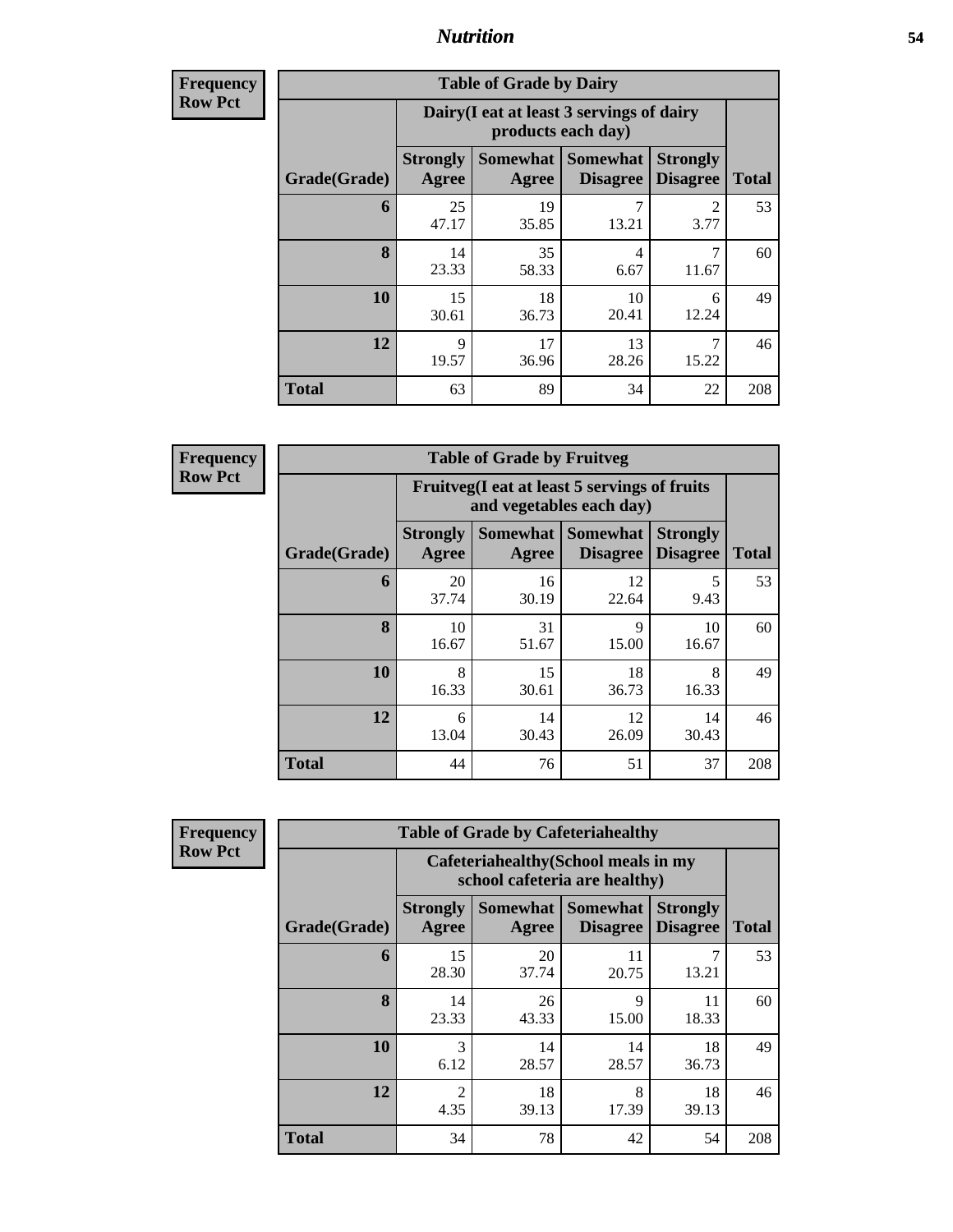# Nutrition

**Frequency**
**Row Pct**

| Table of Grade by Dairy | | | | | |
|---|---|---|---|---|---|
| | Dairy(I eat at least 3 servings of dairy products each day) | | | | |
| Grade(Grade) | Strongly Agree | Somewhat Agree | Somewhat Disagree | Strongly Disagree | Total |
| **6** | 25<br>47.17 | 19<br>35.85 | 7<br>13.21 | 2<br>3.77 | 53 |
| **8** | 14<br>23.33 | 35<br>58.33 | 4<br>6.67 | 7<br>11.67 | 60 |
| **10** | 15<br>30.61 | 18<br>36.73 | 10<br>20.41 | 6<br>12.24 | 49 |
| **12** | 9<br>19.57 | 17<br>36.96 | 13<br>28.26 | 7<br>15.22 | 46 |
| **Total** | 63 | 89 | 34 | 22 | 208 |

**Frequency**
**Row Pct**

| Table of Grade by Fruitveg | | | | | |
|---|---|---|---|---|---|
| | Fruitveg(I eat at least 5 servings of fruits and vegetables each day) | | | | |
| Grade(Grade) | Strongly Agree | Somewhat Agree | Somewhat Disagree | Strongly Disagree | Total |
| **6** | 20<br>37.74 | 16<br>30.19 | 12<br>22.64 | 5<br>9.43 | 53 |
| **8** | 10<br>16.67 | 31<br>51.67 | 9<br>15.00 | 10<br>16.67 | 60 |
| **10** | 8<br>16.33 | 15<br>30.61 | 18<br>36.73 | 8<br>16.33 | 49 |
| **12** | 6<br>13.04 | 14<br>30.43 | 12<br>26.09 | 14<br>30.43 | 46 |
| **Total** | 44 | 76 | 51 | 37 | 208 |

**Frequency**
**Row Pct**

| Table of Grade by Cafeteriahealthy | | | | | |
|---|---|---|---|---|---|
| | Cafeteriahealthy(School meals in my school cafeteria are healthy) | | | | |
| Grade(Grade) | Strongly Agree | Somewhat Agree | Somewhat Disagree | Strongly Disagree | Total |
| **6** | 15<br>28.30 | 20<br>37.74 | 11<br>20.75 | 7<br>13.21 | 53 |
| **8** | 14<br>23.33 | 26<br>43.33 | 9<br>15.00 | 11<br>18.33 | 60 |
| **10** | 3<br>6.12 | 14<br>28.57 | 14<br>28.57 | 18<br>36.73 | 49 |
| **12** | 2<br>4.35 | 18<br>39.13 | 8<br>17.39 | 18<br>39.13 | 46 |
| **Total** | 34 | 78 | 42 | 54 | 208 |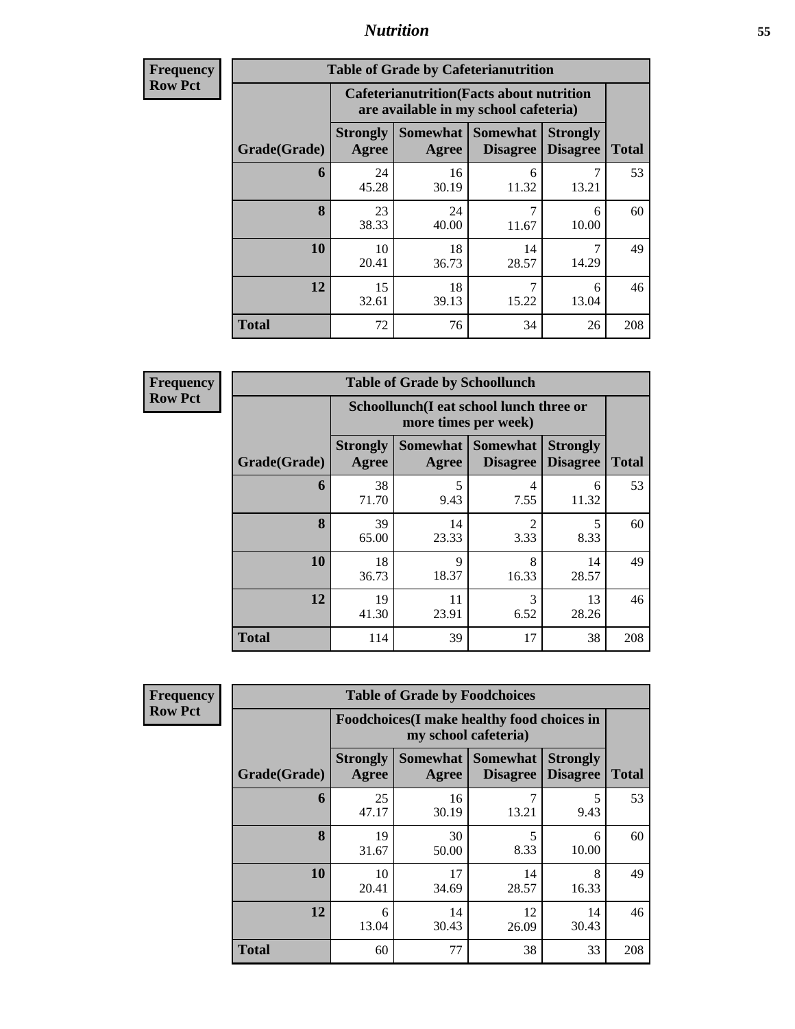## Nutrition

**Frequency**
**Row Pct**

| Table of Grade by Cafeterianutrition | | | | | |
|---|---|---|---|---|---|
| | Cafeterianutrition(Facts about nutrition are available in my school cafeteria) | | | | |
| Grade(Grade) | Strongly Agree | Somewhat Agree | Somewhat Disagree | Strongly Disagree | Total |
| 6 | 24<br>45.28 | 16<br>30.19 | 6<br>11.32 | 7<br>13.21 | 53 |
| 8 | 23<br>38.33 | 24<br>40.00 | 7<br>11.67 | 6<br>10.00 | 60 |
| 10 | 10<br>20.41 | 18<br>36.73 | 14<br>28.57 | 7<br>14.29 | 49 |
| 12 | 15<br>32.61 | 18<br>39.13 | 7<br>15.22 | 6<br>13.04 | 46 |
| Total | 72 | 76 | 34 | 26 | 208 |

**Frequency**
**Row Pct**

| Table of Grade by Schoollunch | | | | | |
|---|---|---|---|---|---|
| | Schoollunch(I eat school lunch three or more times per week) | | | | |
| Grade(Grade) | Strongly Agree | Somewhat Agree | Somewhat Disagree | Strongly Disagree | Total |
| 6 | 38<br>71.70 | 5<br>9.43 | 4<br>7.55 | 6<br>11.32 | 53 |
| 8 | 39<br>65.00 | 14<br>23.33 | 2<br>3.33 | 5<br>8.33 | 60 |
| 10 | 18<br>36.73 | 9<br>18.37 | 8<br>16.33 | 14<br>28.57 | 49 |
| 12 | 19<br>41.30 | 11<br>23.91 | 3<br>6.52 | 13<br>28.26 | 46 |
| Total | 114 | 39 | 17 | 38 | 208 |

**Frequency**
**Row Pct**

| Table of Grade by Foodchoices | | | | | |
|---|---|---|---|---|---|
| | Foodchoices(I make healthy food choices in my school cafeteria) | | | | |
| Grade(Grade) | Strongly Agree | Somewhat Agree | Somewhat Disagree | Strongly Disagree | Total |
| 6 | 25<br>47.17 | 16<br>30.19 | 7<br>13.21 | 5<br>9.43 | 53 |
| 8 | 19<br>31.67 | 30<br>50.00 | 5<br>8.33 | 6<br>10.00 | 60 |
| 10 | 10<br>20.41 | 17<br>34.69 | 14<br>28.57 | 8<br>16.33 | 49 |
| 12 | 6<br>13.04 | 14<br>30.43 | 12<br>26.09 | 14<br>30.43 | 46 |
| Total | 60 | 77 | 38 | 33 | 208 |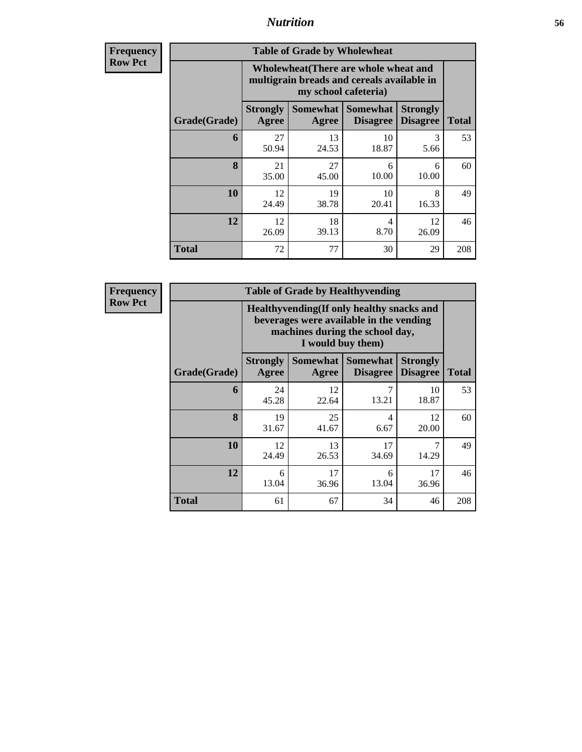# Nutrition

**Frequency**
**Row Pct**

| Table of Grade by Wholewheat | | | | | |
|---|---|---|---|---|---|
| | Wholewheat(There are whole wheat and multigrain breads and cereals available in my school cafeteria) | | | | |
| Grade(Grade) | Strongly Agree | Somewhat Agree | Somewhat Disagree | Strongly Disagree | Total |
| **6** | 27<br>50.94 | 13<br>24.53 | 10<br>18.87 | 3<br>5.66 | 53 |
| **8** | 21<br>35.00 | 27<br>45.00 | 6<br>10.00 | 6<br>10.00 | 60 |
| **10** | 12<br>24.49 | 19<br>38.78 | 10<br>20.41 | 8<br>16.33 | 49 |
| **12** | 12<br>26.09 | 18<br>39.13 | 4<br>8.70 | 12<br>26.09 | 46 |
| **Total** | 72 | 77 | 30 | 29 | 208 |

**Frequency**
**Row Pct**

| Table of Grade by Healthyvending | | | | | |
|---|---|---|---|---|---|
| | Healthyvending(If only healthy snacks and beverages were available in the vending machines during the school day, I would buy them) | | | | |
| Grade(Grade) | Strongly Agree | Somewhat Agree | Somewhat Disagree | Strongly Disagree | Total |
| **6** | 24<br>45.28 | 12<br>22.64 | 7<br>13.21 | 10<br>18.87 | 53 |
| **8** | 19<br>31.67 | 25<br>41.67 | 4<br>6.67 | 12<br>20.00 | 60 |
| **10** | 12<br>24.49 | 13<br>26.53 | 17<br>34.69 | 7<br>14.29 | 49 |
| **12** | 6<br>13.04 | 17<br>36.96 | 6<br>13.04 | 17<br>36.96 | 46 |
| **Total** | 61 | 67 | 34 | 46 | 208 |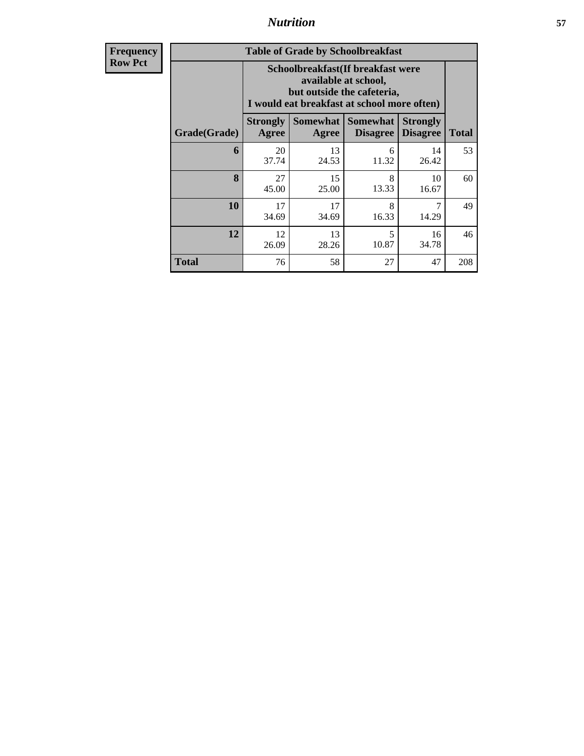| Frequency<br>Row Pct | Table of Grade by Schoolbreakfast | | | | |
|---|---|---|---|---|---|
| | Schoolbreakfast(If breakfast were available at school, but outside the cafeteria, I would eat breakfast at school more often) | | | | |
| Grade(Grade) | Strongly Agree | Somewhat Agree | Somewhat Disagree | Strongly Disagree | Total |
| 6 | 20<br>37.74 | 13<br>24.53 | 6<br>11.32 | 14<br>26.42 | 53 |
| 8 | 27<br>45.00 | 15<br>25.00 | 8<br>13.33 | 10<br>16.67 | 60 |
| 10 | 17<br>34.69 | 17<br>34.69 | 8<br>16.33 | 7<br>14.29 | 49 |
| 12 | 12<br>26.09 | 13<br>28.26 | 5<br>10.87 | 16<br>34.78 | 46 |
| Total | 76 | 58 | 27 | 47 | 208 |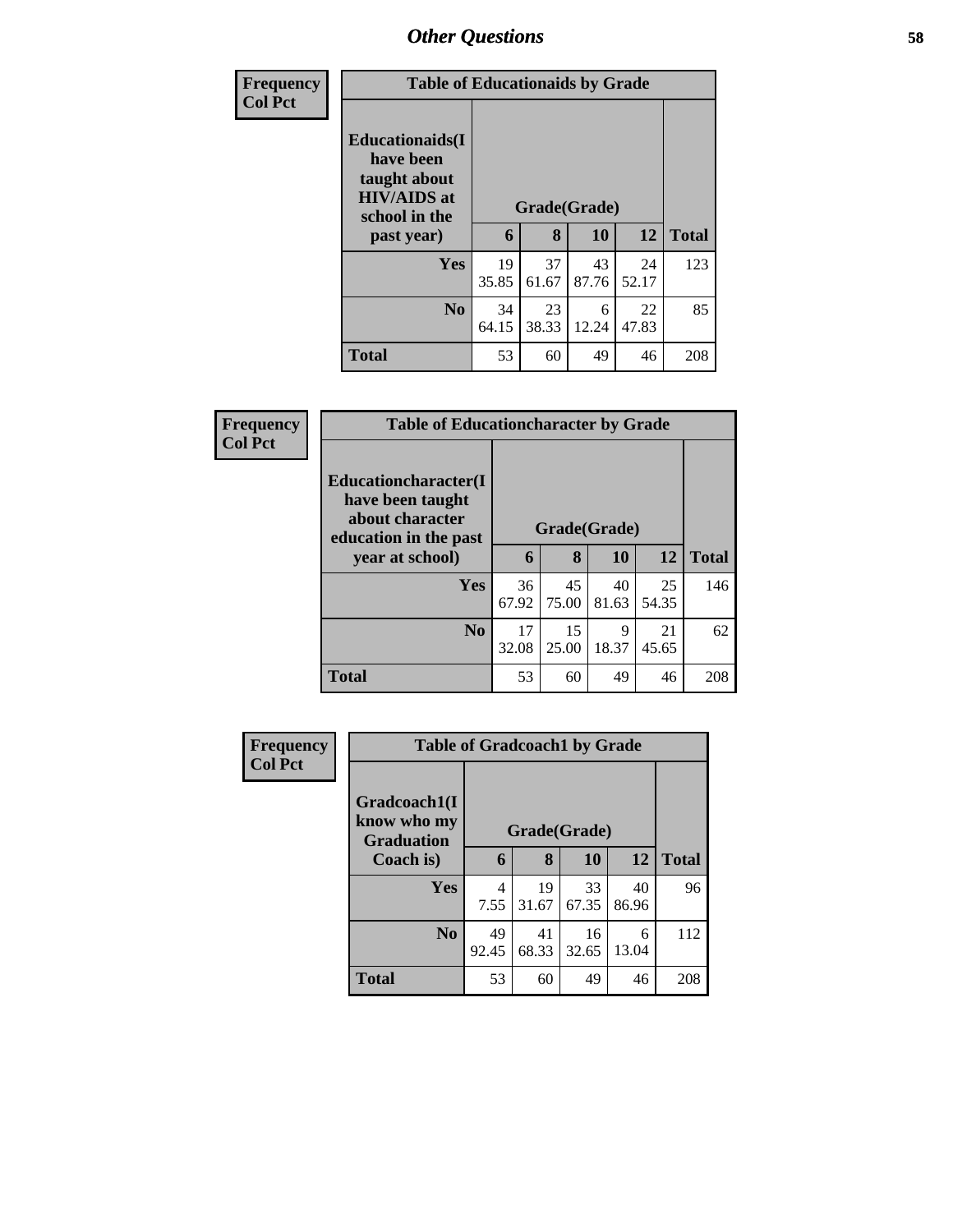## Other Questions

**Frequency**
**Col Pct**

| Table of Educationaids by Grade | | | | | |
|---|---|---|---|---|---|
| Educationaids(I have been taught about HIV/AIDS at school in the past year) | Grade(Grade) | | | | |
| | 6 | 8 | 10 | 12 | Total |
| Yes | 19<br>35.85 | 37<br>61.67 | 43<br>87.76 | 24<br>52.17 | 123 |
| No | 34<br>64.15 | 23<br>38.33 | 6<br>12.24 | 22<br>47.83 | 85 |
| Total | 53 | 60 | 49 | 46 | 208 |

**Frequency**
**Col Pct**

| Table of Educationcharacter by Grade | | | | | |
|---|---|---|---|---|---|
| Educationcharacter(I have been taught about character education in the past year at school) | Grade(Grade) | | | | |
| | 6 | 8 | 10 | 12 | Total |
| Yes | 36<br>67.92 | 45<br>75.00 | 40<br>81.63 | 25<br>54.35 | 146 |
| No | 17<br>32.08 | 15<br>25.00 | 9<br>18.37 | 21<br>45.65 | 62 |
| Total | 53 | 60 | 49 | 46 | 208 |

**Frequency**
**Col Pct**

| Table of Gradcoach1 by Grade | | | | | |
|---|---|---|---|---|---|
| Gradcoach1(I know who my Graduation Coach is) | Grade(Grade) | | | | |
| | 6 | 8 | 10 | 12 | Total |
| Yes | 4<br>7.55 | 19<br>31.67 | 33<br>67.35 | 40<br>86.96 | 96 |
| No | 49<br>92.45 | 41<br>68.33 | 16<br>32.65 | 6<br>13.04 | 112 |
| Total | 53 | 60 | 49 | 46 | 208 |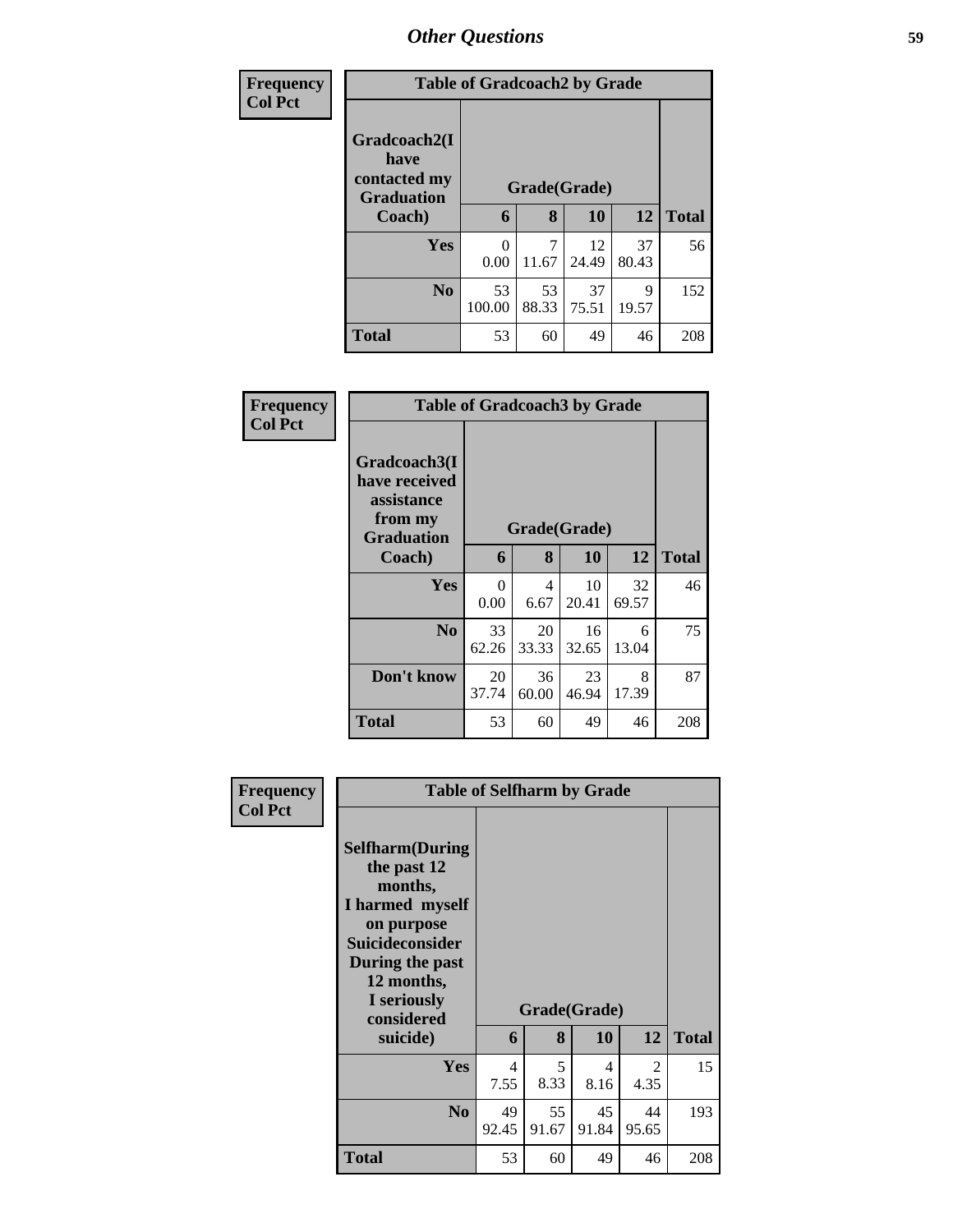# Other Questions

**Frequency**
**Col Pct**

| Table of Gradcoach2 by Grade | | | | | |
|---|---|---|---|---|---|
| **Gradcoach2(I have contacted my Graduation Coach)** | **Grade(Grade)** | | | | |
| | **6** | **8** | **10** | **12** | **Total** |
| **Yes** | 0<br>0.00 | 7<br>11.67 | 12<br>24.49 | 37<br>80.43 | 56 |
| **No** | 53<br>100.00 | 53<br>88.33 | 37<br>75.51 | 9<br>19.57 | 152 |
| **Total** | 53 | 60 | 49 | 46 | 208 |

**Frequency**
**Col Pct**

| Table of Gradcoach3 by Grade | | | | | |
|---|---|---|---|---|---|
| **Gradcoach3(I have received assistance from my Graduation Coach)** | **Grade(Grade)** | | | | |
| | **6** | **8** | **10** | **12** | **Total** |
| **Yes** | 0<br>0.00 | 4<br>6.67 | 10<br>20.41 | 32<br>69.57 | 46 |
| **No** | 33<br>62.26 | 20<br>33.33 | 16<br>32.65 | 6<br>13.04 | 75 |
| **Don't know** | 20<br>37.74 | 36<br>60.00 | 23<br>46.94 | 8<br>17.39 | 87 |
| **Total** | 53 | 60 | 49 | 46 | 208 |

**Frequency**
**Col Pct**

| Table of Selfharm by Grade | | | | | |
|---|---|---|---|---|---|
| **Selfharm(During the past 12 months, I harmed myself on purpose Suicideconsider During the past 12 months, I seriously considered suicide)** | **Grade(Grade)** | | | | |
| | **6** | **8** | **10** | **12** | **Total** |
| **Yes** | 4<br>7.55 | 5<br>8.33 | 4<br>8.16 | 2<br>4.35 | 15 |
| **No** | 49<br>92.45 | 55<br>91.67 | 45<br>91.84 | 44<br>95.65 | 193 |
| **Total** | 53 | 60 | 49 | 46 | 208 |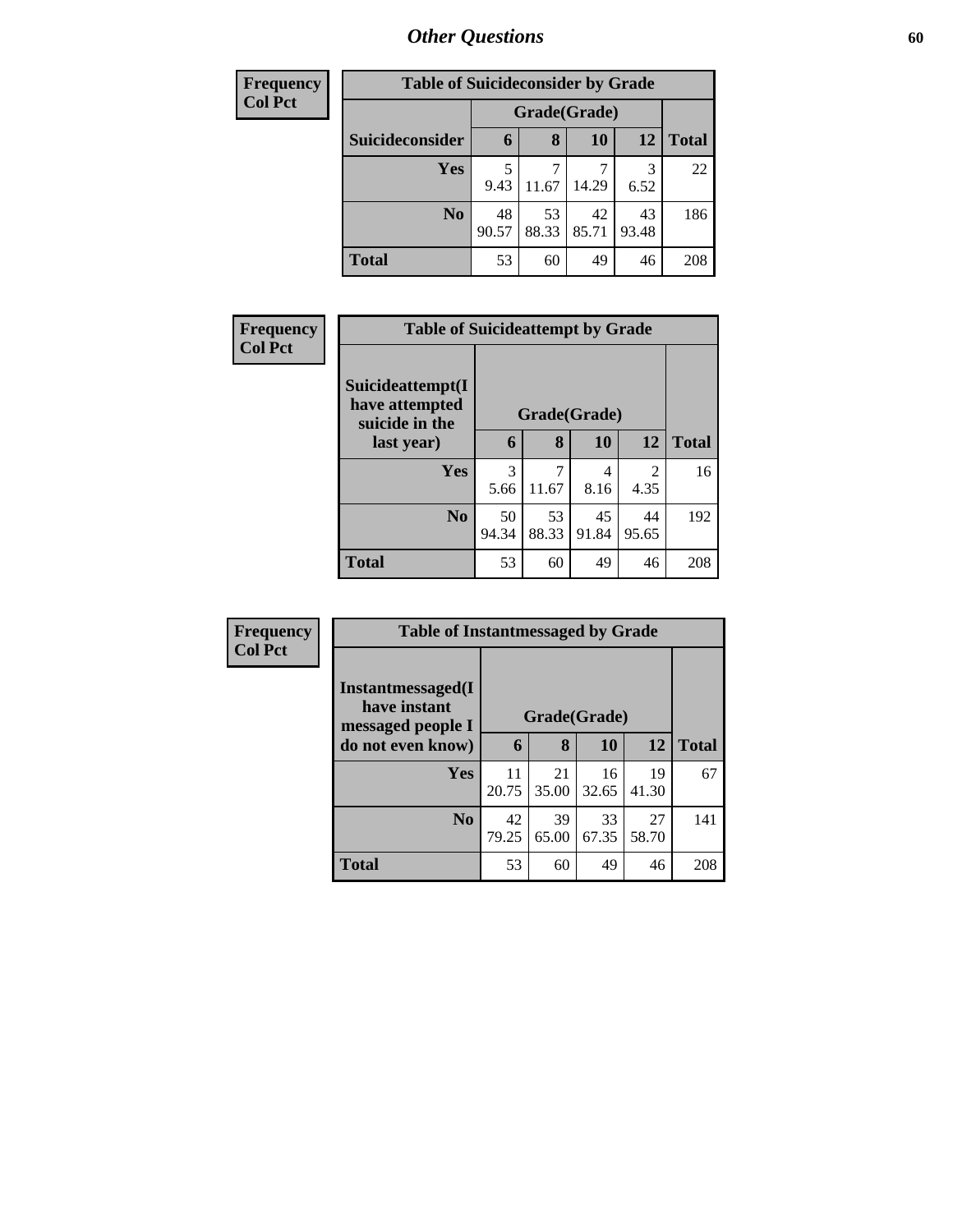# Other Questions

**Frequency**
**Col Pct**

| Table of Suicideconsider by Grade | | | | | |
|---|---|---|---|---|---|
| | Grade(Grade) | | | | |
| Suicideconsider | 6 | 8 | 10 | 12 | Total |
| Yes | 5<br>9.43 | 7<br>11.67 | 7<br>14.29 | 3<br>6.52 | 22 |
| No | 48<br>90.57 | 53<br>88.33 | 42<br>85.71 | 43<br>93.48 | 186 |
| Total | 53 | 60 | 49 | 46 | 208 |

**Frequency**
**Col Pct**

| Table of Suicideattempt by Grade | | | | | |
|---|---|---|---|---|---|
| Suicideattempt(I have attempted suicide in the last year) | Grade(Grade) | | | | |
| | 6 | 8 | 10 | 12 | Total |
| Yes | 3<br>5.66 | 7<br>11.67 | 4<br>8.16 | 2<br>4.35 | 16 |
| No | 50<br>94.34 | 53<br>88.33 | 45<br>91.84 | 44<br>95.65 | 192 |
| Total | 53 | 60 | 49 | 46 | 208 |

**Frequency**
**Col Pct**

| Table of Instantmessaged by Grade | | | | | |
|---|---|---|---|---|---|
| Instantmessaged(I have instant messaged people I do not even know) | Grade(Grade) | | | | |
| | 6 | 8 | 10 | 12 | Total |
| Yes | 11<br>20.75 | 21<br>35.00 | 16<br>32.65 | 19<br>41.30 | 67 |
| No | 42<br>79.25 | 39<br>65.00 | 33<br>67.35 | 27<br>58.70 | 141 |
| Total | 53 | 60 | 49 | 46 | 208 |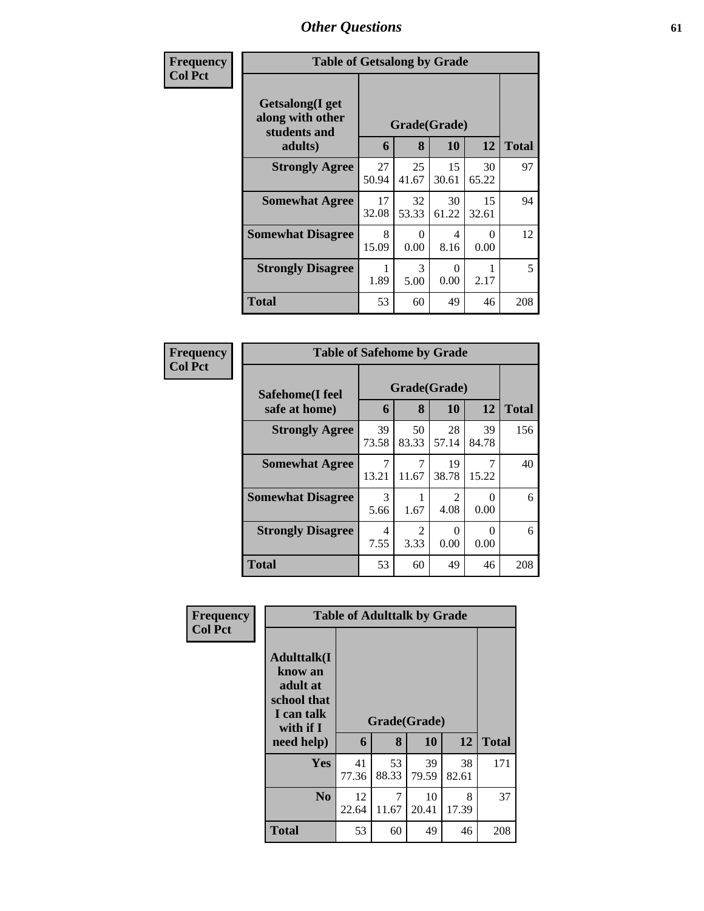# Other Questions

**Frequency**
**Col Pct**

| Table of Getsalong by Grade | | | | | |
|---|---|---|---|---|---|
| Getsalong(I get along with other students and adults) | Grade(Grade) | | | | Total |
| | 6 | 8 | 10 | 12 | |
| **Strongly Agree** | 27<br>50.94 | 25<br>41.67 | 15<br>30.61 | 30<br>65.22 | 97 |
| **Somewhat Agree** | 17<br>32.08 | 32<br>53.33 | 30<br>61.22 | 15<br>32.61 | 94 |
| **Somewhat Disagree** | 8<br>15.09 | 0<br>0.00 | 4<br>8.16 | 0<br>0.00 | 12 |
| **Strongly Disagree** | 1<br>1.89 | 3<br>5.00 | 0<br>0.00 | 1<br>2.17 | 5 |
| **Total** | 53 | 60 | 49 | 46 | 208 |

**Frequency**
**Col Pct**

| Table of Safehome by Grade | | | | | |
|---|---|---|---|---|---|
| Safehome(I feel safe at home) | Grade(Grade) | | | | Total |
| | 6 | 8 | 10 | 12 | |
| **Strongly Agree** | 39<br>73.58 | 50<br>83.33 | 28<br>57.14 | 39<br>84.78 | 156 |
| **Somewhat Agree** | 7<br>13.21 | 7<br>11.67 | 19<br>38.78 | 7<br>15.22 | 40 |
| **Somewhat Disagree** | 3<br>5.66 | 1<br>1.67 | 2<br>4.08 | 0<br>0.00 | 6 |
| **Strongly Disagree** | 4<br>7.55 | 2<br>3.33 | 0<br>0.00 | 0<br>0.00 | 6 |
| **Total** | 53 | 60 | 49 | 46 | 208 |

**Frequency**
**Col Pct**

| Table of Adulttalk by Grade | | | | | |
|---|---|---|---|---|---|
| Adulttalk(I know an adult at school that I can talk with if I need help) | Grade(Grade) | | | | Total |
| | 6 | 8 | 10 | 12 | |
| **Yes** | 41<br>77.36 | 53<br>88.33 | 39<br>79.59 | 38<br>82.61 | 171 |
| **No** | 12<br>22.64 | 7<br>11.67 | 10<br>20.41 | 8<br>17.39 | 37 |
| **Total** | 53 | 60 | 49 | 46 | 208 |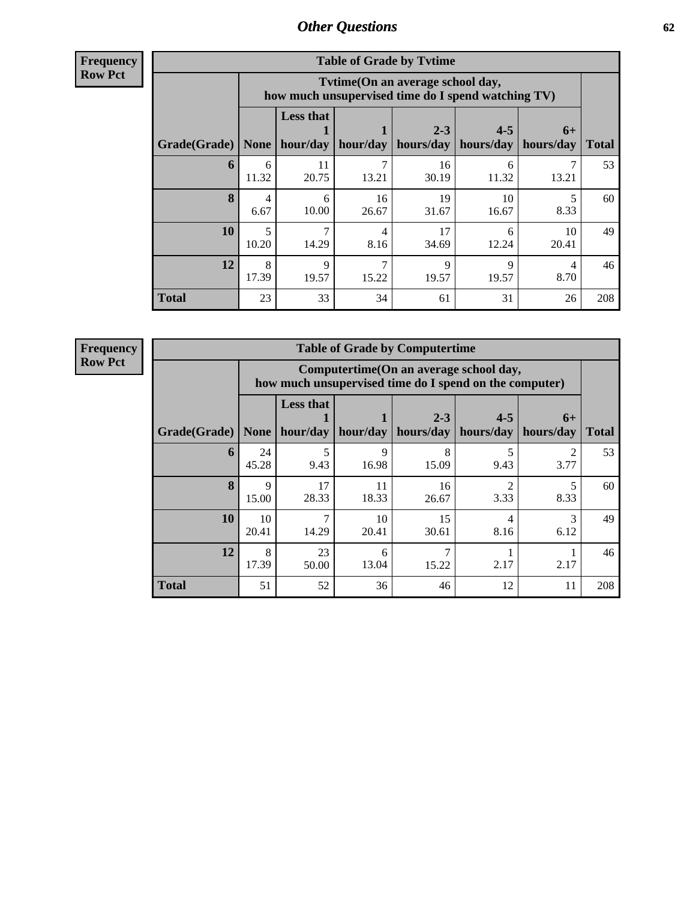## Other Questions

**Frequency**
**Row Pct**

| Table of Grade by Tvtime | | | | | | | |
|---|---|---|---|---|---|---|---|
| | Tvtime(On an average school day, how much unsupervised time do I spend watching TV) | | | | | | |
| Grade(Grade) | None | Less that 1 hour/day | 1 hour/day | 2-3 hours/day | 4-5 hours/day | 6+ hours/day | Total |
| **6** | 6<br>11.32 | 11<br>20.75 | 7<br>13.21 | 16<br>30.19 | 6<br>11.32 | 7<br>13.21 | 53 |
| **8** | 4<br>6.67 | 6<br>10.00 | 16<br>26.67 | 19<br>31.67 | 10<br>16.67 | 5<br>8.33 | 60 |
| **10** | 5<br>10.20 | 7<br>14.29 | 4<br>8.16 | 17<br>34.69 | 6<br>12.24 | 10<br>20.41 | 49 |
| **12** | 8<br>17.39 | 9<br>19.57 | 7<br>15.22 | 9<br>19.57 | 9<br>19.57 | 4<br>8.70 | 46 |
| **Total** | 23 | 33 | 34 | 61 | 31 | 26 | 208 |

**Frequency**
**Row Pct**

| Table of Grade by Computertime | | | | | | | |
|---|---|---|---|---|---|---|---|
| | Computertime(On an average school day, how much unsupervised time do I spend on the computer) | | | | | | |
| Grade(Grade) | None | Less that 1 hour/day | 1 hour/day | 2-3 hours/day | 4-5 hours/day | 6+ hours/day | Total |
| **6** | 24<br>45.28 | 5<br>9.43 | 9<br>16.98 | 8<br>15.09 | 5<br>9.43 | 2<br>3.77 | 53 |
| **8** | 9<br>15.00 | 17<br>28.33 | 11<br>18.33 | 16<br>26.67 | 2<br>3.33 | 5<br>8.33 | 60 |
| **10** | 10<br>20.41 | 7<br>14.29 | 10<br>20.41 | 15<br>30.61 | 4<br>8.16 | 3<br>6.12 | 49 |
| **12** | 8<br>17.39 | 23<br>50.00 | 6<br>13.04 | 7<br>15.22 | 1<br>2.17 | 1<br>2.17 | 46 |
| **Total** | 51 | 52 | 36 | 46 | 12 | 11 | 208 |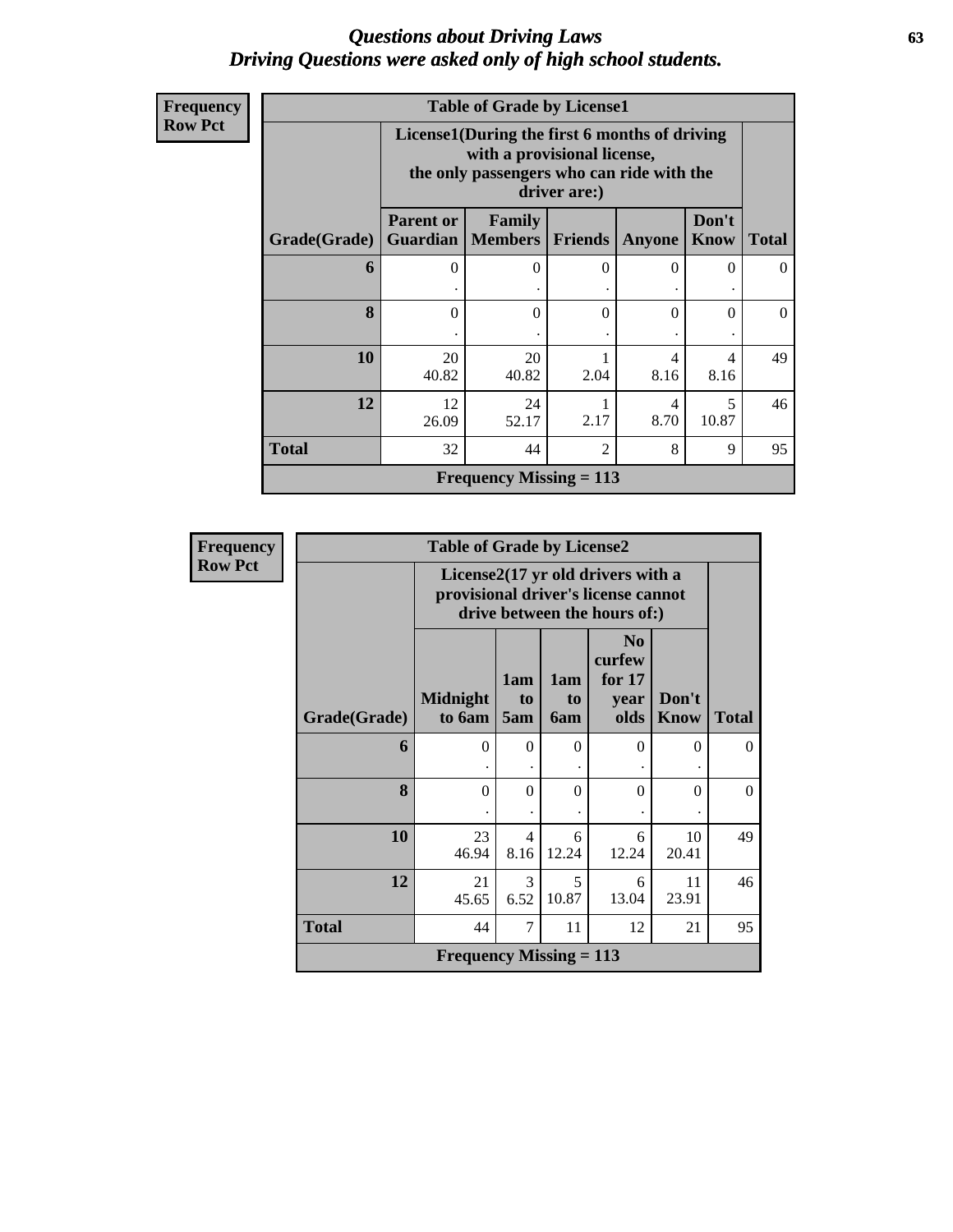# Questions about Driving Laws
## Driving Questions were asked only of high school students.

**Frequency**
**Row Pct**

| Table of Grade by License1 | | | | | | |
|---|---|---|---|---|---|---|
| | License1(During the first 6 months of driving with a provisional license, the only passengers who can ride with the driver are:) | | | | | |
| Grade(Grade) | Parent or Guardian | Family Members | Friends | Anyone | Don't Know | Total |
| 6 | 0<br>. | 0<br>. | 0<br>. | 0<br>. | 0<br>. | 0 |
| 8 | 0<br>. | 0<br>. | 0<br>. | 0<br>. | 0<br>. | 0 |
| 10 | 20<br>40.82 | 20<br>40.82 | 1<br>2.04 | 4<br>8.16 | 4<br>8.16 | 49 |
| 12 | 12<br>26.09 | 24<br>52.17 | 1<br>2.17 | 4<br>8.70 | 5<br>10.87 | 46 |
| Total | 32 | 44 | 2 | 8 | 9 | 95 |
| Frequency Missing = 113 | | | | | | |

**Frequency**
**Row Pct**

| Table of Grade by License2 | | | | | | |
|---|---|---|---|---|---|---|
| | License2(17 yr old drivers with a provisional driver's license cannot drive between the hours of:) | | | | | |
| Grade(Grade) | Midnight to 6am | 1am to 5am | 1am to 6am | No curfew for 17 year olds | Don't Know | Total |
| 6 | 0<br>. | 0<br>. | 0<br>. | 0<br>. | 0<br>. | 0 |
| 8 | 0<br>. | 0<br>. | 0<br>. | 0<br>. | 0<br>. | 0 |
| 10 | 23<br>46.94 | 4<br>8.16 | 6<br>12.24 | 6<br>12.24 | 10<br>20.41 | 49 |
| 12 | 21<br>45.65 | 3<br>6.52 | 5<br>10.87 | 6<br>13.04 | 11<br>23.91 | 46 |
| Total | 44 | 7 | 11 | 12 | 21 | 95 |
| Frequency Missing = 113 | | | | | | |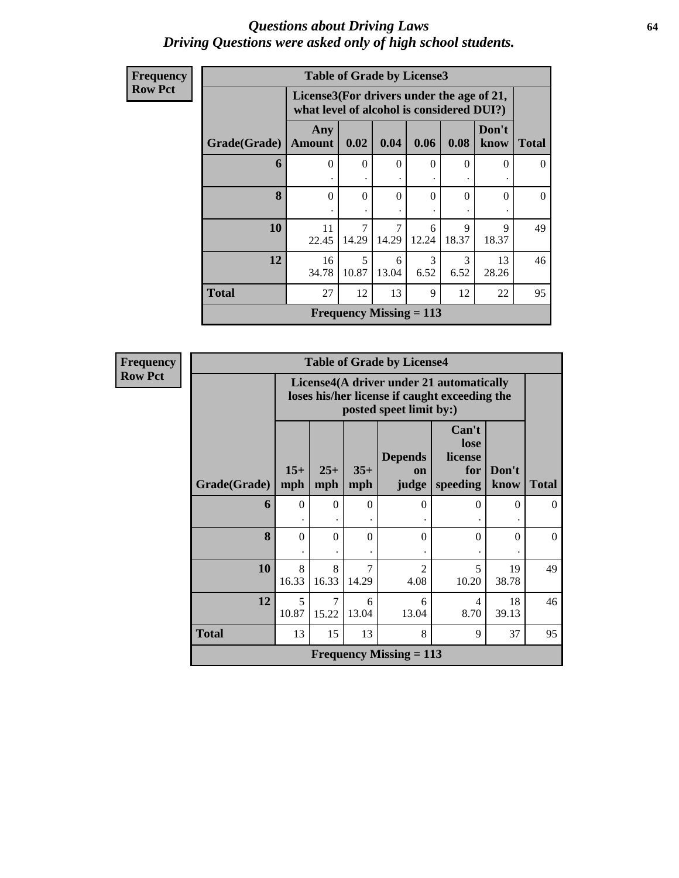# *Questions about Driving Laws*
## *Driving Questions were asked only of high school students.*

**Frequency**
**Row Pct**

| Table of Grade by License3 | | | | | | | |
|---|---|---|---|---|---|---|---|
| | License3(For drivers under the age of 21, what level of alcohol is considered DUI?) | | | | | | |
| Grade(Grade) | Any Amount | 0.02 | 0.04 | 0.06 | 0.08 | Don't know | Total |
| 6 | 0<br>. | 0<br>. | 0<br>. | 0<br>. | 0<br>. | 0<br>. | 0 |
| 8 | 0<br>. | 0<br>. | 0<br>. | 0<br>. | 0<br>. | 0<br>. | 0 |
| 10 | 11<br>22.45 | 7<br>14.29 | 7<br>14.29 | 6<br>12.24 | 9<br>18.37 | 9<br>18.37 | 49 |
| 12 | 16<br>34.78 | 5<br>10.87 | 6<br>13.04 | 3<br>6.52 | 3<br>6.52 | 13<br>28.26 | 46 |
| Total | 27 | 12 | 13 | 9 | 12 | 22 | 95 |
| Frequency Missing = 113 | | | | | | | |

**Frequency**
**Row Pct**

| Table of Grade by License4 | | | | | | | |
|---|---|---|---|---|---|---|---|
| | License4(A driver under 21 automatically loses his/her license if caught exceeding the posted speet limit by:) | | | | | | |
| Grade(Grade) | 15+ mph | 25+ mph | 35+ mph | Depends on judge | Can't lose license for speeding | Don't know | Total |
| 6 | 0<br>. | 0<br>. | 0<br>. | 0<br>. | 0<br>. | 0<br>. | 0 |
| 8 | 0<br>. | 0<br>. | 0<br>. | 0<br>. | 0<br>. | 0<br>. | 0 |
| 10 | 8<br>16.33 | 8<br>16.33 | 7<br>14.29 | 2<br>4.08 | 5<br>10.20 | 19<br>38.78 | 49 |
| 12 | 5<br>10.87 | 7<br>15.22 | 6<br>13.04 | 6<br>13.04 | 4<br>8.70 | 18<br>39.13 | 46 |
| Total | 13 | 15 | 13 | 8 | 9 | 37 | 95 |
| Frequency Missing = 113 | | | | | | | |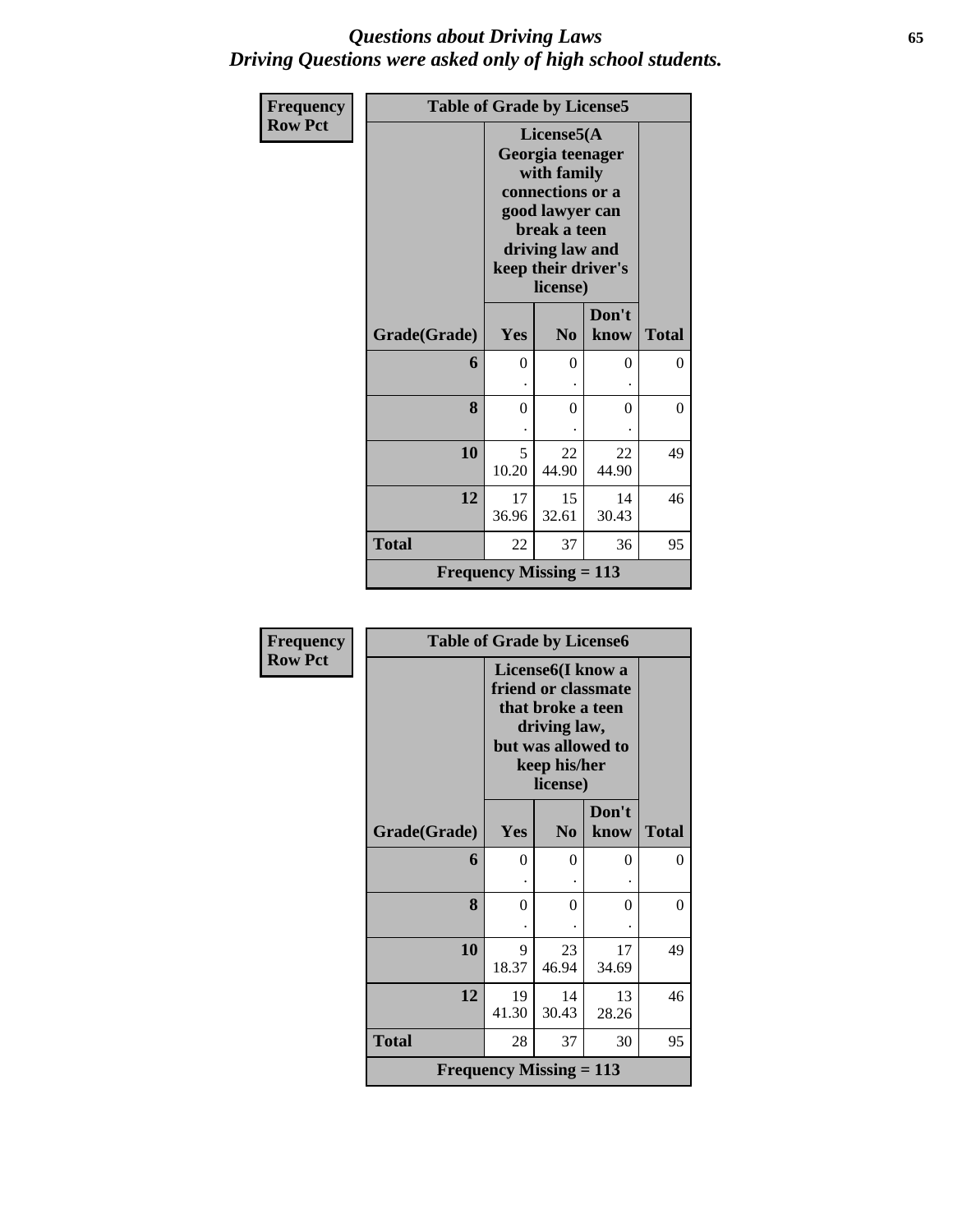# *Questions about Driving Laws*
## *Driving Questions were asked only of high school students.*

| Frequency<br>Row Pct | Table of Grade by License5 | | | |
|---|---|---|---|---|
| | License5(A Georgia teenager with family connections or a good lawyer can break a teen driving law and keep their driver's license) | | | |
| Grade(Grade) | Yes | No | Don't know | Total |
| 6 | 0<br>. | 0<br>. | 0<br>. | 0 |
| 8 | 0<br>. | 0<br>. | 0<br>. | 0 |
| 10 | 5<br>10.20 | 22<br>44.90 | 22<br>44.90 | 49 |
| 12 | 17<br>36.96 | 15<br>32.61 | 14<br>30.43 | 46 |
| Total | 22 | 37 | 36 | 95 |
| Frequency Missing = 113 | | | | |

| Frequency<br>Row Pct | Table of Grade by License6 | | | |
|---|---|---|---|---|
| | License6(I know a friend or classmate that broke a teen driving law, but was allowed to keep his/her license) | | | |
| Grade(Grade) | Yes | No | Don't know | Total |
| 6 | 0<br>. | 0<br>. | 0<br>. | 0 |
| 8 | 0<br>. | 0<br>. | 0<br>. | 0 |
| 10 | 9<br>18.37 | 23<br>46.94 | 17<br>34.69 | 49 |
| 12 | 19<br>41.30 | 14<br>30.43 | 13<br>28.26 | 46 |
| Total | 28 | 37 | 30 | 95 |
| Frequency Missing = 113 | | | | |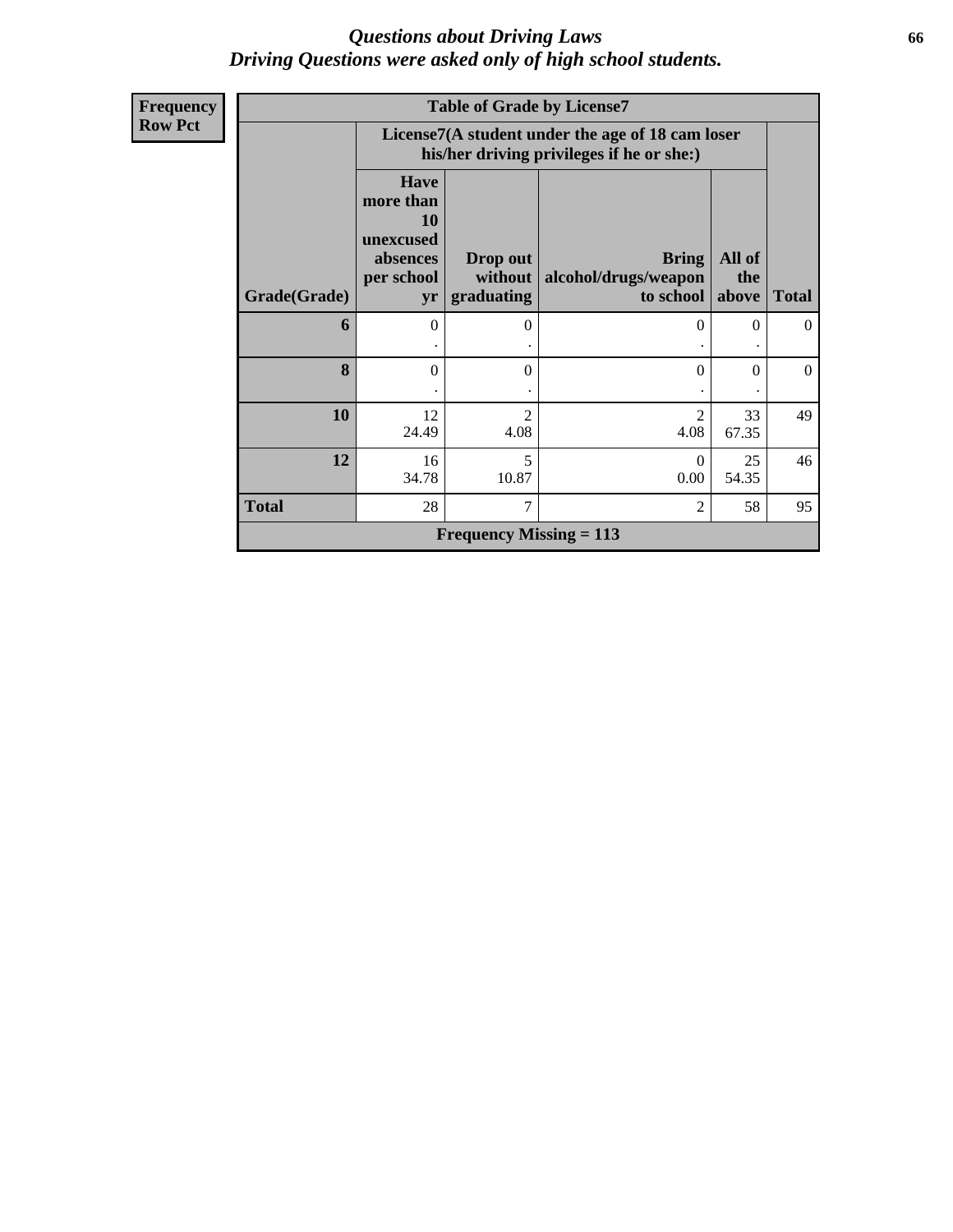# *Questions about Driving Laws*
## *Driving Questions were asked only of high school students.*

**Frequency**
**Row Pct**

| Table of Grade by License7 | | | | | |
|---|---|---|---|---|---|
| | License7(A student under the age of 18 cam loser his/her driving privileges if he or she:) | | | | |
| **Grade(Grade)** | **Have more than 10 unexcused absences per school yr** | **Drop out without graduating** | **Bring alcohol/drugs/weapon to school** | **All of the above** | **Total** |
| **6** | 0<br>. | 0<br>. | 0<br>. | 0<br>. | 0 |
| **8** | 0<br>. | 0<br>. | 0<br>. | 0<br>. | 0 |
| **10** | 12<br>24.49 | 2<br>4.08 | 2<br>4.08 | 33<br>67.35 | 49 |
| **12** | 16<br>34.78 | 5<br>10.87 | 0<br>0.00 | 25<br>54.35 | 46 |
| **Total** | 28 | 7 | 2 | 58 | 95 |
| **Frequency Missing = 113** | | | | | |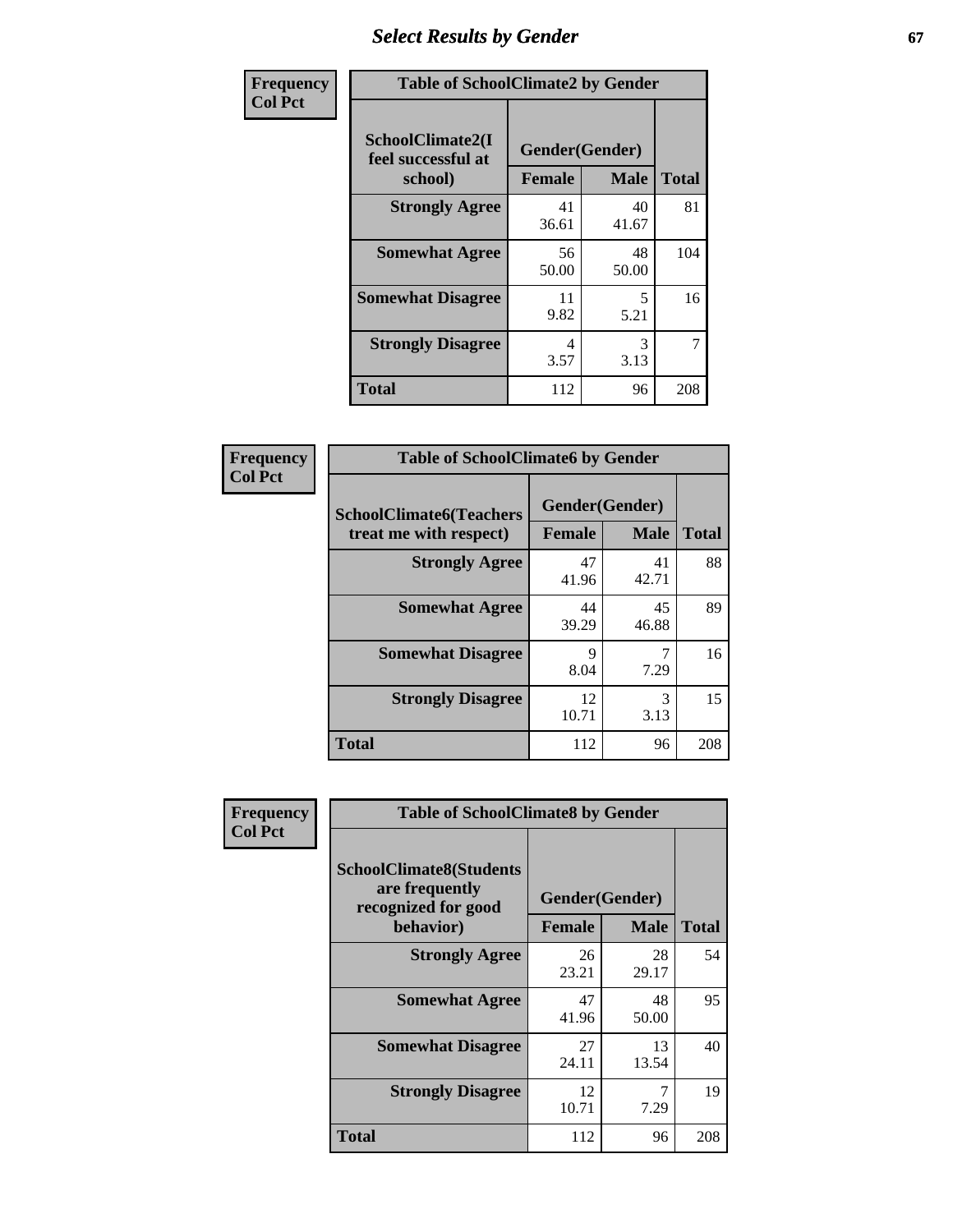# Select Results by Gender

**Frequency**
**Col Pct**

| Table of SchoolClimate2 by Gender | | | |
|---|---|---|---|
| SchoolClimate2(I feel successful at school) | Gender(Gender) | | |
| | Female | Male | Total |
| Strongly Agree | 41<br>36.61 | 40<br>41.67 | 81 |
| Somewhat Agree | 56<br>50.00 | 48<br>50.00 | 104 |
| Somewhat Disagree | 11<br>9.82 | 5<br>5.21 | 16 |
| Strongly Disagree | 4<br>3.57 | 3<br>3.13 | 7 |
| Total | 112 | 96 | 208 |

**Frequency**
**Col Pct**

| Table of SchoolClimate6 by Gender | | | |
|---|---|---|---|
| SchoolClimate6(Teachers treat me with respect) | Gender(Gender) | | |
| | Female | Male | Total |
| Strongly Agree | 47<br>41.96 | 41<br>42.71 | 88 |
| Somewhat Agree | 44<br>39.29 | 45<br>46.88 | 89 |
| Somewhat Disagree | 9<br>8.04 | 7<br>7.29 | 16 |
| Strongly Disagree | 12<br>10.71 | 3<br>3.13 | 15 |
| Total | 112 | 96 | 208 |

**Frequency**
**Col Pct**

| Table of SchoolClimate8 by Gender | | | |
|---|---|---|---|
| SchoolClimate8(Students are frequently recognized for good behavior) | Gender(Gender) | | |
| | Female | Male | Total |
| Strongly Agree | 26<br>23.21 | 28<br>29.17 | 54 |
| Somewhat Agree | 47<br>41.96 | 48<br>50.00 | 95 |
| Somewhat Disagree | 27<br>24.11 | 13<br>13.54 | 40 |
| Strongly Disagree | 12<br>10.71 | 7<br>7.29 | 19 |
| Total | 112 | 96 | 208 |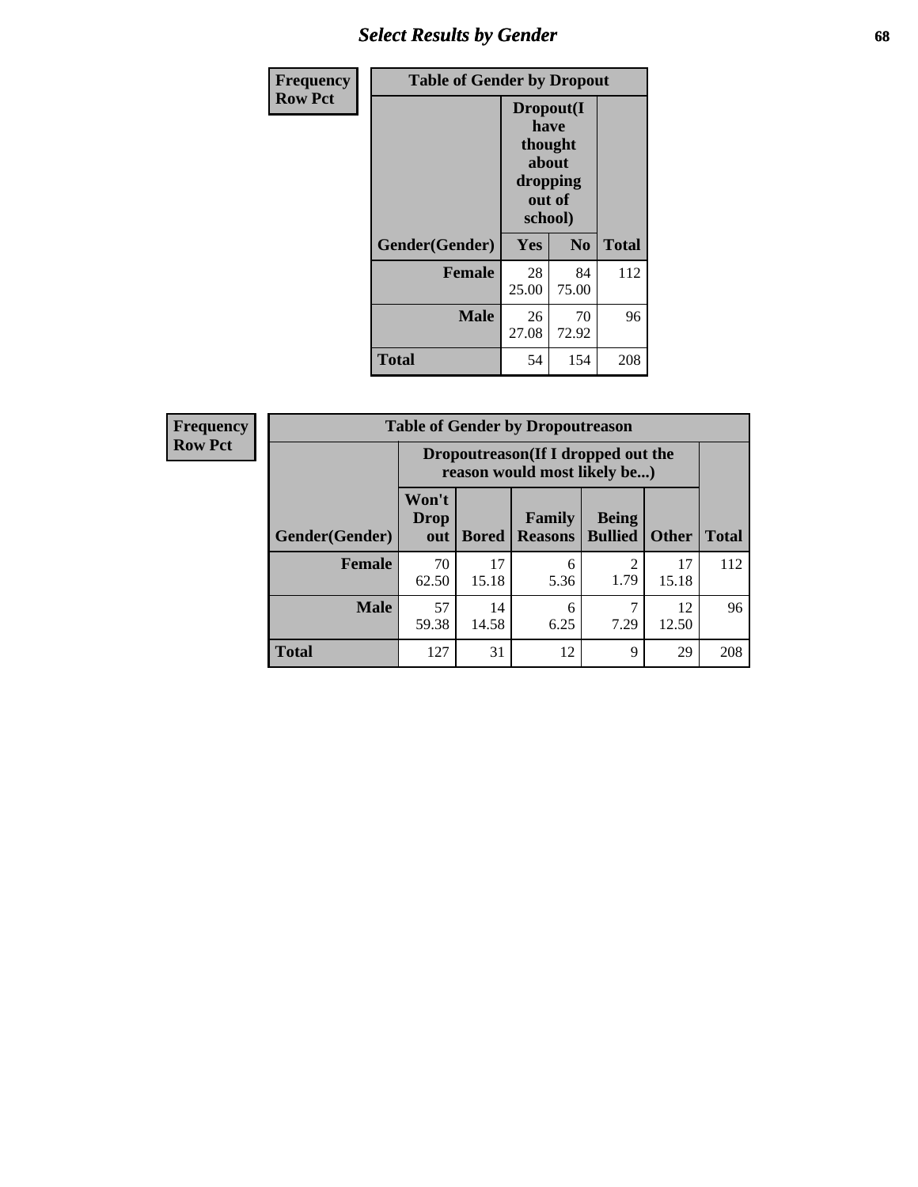# Select Results by Gender

| Frequency<br>Row Pct | Table of Gender by Dropout | | |
|---|---|---|---|
| | Dropout(I have thought about dropping out of school) | | |
| Gender(Gender) | Yes | No | Total |
| Female | 28<br>25.00 | 84<br>75.00 | 112 |
| Male | 26<br>27.08 | 70<br>72.92 | 96 |
| Total | 54 | 154 | 208 |

| Frequency<br>Row Pct | Table of Gender by Dropoutreason | | | | | |
|---|---|---|---|---|---|---|
| | Dropoutreason(If I dropped out the reason would most likely be...) | | | | | |
| Gender(Gender) | Won't Drop out | Bored | Family Reasons | Being Bullied | Other | Total |
| Female | 70<br>62.50 | 17<br>15.18 | 6<br>5.36 | 2<br>1.79 | 17<br>15.18 | 112 |
| Male | 57<br>59.38 | 14<br>14.58 | 6<br>6.25 | 7<br>7.29 | 12<br>12.50 | 96 |
| Total | 127 | 31 | 12 | 9 | 29 | 208 |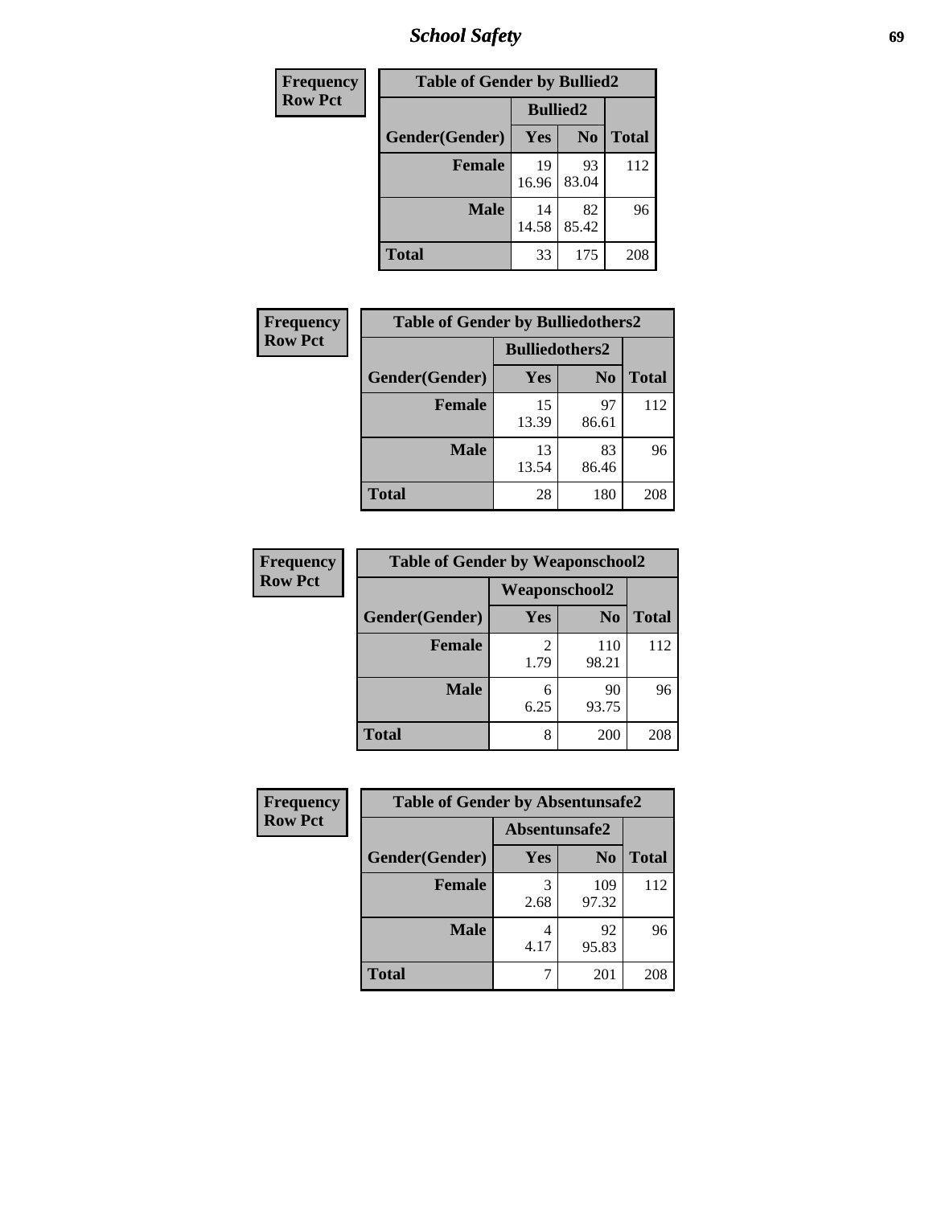| Frequency Row Pct | Table of Gender by Bullied2 | | |
|---|---|---|---|
| | Bullied2 | | |
| Gender(Gender) | Yes | No | Total |
| Female | 19<br>16.96 | 93<br>83.04 | 112 |
| Male | 14<br>14.58 | 82<br>85.42 | 96 |
| Total | 33 | 175 | 208 |

| Frequency Row Pct | Table of Gender by Bulliedothers2 | | |
|---|---|---|---|
| | Bulliedothers2 | | |
| Gender(Gender) | Yes | No | Total |
| Female | 15<br>13.39 | 97<br>86.61 | 112 |
| Male | 13<br>13.54 | 83<br>86.46 | 96 |
| Total | 28 | 180 | 208 |

| Frequency Row Pct | Table of Gender by Weaponschool2 | | |
|---|---|---|---|
| | Weaponschool2 | | |
| Gender(Gender) | Yes | No | Total |
| Female | 2<br>1.79 | 110<br>98.21 | 112 |
| Male | 6<br>6.25 | 90<br>93.75 | 96 |
| Total | 8 | 200 | 208 |

| Frequency Row Pct | Table of Gender by Absentunsafe2 | | |
|---|---|---|---|
| | Absentunsafe2 | | |
| Gender(Gender) | Yes | No | Total |
| Female | 3<br>2.68 | 109<br>97.32 | 112 |
| Male | 4<br>4.17 | 92<br>95.83 | 96 |
| Total | 7 | 201 | 208 |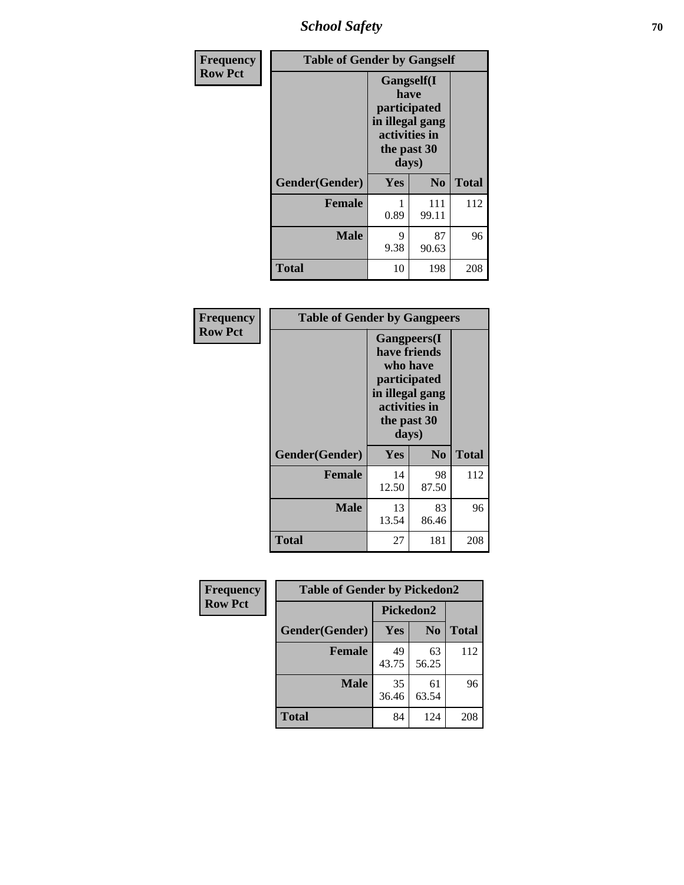# School Safety

**Frequency**
**Row Pct**

| Table of Gender by Gangself | | | |
|---|---|---|---|
| | Gangself(I have participated in illegal gang activities in the past 30 days) | | |
| Gender(Gender) | Yes | No | Total |
| Female | 1<br>0.89 | 111<br>99.11 | 112 |
| Male | 9<br>9.38 | 87<br>90.63 | 96 |
| Total | 10 | 198 | 208 |

**Frequency**
**Row Pct**

| Table of Gender by Gangpeers | | | |
|---|---|---|---|
| | Gangpeers(I have friends who have participated in illegal gang activities in the past 30 days) | | |
| Gender(Gender) | Yes | No | Total |
| Female | 14<br>12.50 | 98<br>87.50 | 112 |
| Male | 13<br>13.54 | 83<br>86.46 | 96 |
| Total | 27 | 181 | 208 |

**Frequency**
**Row Pct**

| Table of Gender by Pickedon2 | | | |
|---|---|---|---|
| | Pickedon2 | | |
| Gender(Gender) | Yes | No | Total |
| Female | 49<br>43.75 | 63<br>56.25 | 112 |
| Male | 35<br>36.46 | 61<br>63.54 | 96 |
| Total | 84 | 124 | 208 |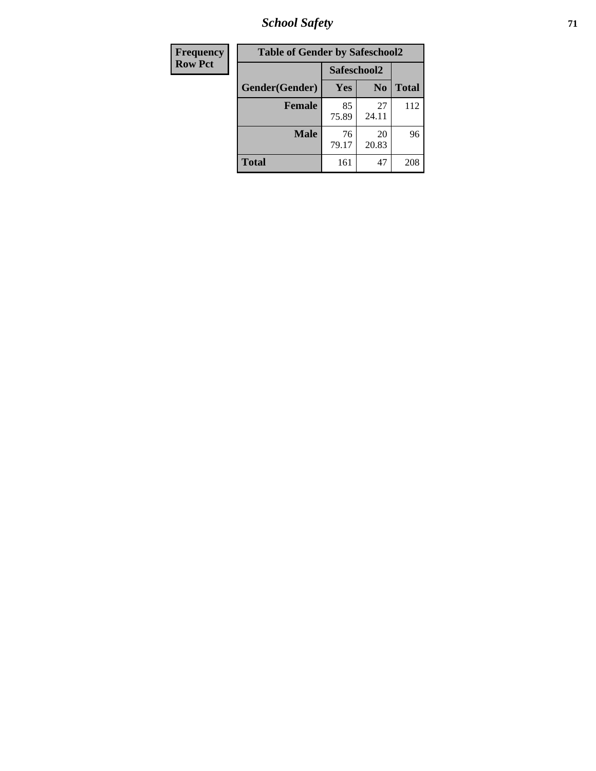| Frequency |
|---|
| Row Pct |

| Table of Gender by Safeschool2 | | | |
|---|---|---|---|
| | Safeschool2 | | |
| Gender(Gender) | Yes | No | Total |
| Female | 85<br>75.89 | 27<br>24.11 | 112 |
| Male | 76<br>79.17 | 20<br>20.83 | 96 |
| Total | 161 | 47 | 208 |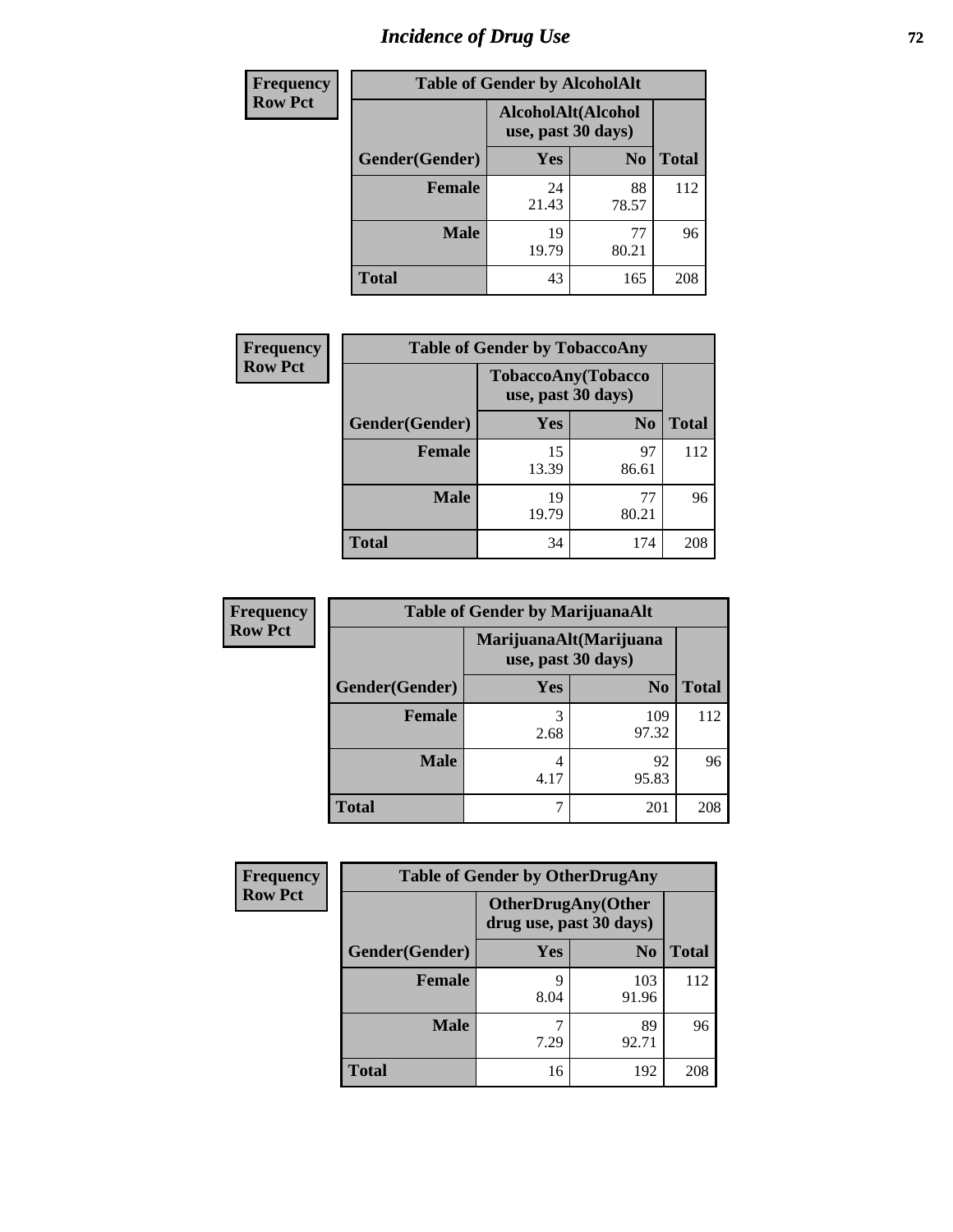# Incidence of Drug Use

**Frequency**
**Row Pct**

| Table of Gender by AlcoholAlt | | | |
|---|---|---|---|
| | AlcoholAlt(Alcohol use, past 30 days) | | |
| Gender(Gender) | Yes | No | Total |
| Female | 24<br>21.43 | 88<br>78.57 | 112 |
| Male | 19<br>19.79 | 77<br>80.21 | 96 |
| Total | 43 | 165 | 208 |

**Frequency**
**Row Pct**

| Table of Gender by TobaccoAny | | | |
|---|---|---|---|
| | TobaccoAny(Tobacco use, past 30 days) | | |
| Gender(Gender) | Yes | No | Total |
| Female | 15<br>13.39 | 97<br>86.61 | 112 |
| Male | 19<br>19.79 | 77<br>80.21 | 96 |
| Total | 34 | 174 | 208 |

**Frequency**
**Row Pct**

| Table of Gender by MarijuanaAlt | | | |
|---|---|---|---|
| | MarijuanaAlt(Marijuana use, past 30 days) | | |
| Gender(Gender) | Yes | No | Total |
| Female | 3<br>2.68 | 109<br>97.32 | 112 |
| Male | 4<br>4.17 | 92<br>95.83 | 96 |
| Total | 7 | 201 | 208 |

**Frequency**
**Row Pct**

| Table of Gender by OtherDrugAny | | | |
|---|---|---|---|
| | OtherDrugAny(Other drug use, past 30 days) | | |
| Gender(Gender) | Yes | No | Total |
| Female | 9<br>8.04 | 103<br>91.96 | 112 |
| Male | 7<br>7.29 | 89<br>92.71 | 96 |
| Total | 16 | 192 | 208 |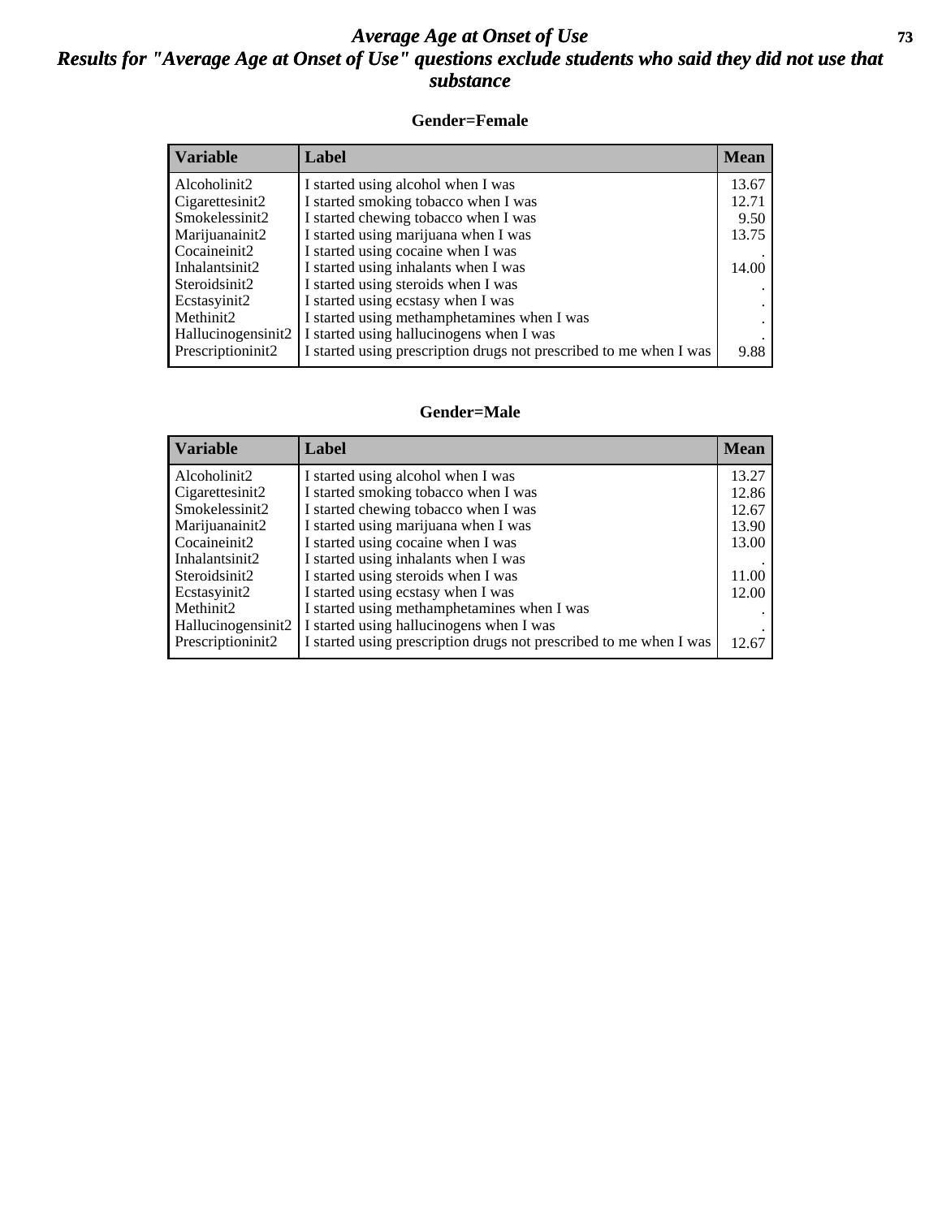# *Average Age at Onset of Use*

## *Results for "Average Age at Onset of Use" questions exclude students who said they did not use that substance*

### Gender=Female

| Variable | Label | Mean |
|---|---|---|
| Alcoholinit2 | I started using alcohol when I was | 13.67 |
| Cigarettesinit2 | I started smoking tobacco when I was | 12.71 |
| Smokelessinit2 | I started chewing tobacco when I was | 9.50 |
| Marijuanainit2 | I started using marijuana when I was | 13.75 |
| Cocaineinit2 | I started using cocaine when I was | . |
| Inhalantsinit2 | I started using inhalants when I was | 14.00 |
| Steroidsinit2 | I started using steroids when I was | . |
| Ecstasyinit2 | I started using ecstasy when I was | . |
| Methinit2 | I started using methamphetamines when I was | . |
| Hallucinogensinit2 | I started using hallucinogens when I was | . |
| Prescriptioninit2 | I started using prescription drugs not prescribed to me when I was | 9.88 |

### Gender=Male

| Variable | Label | Mean |
|---|---|---|
| Alcoholinit2 | I started using alcohol when I was | 13.27 |
| Cigarettesinit2 | I started smoking tobacco when I was | 12.86 |
| Smokelessinit2 | I started chewing tobacco when I was | 12.67 |
| Marijuanainit2 | I started using marijuana when I was | 13.90 |
| Cocaineinit2 | I started using cocaine when I was | 13.00 |
| Inhalantsinit2 | I started using inhalants when I was | . |
| Steroidsinit2 | I started using steroids when I was | 11.00 |
| Ecstasyinit2 | I started using ecstasy when I was | 12.00 |
| Methinit2 | I started using methamphetamines when I was | . |
| Hallucinogensinit2 | I started using hallucinogens when I was | . |
| Prescriptioninit2 | I started using prescription drugs not prescribed to me when I was | 12.67 |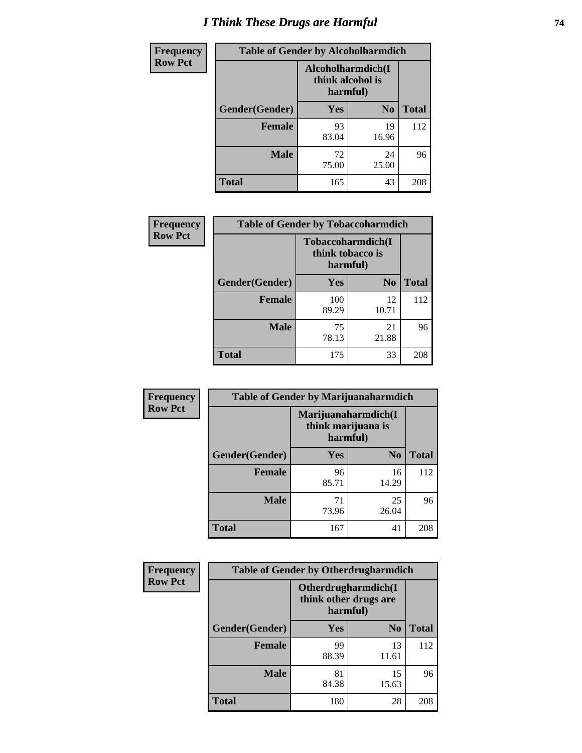# I Think These Drugs are Harmful

**Frequency**
**Row Pct**

| Table of Gender by Alcoholharmdich | | | |
|---|---|---|---|
| | Alcoholharmdich(I think alcohol is harmful) | | |
| Gender(Gender) | Yes | No | Total |
| Female | 93<br>83.04 | 19<br>16.96 | 112 |
| Male | 72<br>75.00 | 24<br>25.00 | 96 |
| Total | 165 | 43 | 208 |

**Frequency**
**Row Pct**

| Table of Gender by Tobaccoharmdich | | | |
|---|---|---|---|
| | Tobaccoharmdich(I think tobacco is harmful) | | |
| Gender(Gender) | Yes | No | Total |
| Female | 100<br>89.29 | 12<br>10.71 | 112 |
| Male | 75<br>78.13 | 21<br>21.88 | 96 |
| Total | 175 | 33 | 208 |

**Frequency**
**Row Pct**

| Table of Gender by Marijuanaharmdich | | | |
|---|---|---|---|
| | Marijuanaharmdich(I think marijuana is harmful) | | |
| Gender(Gender) | Yes | No | Total |
| Female | 96<br>85.71 | 16<br>14.29 | 112 |
| Male | 71<br>73.96 | 25<br>26.04 | 96 |
| Total | 167 | 41 | 208 |

**Frequency**
**Row Pct**

| Table of Gender by Otherdrugharmdich | | | |
|---|---|---|---|
| | Otherdrugharmdich(I think other drugs are harmful) | | |
| Gender(Gender) | Yes | No | Total |
| Female | 99<br>88.39 | 13<br>11.61 | 112 |
| Male | 81<br>84.38 | 15<br>15.63 | 96 |
| Total | 180 | 28 | 208 |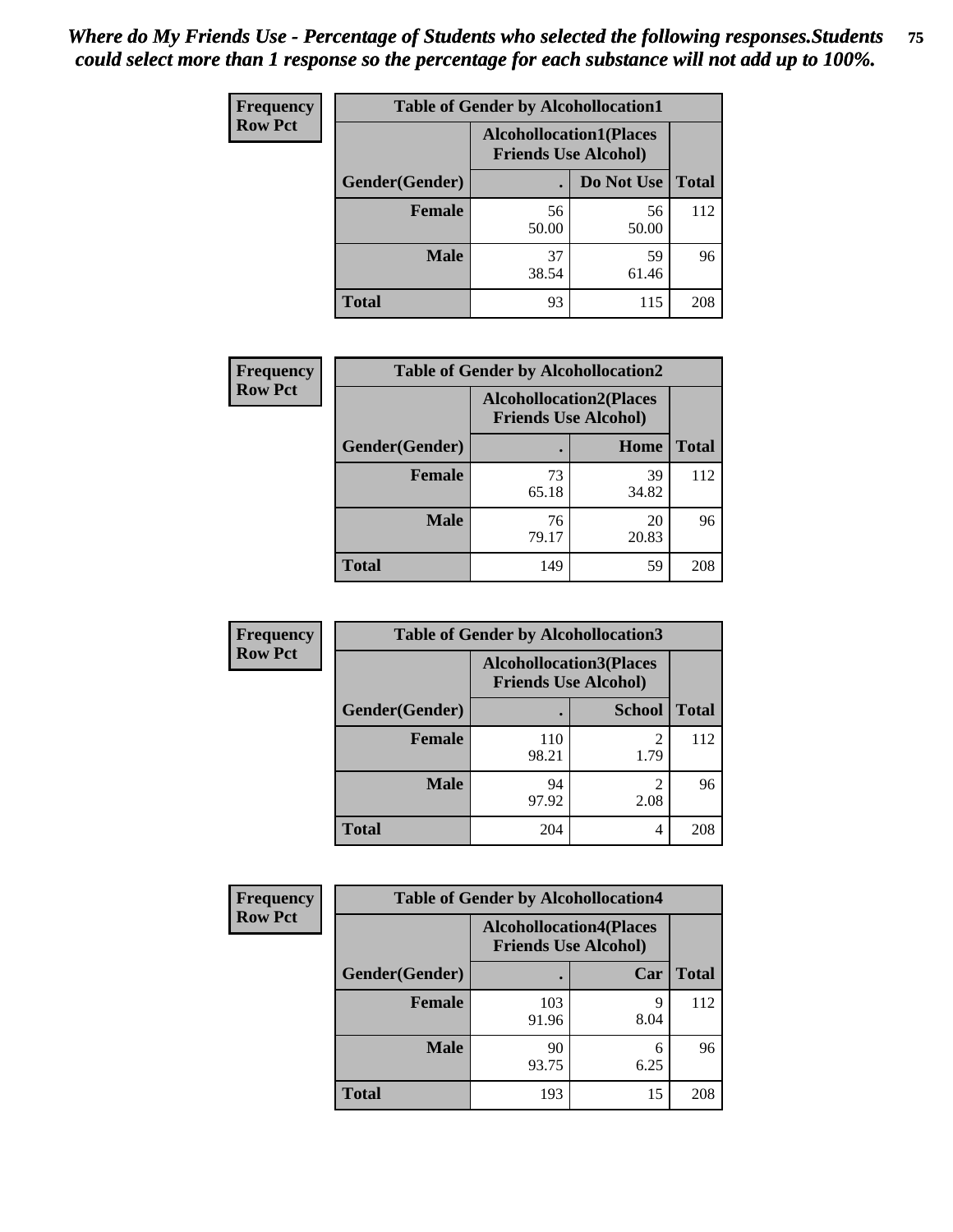*Where do My Friends Use - Percentage of Students who selected the following responses.Students could select more than 1 response so the percentage for each substance will not add up to 100%.*

**Frequency**
**Row Pct**

| Table of Gender by Alcohollocation1 | | | |
|---|---|---|---|
| | Alcohollocation1(Places Friends Use Alcohol) | | |
| Gender(Gender) | . | Do Not Use | Total |
| **Female** | 56<br>50.00 | 56<br>50.00 | 112 |
| **Male** | 37<br>38.54 | 59<br>61.46 | 96 |
| **Total** | 93 | 115 | 208 |

**Frequency**
**Row Pct**

| Table of Gender by Alcohollocation2 | | | |
|---|---|---|---|
| | Alcohollocation2(Places Friends Use Alcohol) | | |
| Gender(Gender) | . | Home | Total |
| **Female** | 73<br>65.18 | 39<br>34.82 | 112 |
| **Male** | 76<br>79.17 | 20<br>20.83 | 96 |
| **Total** | 149 | 59 | 208 |

**Frequency**
**Row Pct**

| Table of Gender by Alcohollocation3 | | | |
|---|---|---|---|
| | Alcohollocation3(Places Friends Use Alcohol) | | |
| Gender(Gender) | . | School | Total |
| **Female** | 110<br>98.21 | 2<br>1.79 | 112 |
| **Male** | 94<br>97.92 | 2<br>2.08 | 96 |
| **Total** | 204 | 4 | 208 |

**Frequency**
**Row Pct**

| Table of Gender by Alcohollocation4 | | | |
|---|---|---|---|
| | Alcohollocation4(Places Friends Use Alcohol) | | |
| Gender(Gender) | . | Car | Total |
| **Female** | 103<br>91.96 | 9<br>8.04 | 112 |
| **Male** | 90<br>93.75 | 6<br>6.25 | 96 |
| **Total** | 193 | 15 | 208 |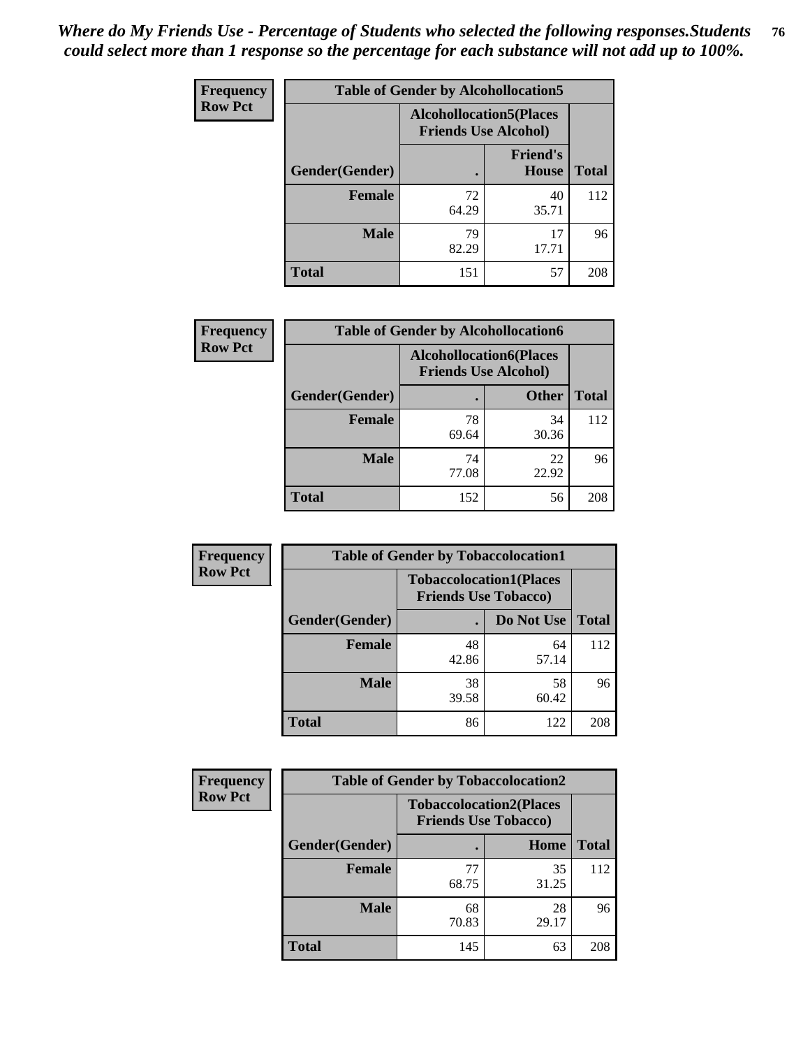*Where do My Friends Use - Percentage of Students who selected the following responses.Students could select more than 1 response so the percentage for each substance will not add up to 100%.*

**Frequency / Row Pct**

| Table of Gender by Alcohollocation5 | | | |
|---|---|---|---|
| | Alcohollocation5(Places Friends Use Alcohol) | | |
| Gender(Gender) | . | Friend's House | Total |
| Female | 72<br>64.29 | 40<br>35.71 | 112 |
| Male | 79<br>82.29 | 17<br>17.71 | 96 |
| Total | 151 | 57 | 208 |

**Frequency / Row Pct**

| Table of Gender by Alcohollocation6 | | | |
|---|---|---|---|
| | Alcohollocation6(Places Friends Use Alcohol) | | |
| Gender(Gender) | . | Other | Total |
| Female | 78<br>69.64 | 34<br>30.36 | 112 |
| Male | 74<br>77.08 | 22<br>22.92 | 96 |
| Total | 152 | 56 | 208 |

**Frequency / Row Pct**

| Table of Gender by Tobaccolocation1 | | | |
|---|---|---|---|
| | Tobaccolocation1(Places Friends Use Tobacco) | | |
| Gender(Gender) | . | Do Not Use | Total |
| Female | 48<br>42.86 | 64<br>57.14 | 112 |
| Male | 38<br>39.58 | 58<br>60.42 | 96 |
| Total | 86 | 122 | 208 |

**Frequency / Row Pct**

| Table of Gender by Tobaccolocation2 | | | |
|---|---|---|---|
| | Tobaccolocation2(Places Friends Use Tobacco) | | |
| Gender(Gender) | . | Home | Total |
| Female | 77<br>68.75 | 35<br>31.25 | 112 |
| Male | 68<br>70.83 | 28<br>29.17 | 96 |
| Total | 145 | 63 | 208 |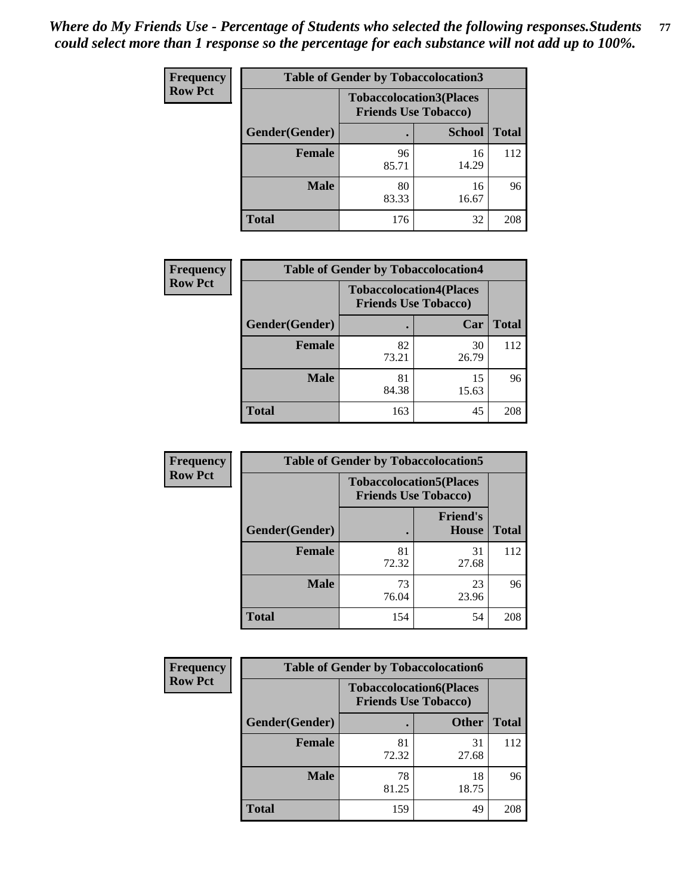*Where do My Friends Use - Percentage of Students who selected the following responses.Students could select more than 1 response so the percentage for each substance will not add up to 100%.*

**Frequency / Row Pct**

**Table of Gender by Tobaccolocation3**

| Gender(Gender) | Tobaccolocation3(Places Friends Use Tobacco) | | Total |
|---|---|---|---|
| | . | School | |
| Female | 96<br>85.71 | 16<br>14.29 | 112 |
| Male | 80<br>83.33 | 16<br>16.67 | 96 |
| Total | 176 | 32 | 208 |

**Frequency / Row Pct**

**Table of Gender by Tobaccolocation4**

| Gender(Gender) | Tobaccolocation4(Places Friends Use Tobacco) | | Total |
|---|---|---|---|
| | . | Car | |
| Female | 82<br>73.21 | 30<br>26.79 | 112 |
| Male | 81<br>84.38 | 15<br>15.63 | 96 |
| Total | 163 | 45 | 208 |

**Frequency / Row Pct**

**Table of Gender by Tobaccolocation5**

| Gender(Gender) | Tobaccolocation5(Places Friends Use Tobacco) | | Total |
|---|---|---|---|
| | . | Friend's House | |
| Female | 81<br>72.32 | 31<br>27.68 | 112 |
| Male | 73<br>76.04 | 23<br>23.96 | 96 |
| Total | 154 | 54 | 208 |

**Frequency / Row Pct**

**Table of Gender by Tobaccolocation6**

| Gender(Gender) | Tobaccolocation6(Places Friends Use Tobacco) | | Total |
|---|---|---|---|
| | . | Other | |
| Female | 81<br>72.32 | 31<br>27.68 | 112 |
| Male | 78<br>81.25 | 18<br>18.75 | 96 |
| Total | 159 | 49 | 208 |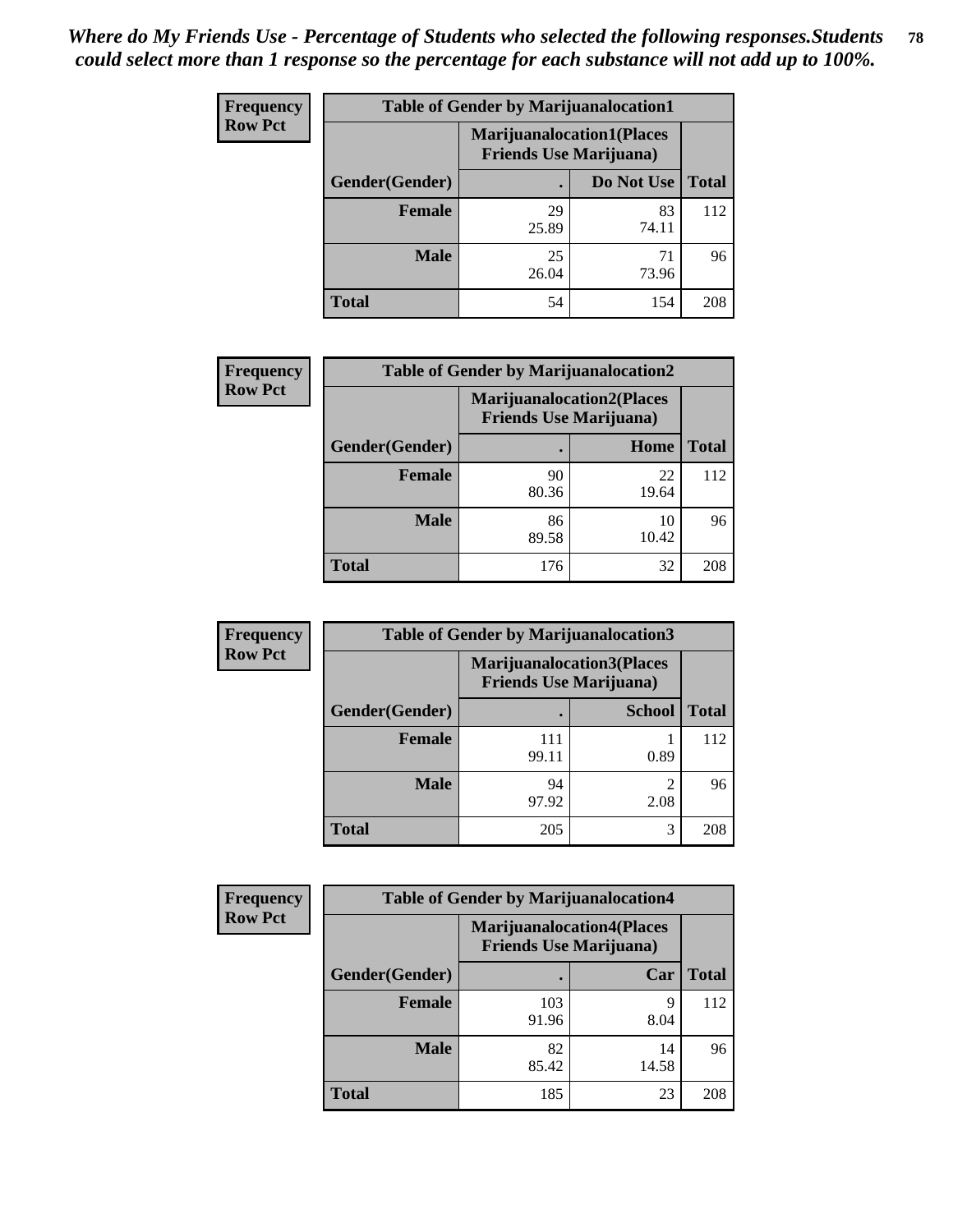*Where do My Friends Use - Percentage of Students who selected the following responses.Students could select more than 1 response so the percentage for each substance will not add up to 100%.*

**Frequency**
**Row Pct**

| Table of Gender by Marijuanalocation1 | | | |
|---|---|---|---|
| | Marijuanalocation1(Places Friends Use Marijuana) | | |
| Gender(Gender) | . | Do Not Use | Total |
| Female | 29<br>25.89 | 83<br>74.11 | 112 |
| Male | 25<br>26.04 | 71<br>73.96 | 96 |
| Total | 54 | 154 | 208 |

**Frequency**
**Row Pct**

| Table of Gender by Marijuanalocation2 | | | |
|---|---|---|---|
| | Marijuanalocation2(Places Friends Use Marijuana) | | |
| Gender(Gender) | . | Home | Total |
| Female | 90<br>80.36 | 22<br>19.64 | 112 |
| Male | 86<br>89.58 | 10<br>10.42 | 96 |
| Total | 176 | 32 | 208 |

**Frequency**
**Row Pct**

| Table of Gender by Marijuanalocation3 | | | |
|---|---|---|---|
| | Marijuanalocation3(Places Friends Use Marijuana) | | |
| Gender(Gender) | . | School | Total |
| Female | 111<br>99.11 | 1<br>0.89 | 112 |
| Male | 94<br>97.92 | 2<br>2.08 | 96 |
| Total | 205 | 3 | 208 |

**Frequency**
**Row Pct**

| Table of Gender by Marijuanalocation4 | | | |
|---|---|---|---|
| | Marijuanalocation4(Places Friends Use Marijuana) | | |
| Gender(Gender) | . | Car | Total |
| Female | 103<br>91.96 | 9<br>8.04 | 112 |
| Male | 82<br>85.42 | 14<br>14.58 | 96 |
| Total | 185 | 23 | 208 |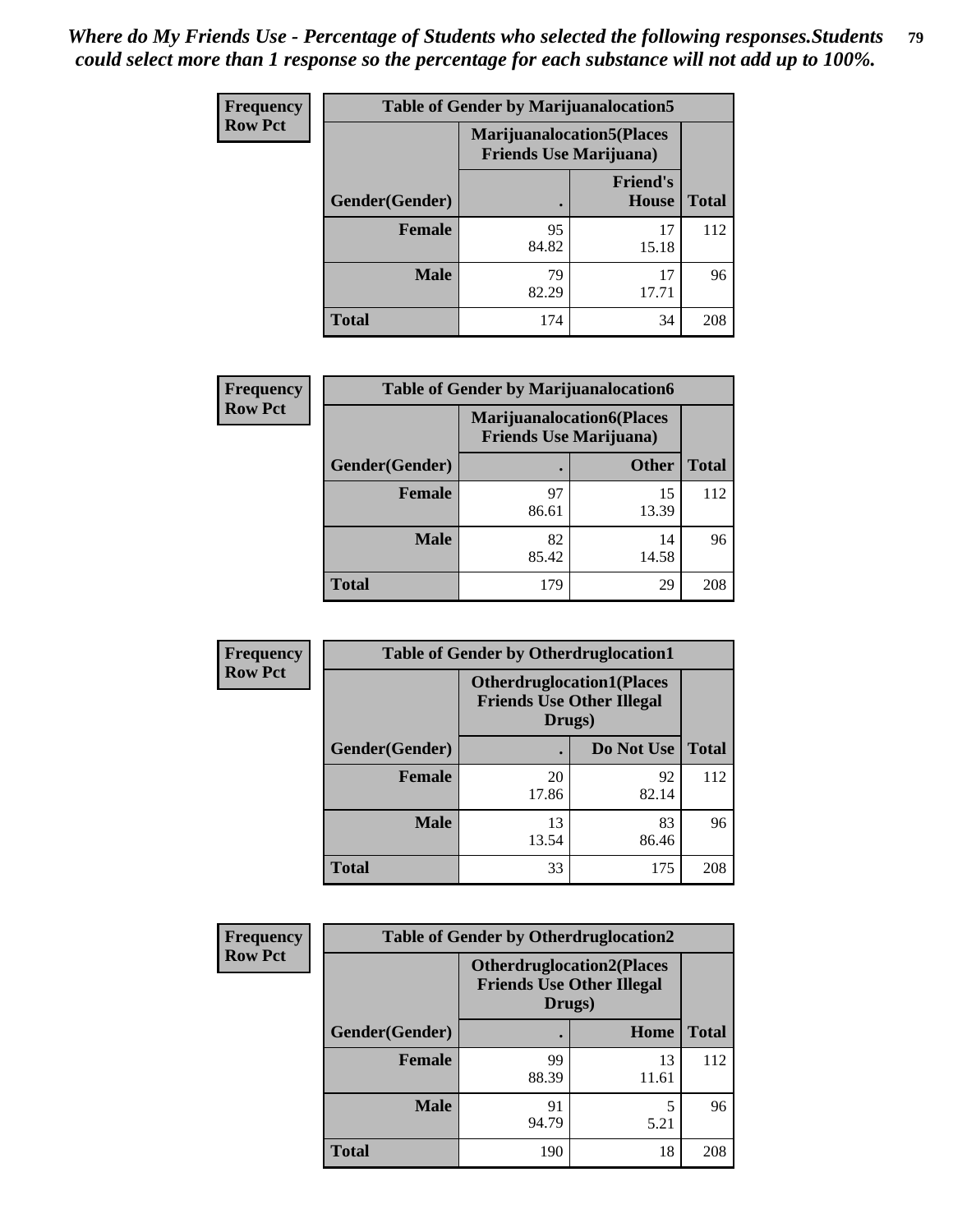*Where do My Friends Use - Percentage of Students who selected the following responses.Students could select more than 1 response so the percentage for each substance will not add up to 100%.*

**Frequency Row Pct**

| Table of Gender by Marijuanalocation5 | | | |
|---|---|---|---|
| | Marijuanalocation5(Places Friends Use Marijuana) | | |
| Gender(Gender) | . | Friend's House | Total |
| Female | 95<br>84.82 | 17<br>15.18 | 112 |
| Male | 79<br>82.29 | 17<br>17.71 | 96 |
| Total | 174 | 34 | 208 |

**Frequency Row Pct**

| Table of Gender by Marijuanalocation6 | | | |
|---|---|---|---|
| | Marijuanalocation6(Places Friends Use Marijuana) | | |
| Gender(Gender) | . | Other | Total |
| Female | 97<br>86.61 | 15<br>13.39 | 112 |
| Male | 82<br>85.42 | 14<br>14.58 | 96 |
| Total | 179 | 29 | 208 |

**Frequency Row Pct**

| Table of Gender by Otherdruglocation1 | | | |
|---|---|---|---|
| | Otherdruglocation1(Places Friends Use Other Illegal Drugs) | | |
| Gender(Gender) | . | Do Not Use | Total |
| Female | 20<br>17.86 | 92<br>82.14 | 112 |
| Male | 13<br>13.54 | 83<br>86.46 | 96 |
| Total | 33 | 175 | 208 |

**Frequency Row Pct**

| Table of Gender by Otherdruglocation2 | | | |
|---|---|---|---|
| | Otherdruglocation2(Places Friends Use Other Illegal Drugs) | | |
| Gender(Gender) | . | Home | Total |
| Female | 99<br>88.39 | 13<br>11.61 | 112 |
| Male | 91<br>94.79 | 5<br>5.21 | 96 |
| Total | 190 | 18 | 208 |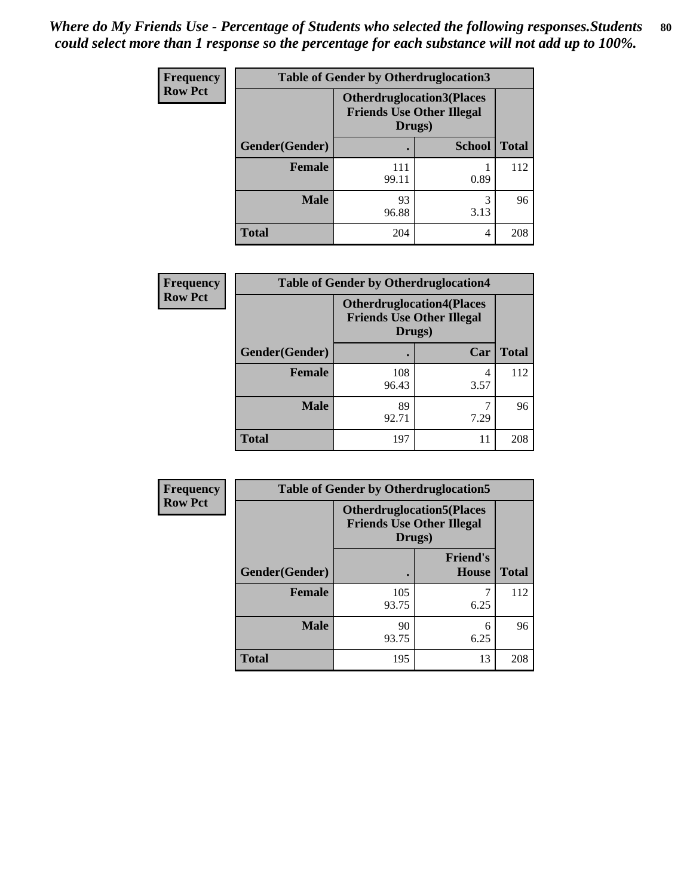*Where do My Friends Use - Percentage of Students who selected the following responses.Students could select more than 1 response so the percentage for each substance will not add up to 100%.*

**Frequency**
**Row Pct**

| Table of Gender by Otherdruglocation3 | | | |
|---|---|---|---|
| | Otherdruglocation3(Places Friends Use Other Illegal Drugs) | | |
| Gender(Gender) | . | School | Total |
| Female | 111<br>99.11 | 1<br>0.89 | 112 |
| Male | 93<br>96.88 | 3<br>3.13 | 96 |
| Total | 204 | 4 | 208 |

**Frequency**
**Row Pct**

| Table of Gender by Otherdruglocation4 | | | |
|---|---|---|---|
| | Otherdruglocation4(Places Friends Use Other Illegal Drugs) | | |
| Gender(Gender) | . | Car | Total |
| Female | 108<br>96.43 | 4<br>3.57 | 112 |
| Male | 89<br>92.71 | 7<br>7.29 | 96 |
| Total | 197 | 11 | 208 |

**Frequency**
**Row Pct**

| Table of Gender by Otherdruglocation5 | | | |
|---|---|---|---|
| | Otherdruglocation5(Places Friends Use Other Illegal Drugs) | | |
| Gender(Gender) | . | Friend's House | Total |
| Female | 105<br>93.75 | 7<br>6.25 | 112 |
| Male | 90<br>93.75 | 6<br>6.25 | 96 |
| Total | 195 | 13 | 208 |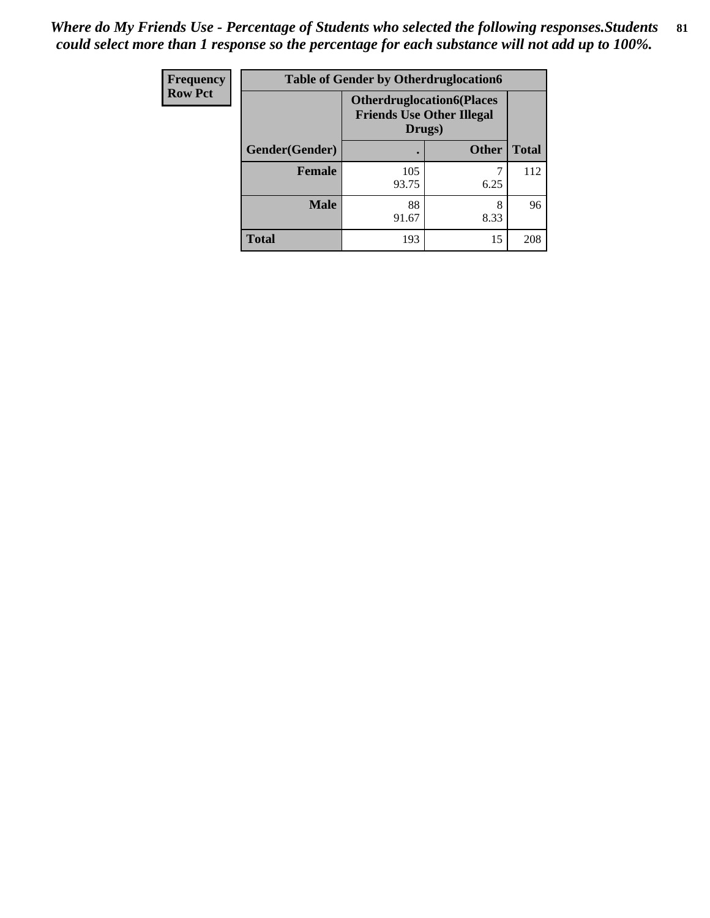*Where do My Friends Use - Percentage of Students who selected the following responses.Students could select more than 1 response so the percentage for each substance will not add up to 100%.*

| Frequency Row Pct | Table of Gender by Otherdruglocation6 | | |
|---|---|---|---|
| | **Otherdruglocation6(Places Friends Use Other Illegal Drugs)** | | |
| **Gender(Gender)** | **.** | **Other** | **Total** |
| **Female** | 105 93.75 | 7 6.25 | 112 |
| **Male** | 88 91.67 | 8 8.33 | 96 |
| **Total** | 193 | 15 | 208 |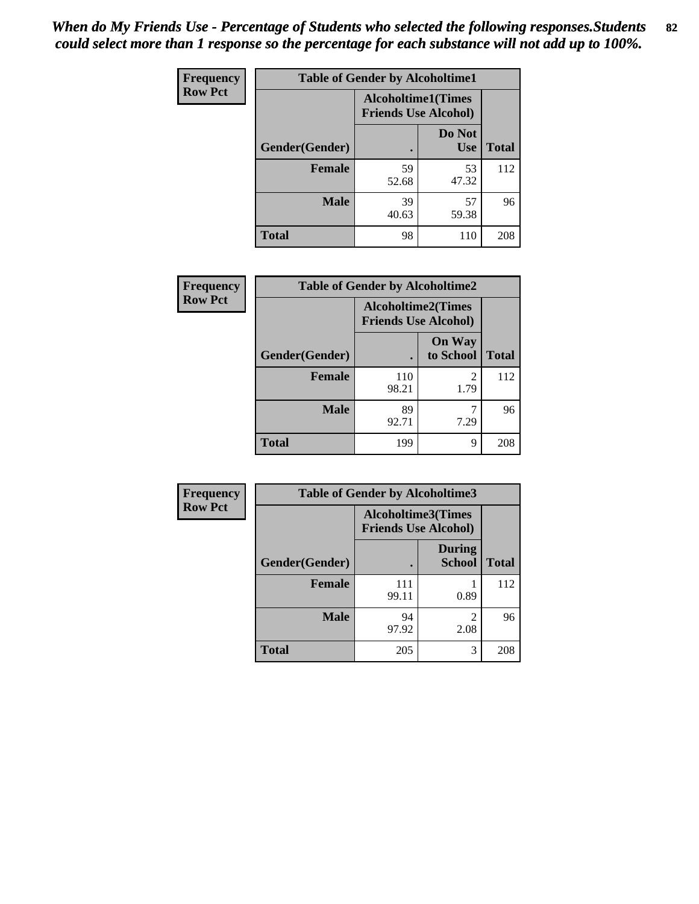*When do My Friends Use - Percentage of Students who selected the following responses.Students could select more than 1 response so the percentage for each substance will not add up to 100%.*

**Frequency**
**Row Pct**

| Table of Gender by Alcoholtime1 | | | |
|---|---|---|---|
| | Alcoholtime1(Times Friends Use Alcohol) | | |
| Gender(Gender) | . | Do Not Use | Total |
| **Female** | 59<br>52.68 | 53<br>47.32 | 112 |
| **Male** | 39<br>40.63 | 57<br>59.38 | 96 |
| **Total** | 98 | 110 | 208 |

**Frequency**
**Row Pct**

| Table of Gender by Alcoholtime2 | | | |
|---|---|---|---|
| | Alcoholtime2(Times Friends Use Alcohol) | | |
| Gender(Gender) | . | On Way to School | Total |
| **Female** | 110<br>98.21 | 2<br>1.79 | 112 |
| **Male** | 89<br>92.71 | 7<br>7.29 | 96 |
| **Total** | 199 | 9 | 208 |

**Frequency**
**Row Pct**

| Table of Gender by Alcoholtime3 | | | |
|---|---|---|---|
| | Alcoholtime3(Times Friends Use Alcohol) | | |
| Gender(Gender) | . | During School | Total |
| **Female** | 111<br>99.11 | 1<br>0.89 | 112 |
| **Male** | 94<br>97.92 | 2<br>2.08 | 96 |
| **Total** | 205 | 3 | 208 |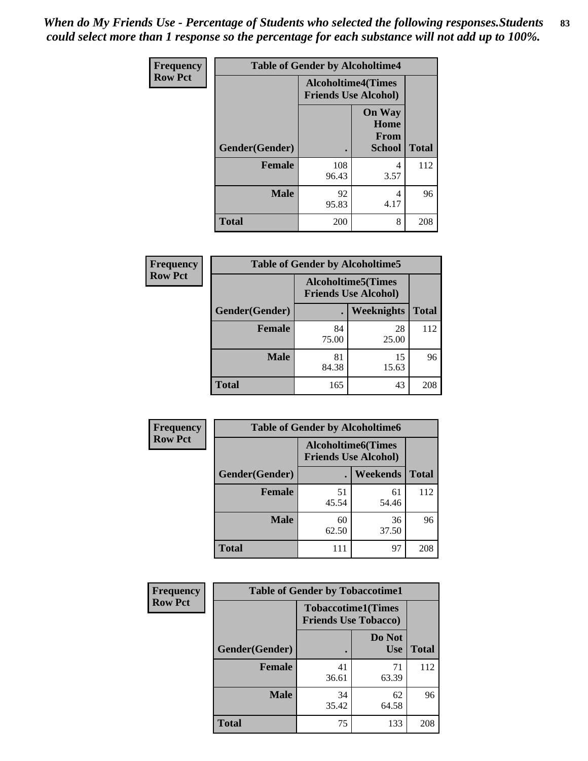*When do My Friends Use - Percentage of Students who selected the following responses.Students could select more than 1 response so the percentage for each substance will not add up to 100%.*

**Frequency Row Pct**

| Table of Gender by Alcoholtime4 | | | |
|---|---|---|---|
| | Alcoholtime4(Times Friends Use Alcohol) | | |
| Gender(Gender) | . | On Way Home From School | Total |
| **Female** | 108<br>96.43 | 4<br>3.57 | 112 |
| **Male** | 92<br>95.83 | 4<br>4.17 | 96 |
| **Total** | 200 | 8 | 208 |

**Frequency Row Pct**

| Table of Gender by Alcoholtime5 | | | |
|---|---|---|---|
| | Alcoholtime5(Times Friends Use Alcohol) | | |
| Gender(Gender) | . | Weeknights | Total |
| **Female** | 84<br>75.00 | 28<br>25.00 | 112 |
| **Male** | 81<br>84.38 | 15<br>15.63 | 96 |
| **Total** | 165 | 43 | 208 |

**Frequency Row Pct**

| Table of Gender by Alcoholtime6 | | | |
|---|---|---|---|
| | Alcoholtime6(Times Friends Use Alcohol) | | |
| Gender(Gender) | . | Weekends | Total |
| **Female** | 51<br>45.54 | 61<br>54.46 | 112 |
| **Male** | 60<br>62.50 | 36<br>37.50 | 96 |
| **Total** | 111 | 97 | 208 |

**Frequency Row Pct**

| Table of Gender by Tobaccotime1 | | | |
|---|---|---|---|
| | Tobaccotime1(Times Friends Use Tobacco) | | |
| Gender(Gender) | . | Do Not Use | Total |
| **Female** | 41<br>36.61 | 71<br>63.39 | 112 |
| **Male** | 34<br>35.42 | 62<br>64.58 | 96 |
| **Total** | 75 | 133 | 208 |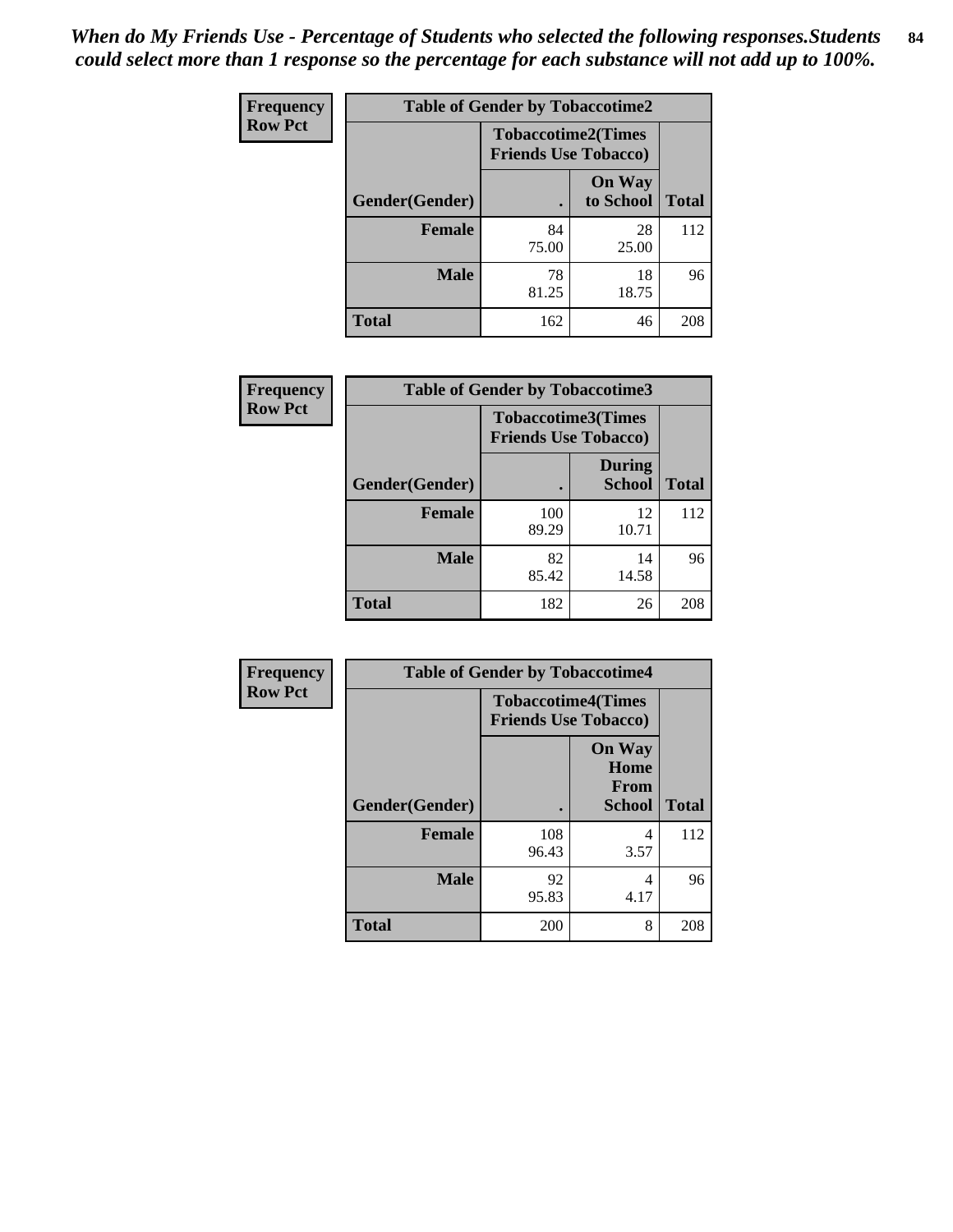*When do My Friends Use - Percentage of Students who selected the following responses.Students could select more than 1 response so the percentage for each substance will not add up to 100%.*

**Frequency**
**Row Pct**

| Table of Gender by Tobaccotime2 | | | |
|---|---|---|---|
| | Tobaccotime2(Times Friends Use Tobacco) | | |
| Gender(Gender) | . | On Way to School | Total |
| **Female** | 84<br>75.00 | 28<br>25.00 | 112 |
| **Male** | 78<br>81.25 | 18<br>18.75 | 96 |
| **Total** | 162 | 46 | 208 |

**Frequency**
**Row Pct**

| Table of Gender by Tobaccotime3 | | | |
|---|---|---|---|
| | Tobaccotime3(Times Friends Use Tobacco) | | |
| Gender(Gender) | . | During School | Total |
| **Female** | 100<br>89.29 | 12<br>10.71 | 112 |
| **Male** | 82<br>85.42 | 14<br>14.58 | 96 |
| **Total** | 182 | 26 | 208 |

**Frequency**
**Row Pct**

| Table of Gender by Tobaccotime4 | | | |
|---|---|---|---|
| | Tobaccotime4(Times Friends Use Tobacco) | | |
| Gender(Gender) | . | On Way Home From School | Total |
| **Female** | 108<br>96.43 | 4<br>3.57 | 112 |
| **Male** | 92<br>95.83 | 4<br>4.17 | 96 |
| **Total** | 200 | 8 | 208 |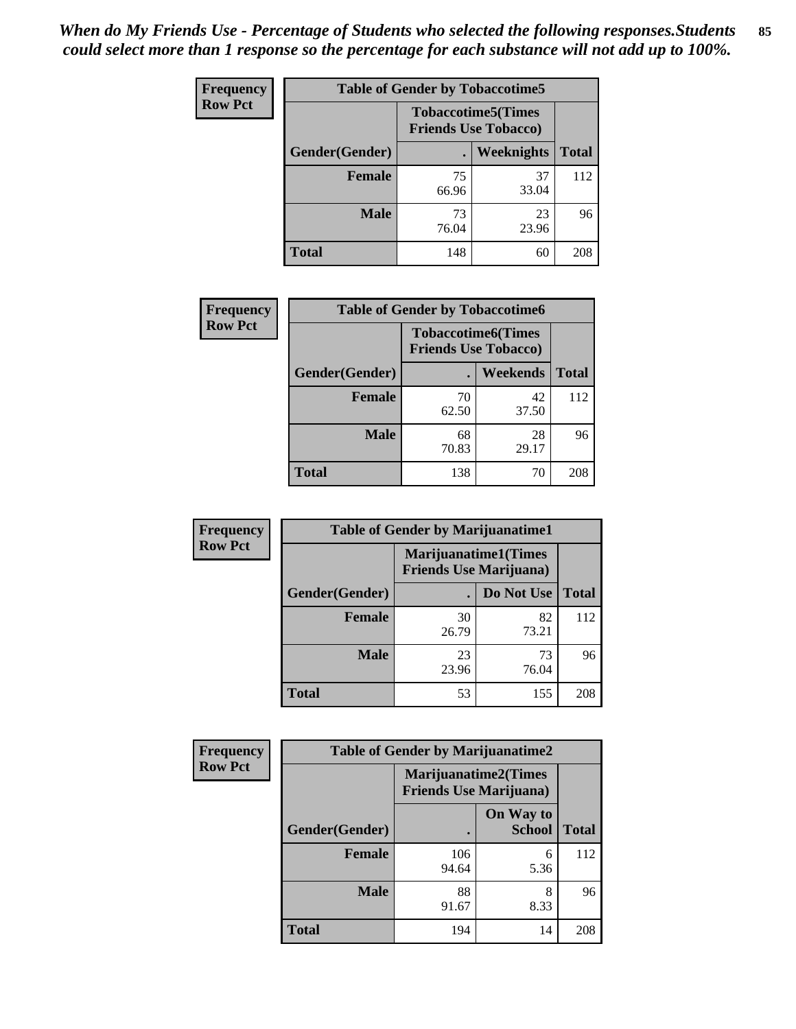*When do My Friends Use - Percentage of Students who selected the following responses.Students could select more than 1 response so the percentage for each substance will not add up to 100%.*

**Frequency**
**Row Pct**

| Table of Gender by Tobaccotime5 | | | |
|---|---|---|---|
| | Tobaccotime5(Times Friends Use Tobacco) | | |
| Gender(Gender) | . | Weeknights | Total |
| Female | 75<br>66.96 | 37<br>33.04 | 112 |
| Male | 73<br>76.04 | 23<br>23.96 | 96 |
| Total | 148 | 60 | 208 |

**Frequency**
**Row Pct**

| Table of Gender by Tobaccotime6 | | | |
|---|---|---|---|
| | Tobaccotime6(Times Friends Use Tobacco) | | |
| Gender(Gender) | . | Weekends | Total |
| Female | 70<br>62.50 | 42<br>37.50 | 112 |
| Male | 68<br>70.83 | 28<br>29.17 | 96 |
| Total | 138 | 70 | 208 |

**Frequency**
**Row Pct**

| Table of Gender by Marijuanatime1 | | | |
|---|---|---|---|
| | Marijuanatime1(Times Friends Use Marijuana) | | |
| Gender(Gender) | . | Do Not Use | Total |
| Female | 30<br>26.79 | 82<br>73.21 | 112 |
| Male | 23<br>23.96 | 73<br>76.04 | 96 |
| Total | 53 | 155 | 208 |

**Frequency**
**Row Pct**

| Table of Gender by Marijuanatime2 | | | |
|---|---|---|---|
| | Marijuanatime2(Times Friends Use Marijuana) | | |
| Gender(Gender) | . | On Way to School | Total |
| Female | 106<br>94.64 | 6<br>5.36 | 112 |
| Male | 88<br>91.67 | 8<br>8.33 | 96 |
| Total | 194 | 14 | 208 |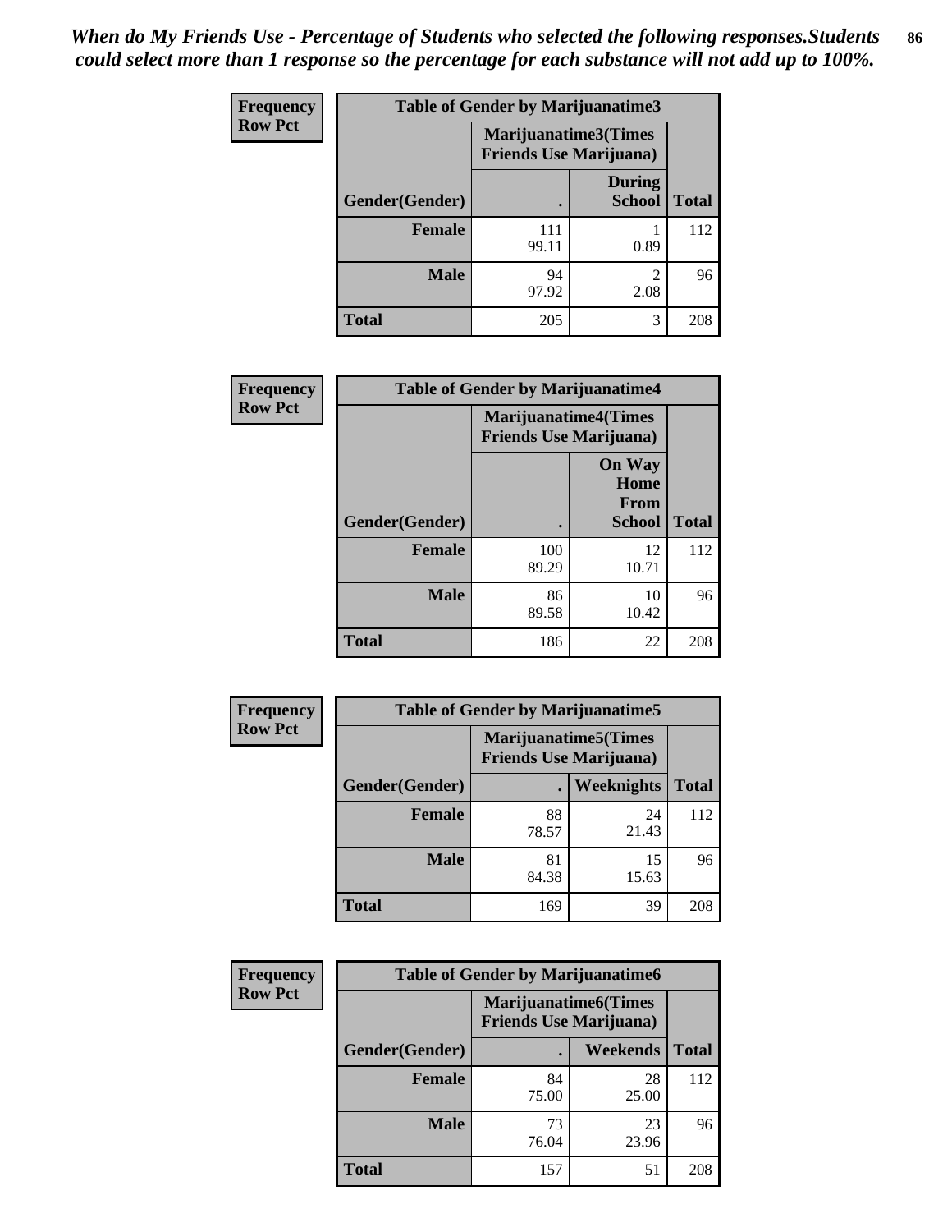*When do My Friends Use - Percentage of Students who selected the following responses.Students could select more than 1 response so the percentage for each substance will not add up to 100%.*

**Frequency Row Pct**

| Table of Gender by Marijuanatime3 | | | |
|---|---|---|---|
| | Marijuanatime3(Times Friends Use Marijuana) | | |
| Gender(Gender) | . | During School | Total |
| Female | 111<br>99.11 | 1<br>0.89 | 112 |
| Male | 94<br>97.92 | 2<br>2.08 | 96 |
| Total | 205 | 3 | 208 |

**Frequency Row Pct**

| Table of Gender by Marijuanatime4 | | | |
|---|---|---|---|
| | Marijuanatime4(Times Friends Use Marijuana) | | |
| Gender(Gender) | . | On Way Home From School | Total |
| Female | 100<br>89.29 | 12<br>10.71 | 112 |
| Male | 86<br>89.58 | 10<br>10.42 | 96 |
| Total | 186 | 22 | 208 |

**Frequency Row Pct**

| Table of Gender by Marijuanatime5 | | | |
|---|---|---|---|
| | Marijuanatime5(Times Friends Use Marijuana) | | |
| Gender(Gender) | . | Weeknights | Total |
| Female | 88<br>78.57 | 24<br>21.43 | 112 |
| Male | 81<br>84.38 | 15<br>15.63 | 96 |
| Total | 169 | 39 | 208 |

**Frequency Row Pct**

| Table of Gender by Marijuanatime6 | | | |
|---|---|---|---|
| | Marijuanatime6(Times Friends Use Marijuana) | | |
| Gender(Gender) | . | Weekends | Total |
| Female | 84<br>75.00 | 28<br>25.00 | 112 |
| Male | 73<br>76.04 | 23<br>23.96 | 96 |
| Total | 157 | 51 | 208 |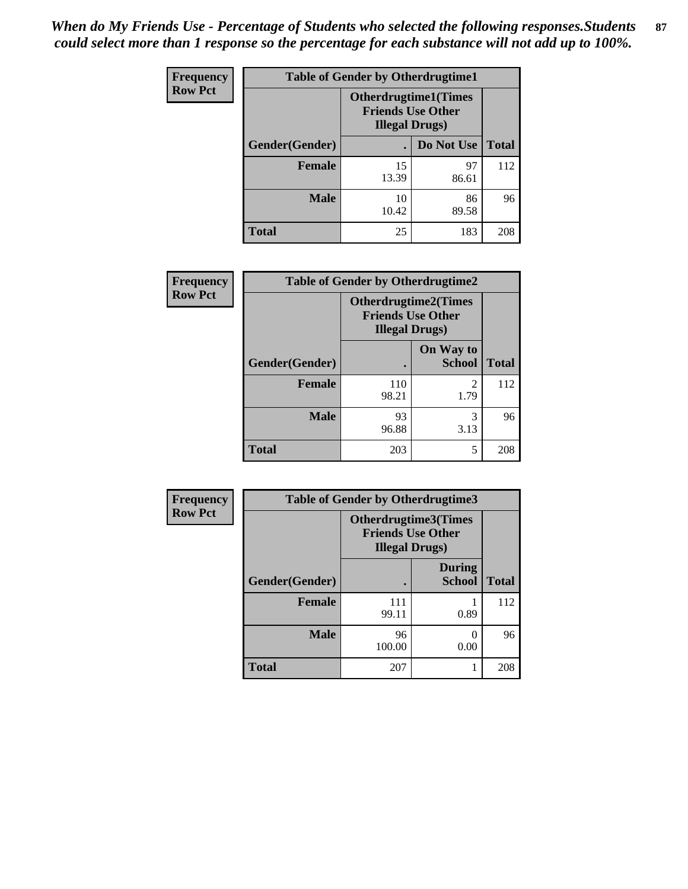*When do My Friends Use - Percentage of Students who selected the following responses.Students could select more than 1 response so the percentage for each substance will not add up to 100%.*

**Frequency**
**Row Pct**

| Table of Gender by Otherdrugtime1 | | | |
|---|---|---|---|
| | Otherdrugtime1(Times Friends Use Other Illegal Drugs) | | |
| Gender(Gender) | . | Do Not Use | Total |
| Female | 15<br>13.39 | 97<br>86.61 | 112 |
| Male | 10<br>10.42 | 86<br>89.58 | 96 |
| Total | 25 | 183 | 208 |

**Frequency**
**Row Pct**

| Table of Gender by Otherdrugtime2 | | | |
|---|---|---|---|
| | Otherdrugtime2(Times Friends Use Other Illegal Drugs) | | |
| Gender(Gender) | . | On Way to School | Total |
| Female | 110<br>98.21 | 2<br>1.79 | 112 |
| Male | 93<br>96.88 | 3<br>3.13 | 96 |
| Total | 203 | 5 | 208 |

**Frequency**
**Row Pct**

| Table of Gender by Otherdrugtime3 | | | |
|---|---|---|---|
| | Otherdrugtime3(Times Friends Use Other Illegal Drugs) | | |
| Gender(Gender) | . | During School | Total |
| Female | 111<br>99.11 | 1<br>0.89 | 112 |
| Male | 96<br>100.00 | 0<br>0.00 | 96 |
| Total | 207 | 1 | 208 |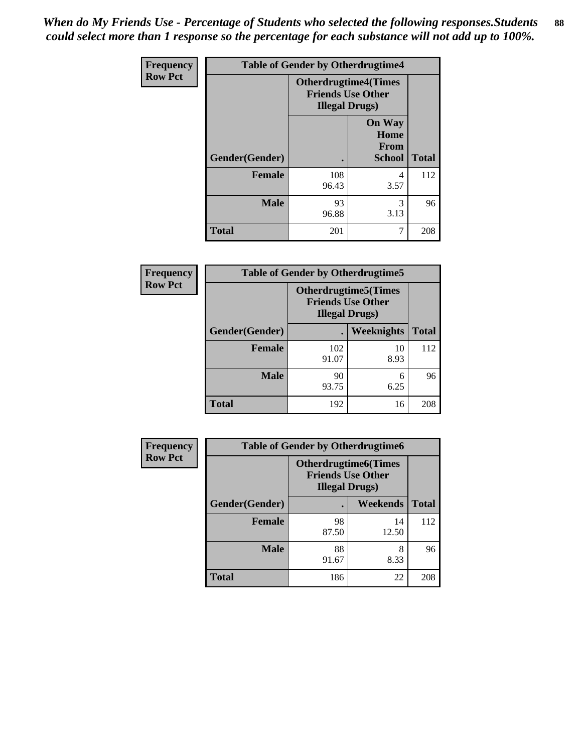*When do My Friends Use - Percentage of Students who selected the following responses.Students could select more than 1 response so the percentage for each substance will not add up to 100%.*

| Frequency Row Pct | Table of Gender by Otherdrugtime4 | | |
|---|---|---|---|
| | Otherdrugtime4(Times Friends Use Other Illegal Drugs) | | |
| Gender(Gender) | . | On Way Home From School | Total |
| Female | 108<br>96.43 | 4<br>3.57 | 112 |
| Male | 93<br>96.88 | 3<br>3.13 | 96 |
| Total | 201 | 7 | 208 |

| Frequency Row Pct | Table of Gender by Otherdrugtime5 | | |
|---|---|---|---|
| | Otherdrugtime5(Times Friends Use Other Illegal Drugs) | | |
| Gender(Gender) | . | Weeknights | Total |
| Female | 102<br>91.07 | 10<br>8.93 | 112 |
| Male | 90<br>93.75 | 6<br>6.25 | 96 |
| Total | 192 | 16 | 208 |

| Frequency Row Pct | Table of Gender by Otherdrugtime6 | | |
|---|---|---|---|
| | Otherdrugtime6(Times Friends Use Other Illegal Drugs) | | |
| Gender(Gender) | . | Weekends | Total |
| Female | 98<br>87.50 | 14<br>12.50 | 112 |
| Male | 88<br>91.67 | 8<br>8.33 | 96 |
| Total | 186 | 22 | 208 |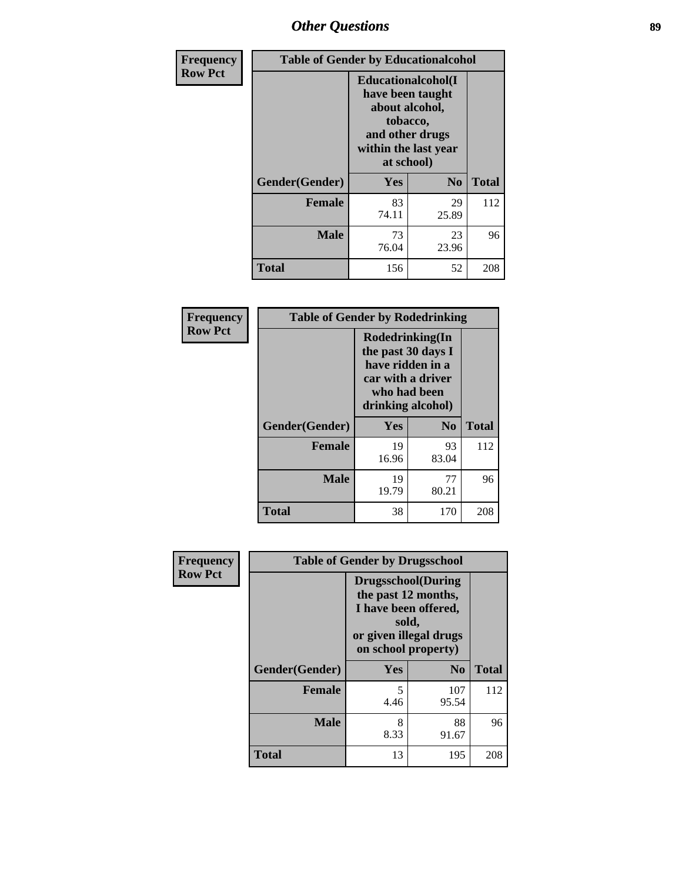# Other Questions

**Frequency**
**Row Pct**

| Table of Gender by Educationalcohol | | | |
|---|---|---|---|
| | Educationalcohol(I have been taught about alcohol, tobacco, and other drugs within the last year at school) | | |
| Gender(Gender) | Yes | No | Total |
| Female | 83<br>74.11 | 29<br>25.89 | 112 |
| Male | 73<br>76.04 | 23<br>23.96 | 96 |
| Total | 156 | 52 | 208 |

**Frequency**
**Row Pct**

| Table of Gender by Rodedrinking | | | |
|---|---|---|---|
| | Rodedrinking(In the past 30 days I have ridden in a car with a driver who had been drinking alcohol) | | |
| Gender(Gender) | Yes | No | Total |
| Female | 19<br>16.96 | 93<br>83.04 | 112 |
| Male | 19<br>19.79 | 77<br>80.21 | 96 |
| Total | 38 | 170 | 208 |

**Frequency**
**Row Pct**

| Table of Gender by Drugsschool | | | |
|---|---|---|---|
| | Drugsschool(During the past 12 months, I have been offered, sold, or given illegal drugs on school property) | | |
| Gender(Gender) | Yes | No | Total |
| Female | 5<br>4.46 | 107<br>95.54 | 112 |
| Male | 8<br>8.33 | 88<br>91.67 | 96 |
| Total | 13 | 195 | 208 |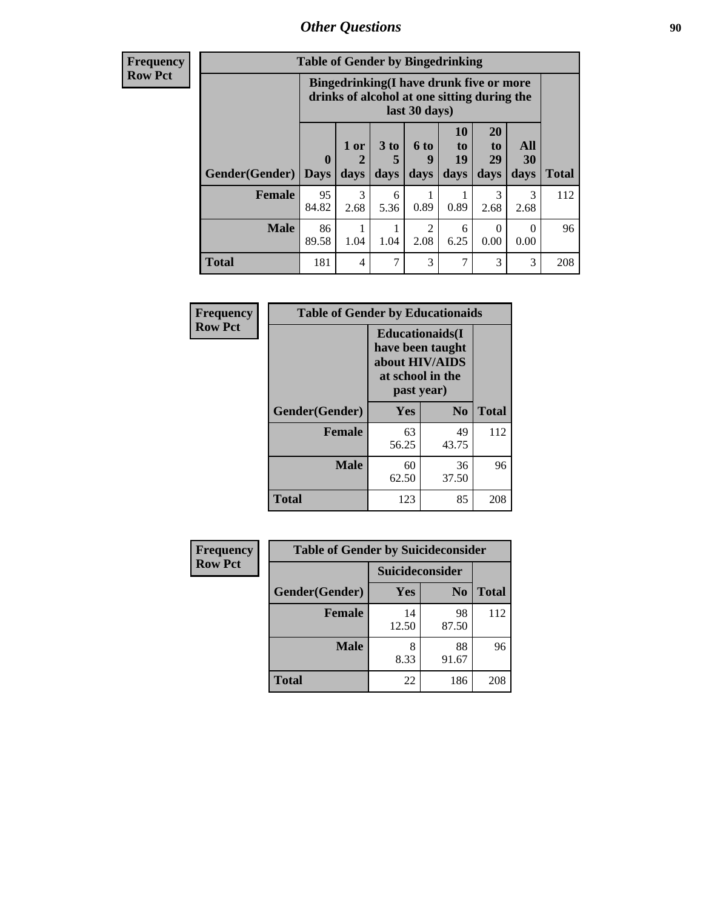# Other Questions

| Frequency<br>Row Pct | Table of Gender by Bingedrinking | | | | | | | |
|---|---|---|---|---|---|---|---|---|
| | Bingedrinking(I have drunk five or more drinks of alcohol at one sitting during the last 30 days) | | | | | | | |
| Gender(Gender) | 0 Days | 1 or 2 days | 3 to 5 days | 6 to 9 days | 10 to 19 days | 20 to 29 days | All 30 days | Total |
| **Female** | 95<br>84.82 | 3<br>2.68 | 6<br>5.36 | 1<br>0.89 | 1<br>0.89 | 3<br>2.68 | 3<br>2.68 | 112 |
| **Male** | 86<br>89.58 | 1<br>1.04 | 1<br>1.04 | 2<br>2.08 | 6<br>6.25 | 0<br>0.00 | 0<br>0.00 | 96 |
| **Total** | 181 | 4 | 7 | 3 | 7 | 3 | 3 | 208 |

| Frequency<br>Row Pct | Table of Gender by Educationaids | | |
|---|---|---|---|
| | Educationaids(I have been taught about HIV/AIDS at school in the past year) | | |
| Gender(Gender) | Yes | No | Total |
| **Female** | 63<br>56.25 | 49<br>43.75 | 112 |
| **Male** | 60<br>62.50 | 36<br>37.50 | 96 |
| **Total** | 123 | 85 | 208 |

| Frequency<br>Row Pct | Table of Gender by Suicideconsider | | |
|---|---|---|---|
| | Suicideconsider | | |
| Gender(Gender) | Yes | No | Total |
| **Female** | 14<br>12.50 | 98<br>87.50 | 112 |
| **Male** | 8<br>8.33 | 88<br>91.67 | 96 |
| **Total** | 22 | 186 | 208 |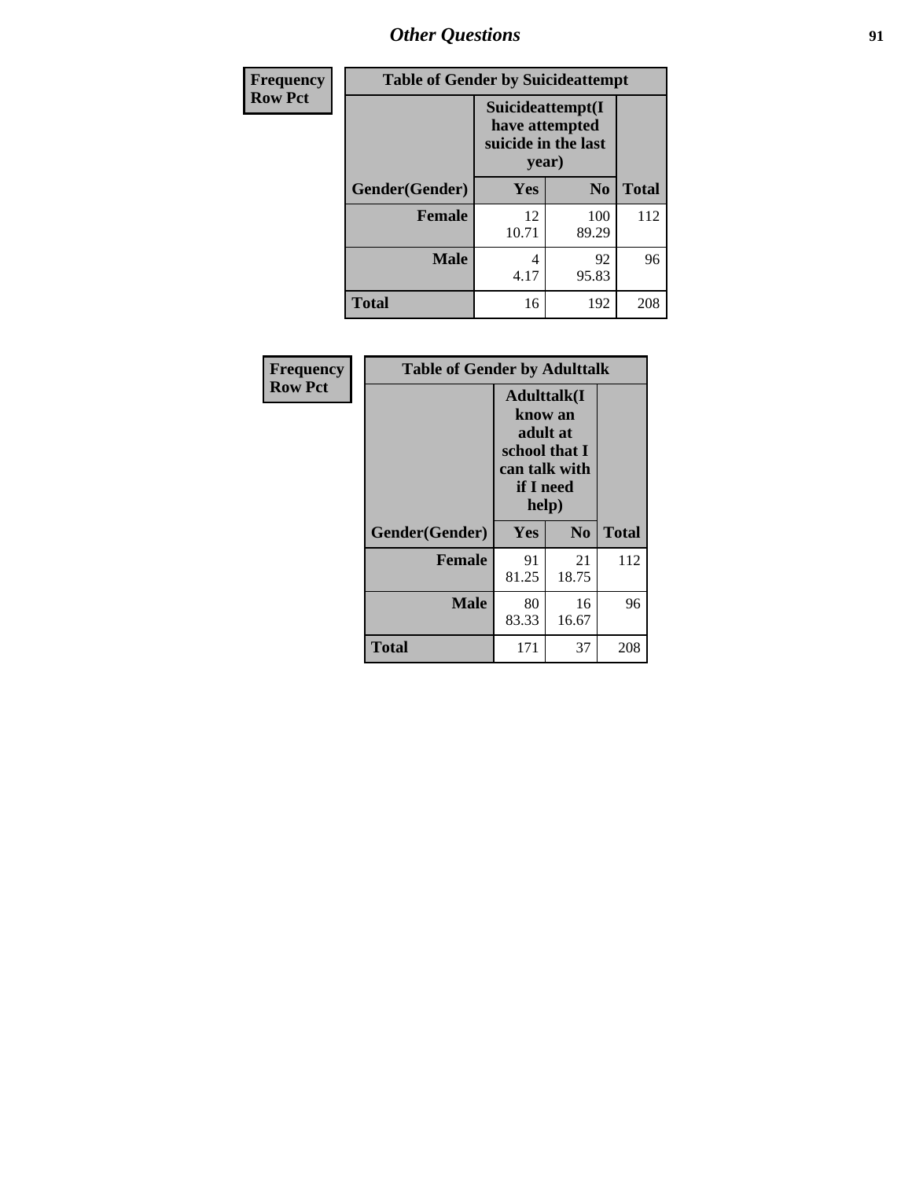## Other Questions

| Frequency Row Pct | Table of Gender by Suicideattempt | | |
|---|---|---|---|
| | Suicideattempt(I have attempted suicide in the last year) | | |
| Gender(Gender) | Yes | No | Total |
| Female | 12<br>10.71 | 100<br>89.29 | 112 |
| Male | 4<br>4.17 | 92<br>95.83 | 96 |
| Total | 16 | 192 | 208 |

| Frequency Row Pct | Table of Gender by Adulttalk | | |
|---|---|---|---|
| | Adulttalk(I know an adult at school that I can talk with if I need help) | | |
| Gender(Gender) | Yes | No | Total |
| Female | 91<br>81.25 | 21<br>18.75 | 112 |
| Male | 80<br>83.33 | 16<br>16.67 | 96 |
| Total | 171 | 37 | 208 |